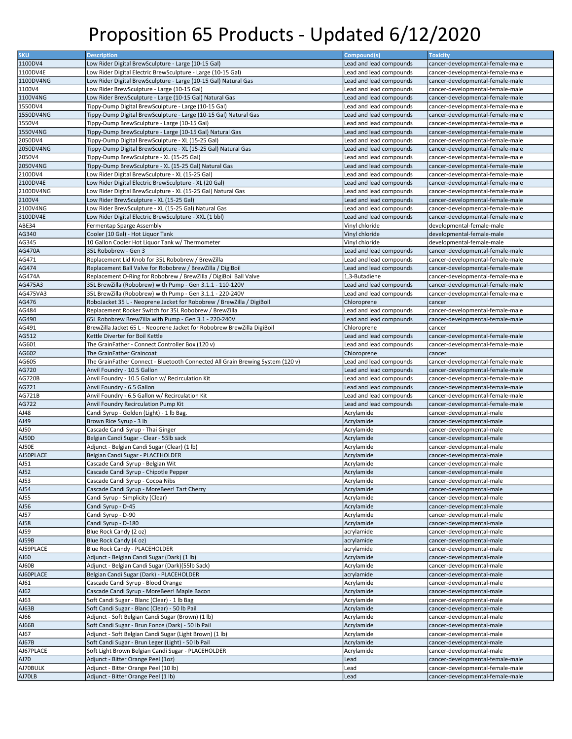# Proposition 65 Products - Updated 6/12/2020

| SKU | Description | Compound(s) | Toxicity |
|---|---|---|---|
| 1100DV4 | Low Rider Digital BrewSculpture - Large (10-15 Gal) | Lead and lead compounds | cancer-developmental-female-male |
| 1100DV4E | Low Rider Digital Electric BrewSculpture - Large (10-15 Gal) | Lead and lead compounds | cancer-developmental-female-male |
| 1100DV4NG | Low Rider Digital BrewSculpture - Large (10-15 Gal) Natural Gas | Lead and lead compounds | cancer-developmental-female-male |
| 1100V4 | Low Rider BrewSculpture - Large (10-15 Gal) | Lead and lead compounds | cancer-developmental-female-male |
| 1100V4NG | Low Rider BrewSculpture - Large (10-15 Gal) Natural Gas | Lead and lead compounds | cancer-developmental-female-male |
| 1550DV4 | Tippy-Dump Digital BrewSculpture - Large (10-15 Gal) | Lead and lead compounds | cancer-developmental-female-male |
| 1550DV4NG | Tippy-Dump Digital BrewSculpture - Large (10-15 Gal) Natural Gas | Lead and lead compounds | cancer-developmental-female-male |
| 1550V4 | Tippy-Dump BrewSculpture - Large (10-15 Gal) | Lead and lead compounds | cancer-developmental-female-male |
| 1550V4NG | Tippy-Dump BrewSculpture - Large (10-15 Gal) Natural Gas | Lead and lead compounds | cancer-developmental-female-male |
| 2050DV4 | Tippy-Dump Digital BrewSculpture - XL (15-25 Gal) | Lead and lead compounds | cancer-developmental-female-male |
| 2050DV4NG | Tippy-Dump Digital BrewSculpture - XL (15-25 Gal) Natural Gas | Lead and lead compounds | cancer-developmental-female-male |
| 2050V4 | Tippy-Dump BrewSculpture - XL (15-25 Gal) | Lead and lead compounds | cancer-developmental-female-male |
| 2050V4NG | Tippy-Dump BrewSculpture - XL (15-25 Gal) Natural Gas | Lead and lead compounds | cancer-developmental-female-male |
| 2100DV4 | Low Rider Digital BrewSculpture - XL (15-25 Gal) | Lead and lead compounds | cancer-developmental-female-male |
| 2100DV4E | Low Rider Digital Electric BrewSculpture - XL (20 Gal) | Lead and lead compounds | cancer-developmental-female-male |
| 2100DV4NG | Low Rider Digital BrewSculpture - XL (15-25 Gal) Natural Gas | Lead and lead compounds | cancer-developmental-female-male |
| 2100V4 | Low Rider BrewSculpture - XL (15-25 Gal) | Lead and lead compounds | cancer-developmental-female-male |
| 2100V4NG | Low Rider BrewSculpture - XL (15-25 Gal) Natural Gas | Lead and lead compounds | cancer-developmental-female-male |
| 3100DV4E | Low Rider Digital Electric BrewSculpture - XXL (1 bbl) | Lead and lead compounds | cancer-developmental-female-male |
| ABE34 | Fermentap Sparge Assembly | Vinyl chloride | developmental-female-male |
| AG340 | Cooler (10 Gal) - Hot Liquor Tank | Vinyl chloride | developmental-female-male |
| AG345 | 10 Gallon Cooler Hot Liquor Tank w/ Thermometer | Vinyl chloride | developmental-female-male |
| AG470A | 35L Robobrew - Gen 3 | Lead and lead compounds | cancer-developmental-female-male |
| AG471 | Replacement Lid Knob for 35L Robobrew / BrewZilla | Lead and lead compounds | cancer-developmental-female-male |
| AG474 | Replacement Ball Valve for Robobrew / BrewZilla / DigiBoil | Lead and lead compounds | cancer-developmental-female-male |
| AG474A | Replacement O-Ring for Robobrew / BrewZilla / DigiBoil Ball Valve | 1,3-Butadiene | cancer-developmental-female-male |
| AG475A3 | 35L BrewZilla (Robobrew) with Pump - Gen 3.1.1 - 110-120V | Lead and lead compounds | cancer-developmental-female-male |
| AG475VA3 | 35L BrewZilla (Robobrew) with Pump - Gen 3.1.1 - 220-240V | Lead and lead compounds | cancer-developmental-female-male |
| AG476 | RoboJacket 35 L - Neoprene Jacket for Robobrew / BrewZilla / DigiBoil | Chloroprene | cancer |
| AG484 | Replacement Rocker Switch for 35L Robobrew / BrewZilla | Lead and lead compounds | cancer-developmental-female-male |
| AG490 | 65L Robobrew BrewZilla with Pump - Gen 3.1 - 220-240V | Lead and lead compounds | cancer-developmental-female-male |
| AG491 | BrewZilla Jacket 65 L - Neoprene Jacket for Robobrew BrewZilla DigiBoil | Chloroprene | cancer |
| AG512 | Kettle Diverter for Boil Kettle | Lead and lead compounds | cancer-developmental-female-male |
| AG601 | The GrainFather - Connect Controller Box (120 v) | Lead and lead compounds | cancer-developmental-female-male |
| AG602 | The GrainFather Graincoat | Chloroprene | cancer |
| AG605 | The GrainFather Connect - Bluetooth Connected All Grain Brewing System (120 v) | Lead and lead compounds | cancer-developmental-female-male |
| AG720 | Anvil Foundry - 10.5 Gallon | Lead and lead compounds | cancer-developmental-female-male |
| AG720B | Anvil Foundry - 10.5 Gallon w/ Recirculation Kit | Lead and lead compounds | cancer-developmental-female-male |
| AG721 | Anvil Foundry - 6.5 Gallon | Lead and lead compounds | cancer-developmental-female-male |
| AG721B | Anvil Foundry - 6.5 Gallon w/ Recirculation Kit | Lead and lead compounds | cancer-developmental-female-male |
| AG722 | Anvil Foundry Recirculation Pump Kit | Lead and lead compounds | cancer-developmental-female-male |
| AJ48 | Candi Syrup - Golden (Light) - 1 lb Bag. | Acrylamide | cancer-developmental-male |
| AJ49 | Brown Rice Syrup - 3 lb | Acrylamide | cancer-developmental-male |
| AJ50 | Cascade Candi Syrup - Thai Ginger | Acrylamide | cancer-developmental-male |
| AJ50D | Belgian Candi Sugar - Clear - 55lb sack | Acrylamide | cancer-developmental-male |
| AJ50E | Adjunct - Belgian Candi Sugar (Clear) (1 lb) | Acrylamide | cancer-developmental-male |
| AJ50PLACE | Belgian Candi Sugar - PLACEHOLDER | Acrylamide | cancer-developmental-male |
| AJ51 | Cascade Candi Syrup - Belgian Wit | Acrylamide | cancer-developmental-male |
| AJ52 | Cascade Candi Syrup - Chipotle Pepper | Acrylamide | cancer-developmental-male |
| AJ53 | Cascade Candi Syrup - Cocoa Nibs | Acrylamide | cancer-developmental-male |
| AJ54 | Cascade Candi Syrup - MoreBeer! Tart Cherry | Acrylamide | cancer-developmental-male |
| AJ55 | Candi Syrup - Simplicity (Clear) | Acrylamide | cancer-developmental-male |
| AJ56 | Candi Syrup - D-45 | Acrylamide | cancer-developmental-male |
| AJ57 | Candi Syrup - D-90 | Acrylamide | cancer-developmental-male |
| AJ58 | Candi Syrup - D-180 | Acrylamide | cancer-developmental-male |
| AJ59 | Blue Rock Candy (2 oz) | acrylamide | cancer-developmental-male |
| AJ59B | Blue Rock Candy (4 oz) | acrylamide | cancer-developmental-male |
| AJ59PLACE | Blue Rock Candy - PLACEHOLDER | acrylamide | cancer-developmental-male |
| AJ60 | Adjunct - Belgian Candi Sugar (Dark) (1 lb) | Acrylamide | cancer-developmental-male |
| AJ60B | Adjunct - Belgian Candi Sugar (Dark)(55lb Sack) | Acrylamide | cancer-developmental-male |
| AJ60PLACE | Belgian Candi Sugar (Dark) - PLACEHOLDER | acrylamide | cancer-developmental-male |
| AJ61 | Cascade Candi Syrup - Blood Orange | Acrylamide | cancer-developmental-male |
| AJ62 | Cascade Candi Syrup - MoreBeer! Maple Bacon | Acrylamide | cancer-developmental-male |
| AJ63 | Soft Candi Sugar - Blanc (Clear) - 1 lb Bag | Acrylamide | cancer-developmental-male |
| AJ63B | Soft Candi Sugar - Blanc (Clear) - 50 lb Pail | Acrylamide | cancer-developmental-male |
| AJ66 | Adjunct - Soft Belgian Candi Sugar (Brown) (1 lb) | Acrylamide | cancer-developmental-male |
| AJ66B | Soft Candi Sugar - Brun Fonce (Dark) - 50 lb Pail | Acrylamide | cancer-developmental-male |
| AJ67 | Adjunct - Soft Belgian Candi Sugar (Light Brown) (1 lb) | Acrylamide | cancer-developmental-male |
| AJ67B | Soft Candi Sugar - Brun Leger (Light) - 50 lb Pail | Acrylamide | cancer-developmental-male |
| AJ67PLACE | Soft Light Brown Belgian Candi Sugar - PLACEHOLDER | Acrylamide | cancer-developmental-male |
| AJ70 | Adjunct - Bitter Orange Peel (1oz) | Lead | cancer-developmental-female-male |
| AJ70BULK | Adjunct - Bitter Orange Peel (10 lb) | Lead | cancer-developmental-female-male |
| AJ70LB | Adjunct - Bitter Orange Peel (1 lb) | Lead | cancer-developmental-female-male |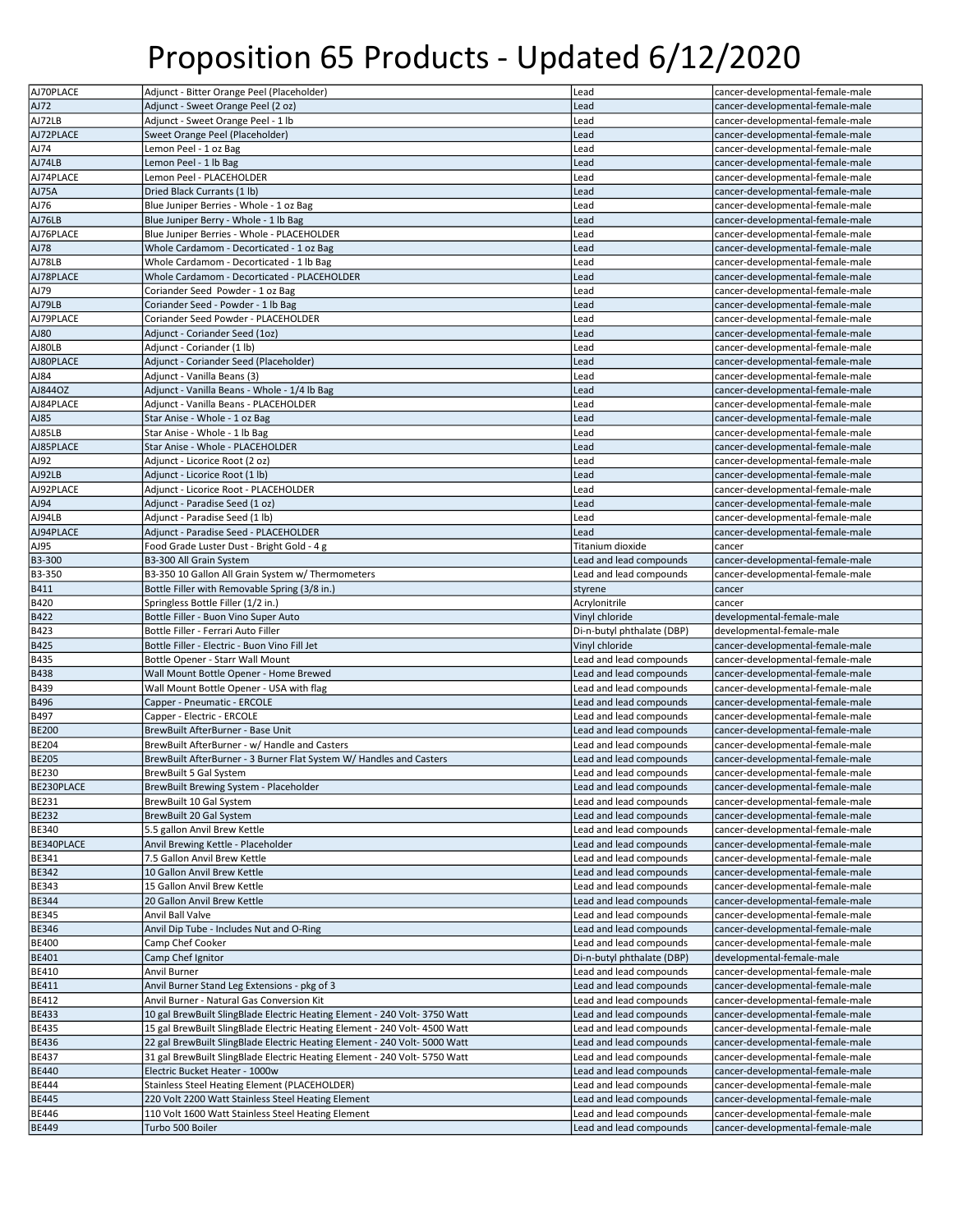# Proposition 65 Products - Updated 6/12/2020

| | | | |
|---|---|---|---|
| AJ70PLACE | Adjunct - Bitter Orange Peel (Placeholder) | Lead | cancer-developmental-female-male |
| AJ72 | Adjunct - Sweet Orange Peel (2 oz) | Lead | cancer-developmental-female-male |
| AJ72LB | Adjunct - Sweet Orange Peel - 1 lb | Lead | cancer-developmental-female-male |
| AJ72PLACE | Sweet Orange Peel (Placeholder) | Lead | cancer-developmental-female-male |
| AJ74 | Lemon Peel - 1 oz Bag | Lead | cancer-developmental-female-male |
| AJ74LB | Lemon Peel - 1 lb Bag | Lead | cancer-developmental-female-male |
| AJ74PLACE | Lemon Peel - PLACEHOLDER | Lead | cancer-developmental-female-male |
| AJ75A | Dried Black Currants (1 lb) | Lead | cancer-developmental-female-male |
| AJ76 | Blue Juniper Berries - Whole - 1 oz Bag | Lead | cancer-developmental-female-male |
| AJ76LB | Blue Juniper Berry - Whole - 1 lb Bag | Lead | cancer-developmental-female-male |
| AJ76PLACE | Blue Juniper Berries - Whole - PLACEHOLDER | Lead | cancer-developmental-female-male |
| AJ78 | Whole Cardamom - Decorticated - 1 oz Bag | Lead | cancer-developmental-female-male |
| AJ78LB | Whole Cardamom - Decorticated - 1 lb Bag | Lead | cancer-developmental-female-male |
| AJ78PLACE | Whole Cardamom - Decorticated - PLACEHOLDER | Lead | cancer-developmental-female-male |
| AJ79 | Coriander Seed Powder - 1 oz Bag | Lead | cancer-developmental-female-male |
| AJ79LB | Coriander Seed - Powder - 1 lb Bag | Lead | cancer-developmental-female-male |
| AJ79PLACE | Coriander Seed Powder - PLACEHOLDER | Lead | cancer-developmental-female-male |
| AJ80 | Adjunct - Coriander Seed (1oz) | Lead | cancer-developmental-female-male |
| AJ80LB | Adjunct - Coriander (1 lb) | Lead | cancer-developmental-female-male |
| AJ80PLACE | Adjunct - Coriander Seed (Placeholder) | Lead | cancer-developmental-female-male |
| AJ84 | Adjunct - Vanilla Beans (3) | Lead | cancer-developmental-female-male |
| AJ844OZ | Adjunct - Vanilla Beans - Whole - 1/4 lb Bag | Lead | cancer-developmental-female-male |
| AJ84PLACE | Adjunct - Vanilla Beans - PLACEHOLDER | Lead | cancer-developmental-female-male |
| AJ85 | Star Anise - Whole - 1 oz Bag | Lead | cancer-developmental-female-male |
| AJ85LB | Star Anise - Whole - 1 lb Bag | Lead | cancer-developmental-female-male |
| AJ85PLACE | Star Anise - Whole - PLACEHOLDER | Lead | cancer-developmental-female-male |
| AJ92 | Adjunct - Licorice Root (2 oz) | Lead | cancer-developmental-female-male |
| AJ92LB | Adjunct - Licorice Root (1 lb) | Lead | cancer-developmental-female-male |
| AJ92PLACE | Adjunct - Licorice Root - PLACEHOLDER | Lead | cancer-developmental-female-male |
| AJ94 | Adjunct - Paradise Seed (1 oz) | Lead | cancer-developmental-female-male |
| AJ94LB | Adjunct - Paradise Seed (1 lb) | Lead | cancer-developmental-female-male |
| AJ94PLACE | Adjunct - Paradise Seed - PLACEHOLDER | Lead | cancer-developmental-female-male |
| AJ95 | Food Grade Luster Dust - Bright Gold - 4 g | Titanium dioxide | cancer |
| B3-300 | B3-300 All Grain System | Lead and lead compounds | cancer-developmental-female-male |
| B3-350 | B3-350 10 Gallon All Grain System w/ Thermometers | Lead and lead compounds | cancer-developmental-female-male |
| B411 | Bottle Filler with Removable Spring (3/8 in.) | styrene | cancer |
| B420 | Springless Bottle Filler (1/2 in.) | Acrylonitrile | cancer |
| B422 | Bottle Filler - Buon Vino Super Auto | Vinyl chloride | developmental-female-male |
| B423 | Bottle Filler - Ferrari Auto Filler | Di-n-butyl phthalate (DBP) | developmental-female-male |
| B425 | Bottle Filler - Electric - Buon Vino Fill Jet | Vinyl chloride | cancer-developmental-female-male |
| B435 | Bottle Opener - Starr Wall Mount | Lead and lead compounds | cancer-developmental-female-male |
| B438 | Wall Mount Bottle Opener - Home Brewed | Lead and lead compounds | cancer-developmental-female-male |
| B439 | Wall Mount Bottle Opener - USA with flag | Lead and lead compounds | cancer-developmental-female-male |
| B496 | Capper - Pneumatic - ERCOLE | Lead and lead compounds | cancer-developmental-female-male |
| B497 | Capper - Electric - ERCOLE | Lead and lead compounds | cancer-developmental-female-male |
| BE200 | BrewBuilt AfterBurner - Base Unit | Lead and lead compounds | cancer-developmental-female-male |
| BE204 | BrewBuilt AfterBurner - w/ Handle and Casters | Lead and lead compounds | cancer-developmental-female-male |
| BE205 | BrewBuilt AfterBurner - 3 Burner Flat System W/ Handles and Casters | Lead and lead compounds | cancer-developmental-female-male |
| BE230 | BrewBuilt 5 Gal System | Lead and lead compounds | cancer-developmental-female-male |
| BE230PLACE | BrewBuilt Brewing System - Placeholder | Lead and lead compounds | cancer-developmental-female-male |
| BE231 | BrewBuilt 10 Gal System | Lead and lead compounds | cancer-developmental-female-male |
| BE232 | BrewBuilt 20 Gal System | Lead and lead compounds | cancer-developmental-female-male |
| BE340 | 5.5 gallon Anvil Brew Kettle | Lead and lead compounds | cancer-developmental-female-male |
| BE340PLACE | Anvil Brewing Kettle - Placeholder | Lead and lead compounds | cancer-developmental-female-male |
| BE341 | 7.5 Gallon Anvil Brew Kettle | Lead and lead compounds | cancer-developmental-female-male |
| BE342 | 10 Gallon Anvil Brew Kettle | Lead and lead compounds | cancer-developmental-female-male |
| BE343 | 15 Gallon Anvil Brew Kettle | Lead and lead compounds | cancer-developmental-female-male |
| BE344 | 20 Gallon Anvil Brew Kettle | Lead and lead compounds | cancer-developmental-female-male |
| BE345 | Anvil Ball Valve | Lead and lead compounds | cancer-developmental-female-male |
| BE346 | Anvil Dip Tube - Includes Nut and O-Ring | Lead and lead compounds | cancer-developmental-female-male |
| BE400 | Camp Chef Cooker | Lead and lead compounds | cancer-developmental-female-male |
| BE401 | Camp Chef Ignitor | Di-n-butyl phthalate (DBP) | developmental-female-male |
| BE410 | Anvil Burner | Lead and lead compounds | cancer-developmental-female-male |
| BE411 | Anvil Burner Stand Leg Extensions - pkg of 3 | Lead and lead compounds | cancer-developmental-female-male |
| BE412 | Anvil Burner - Natural Gas Conversion Kit | Lead and lead compounds | cancer-developmental-female-male |
| BE433 | 10 gal BrewBuilt SlingBlade Electric Heating Element - 240 Volt- 3750 Watt | Lead and lead compounds | cancer-developmental-female-male |
| BE435 | 15 gal BrewBuilt SlingBlade Electric Heating Element - 240 Volt- 4500 Watt | Lead and lead compounds | cancer-developmental-female-male |
| BE436 | 22 gal BrewBuilt SlingBlade Electric Heating Element - 240 Volt- 5000 Watt | Lead and lead compounds | cancer-developmental-female-male |
| BE437 | 31 gal BrewBuilt SlingBlade Electric Heating Element - 240 Volt- 5750 Watt | Lead and lead compounds | cancer-developmental-female-male |
| BE440 | Electric Bucket Heater - 1000w | Lead and lead compounds | cancer-developmental-female-male |
| BE444 | Stainless Steel Heating Element (PLACEHOLDER) | Lead and lead compounds | cancer-developmental-female-male |
| BE445 | 220 Volt 2200 Watt Stainless Steel Heating Element | Lead and lead compounds | cancer-developmental-female-male |
| BE446 | 110 Volt 1600 Watt Stainless Steel Heating Element | Lead and lead compounds | cancer-developmental-female-male |
| BE449 | Turbo 500 Boiler | Lead and lead compounds | cancer-developmental-female-male |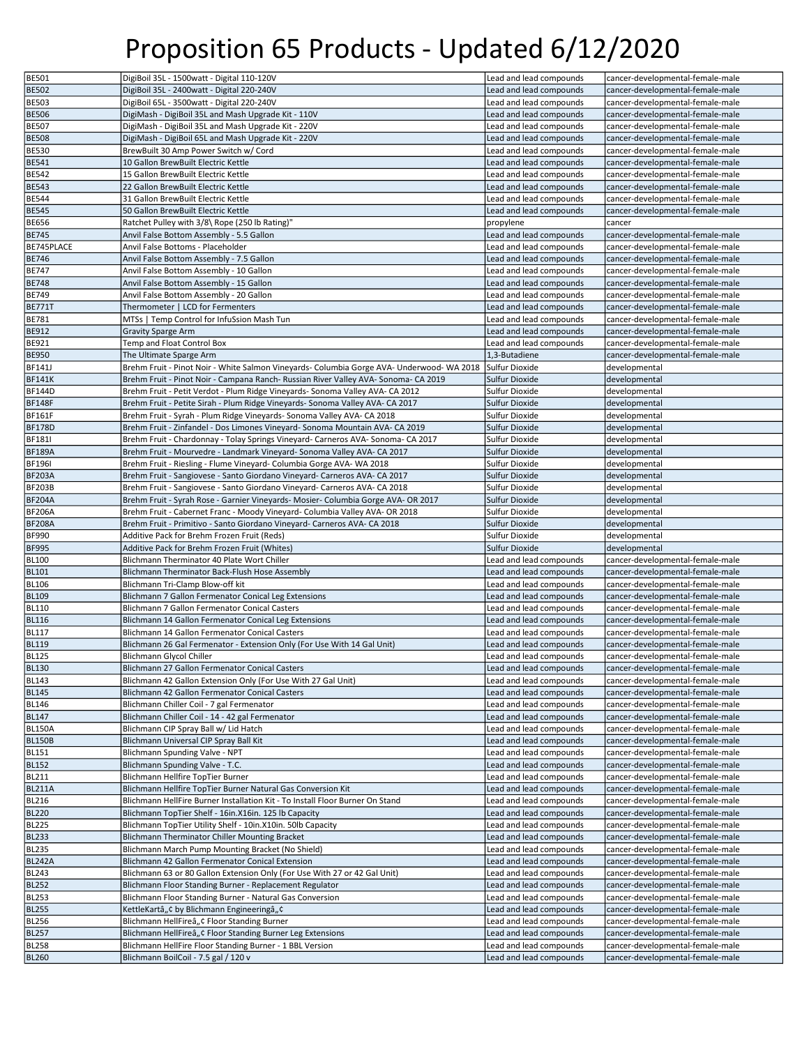# Proposition 65 Products - Updated 6/12/2020

| | | | |
|---|---|---|---|
| BE501 | DigiBoil 35L - 1500watt - Digital 110-120V | Lead and lead compounds | cancer-developmental-female-male |
| BE502 | DigiBoil 35L - 2400watt - Digital 220-240V | Lead and lead compounds | cancer-developmental-female-male |
| BE503 | DigiBoil 65L - 3500watt - Digital 220-240V | Lead and lead compounds | cancer-developmental-female-male |
| BE506 | DigiMash - DigiBoil 35L and Mash Upgrade Kit - 110V | Lead and lead compounds | cancer-developmental-female-male |
| BE507 | DigiMash - DigiBoil 35L and Mash Upgrade Kit - 220V | Lead and lead compounds | cancer-developmental-female-male |
| BE508 | DigiMash - DigiBoil 65L and Mash Upgrade Kit - 220V | Lead and lead compounds | cancer-developmental-female-male |
| BE530 | BrewBuilt 30 Amp Power Switch w/ Cord | Lead and lead compounds | cancer-developmental-female-male |
| BE541 | 10 Gallon BrewBuilt Electric Kettle | Lead and lead compounds | cancer-developmental-female-male |
| BE542 | 15 Gallon BrewBuilt Electric Kettle | Lead and lead compounds | cancer-developmental-female-male |
| BE543 | 22 Gallon BrewBuilt Electric Kettle | Lead and lead compounds | cancer-developmental-female-male |
| BE544 | 31 Gallon BrewBuilt Electric Kettle | Lead and lead compounds | cancer-developmental-female-male |
| BE545 | 50 Gallon BrewBuilt Electric Kettle | Lead and lead compounds | cancer-developmental-female-male |
| BE656 | Ratchet Pulley with 3/8\ Rope (250 lb Rating)" | propylene | cancer |
| BE745 | Anvil False Bottom Assembly - 5.5 Gallon | Lead and lead compounds | cancer-developmental-female-male |
| BE745PLACE | Anvil False Bottoms - Placeholder | Lead and lead compounds | cancer-developmental-female-male |
| BE746 | Anvil False Bottom Assembly - 7.5 Gallon | Lead and lead compounds | cancer-developmental-female-male |
| BE747 | Anvil False Bottom Assembly - 10 Gallon | Lead and lead compounds | cancer-developmental-female-male |
| BE748 | Anvil False Bottom Assembly - 15 Gallon | Lead and lead compounds | cancer-developmental-female-male |
| BE749 | Anvil False Bottom Assembly - 20 Gallon | Lead and lead compounds | cancer-developmental-female-male |
| BE771T | Thermometer \| LCD for Fermenters | Lead and lead compounds | cancer-developmental-female-male |
| BE781 | MTSs \| Temp Control for InfuSsion Mash Tun | Lead and lead compounds | cancer-developmental-female-male |
| BE912 | Gravity Sparge Arm | Lead and lead compounds | cancer-developmental-female-male |
| BE921 | Temp and Float Control Box | Lead and lead compounds | cancer-developmental-female-male |
| BE950 | The Ultimate Sparge Arm | 1,3-Butadiene | cancer-developmental-female-male |
| BF141J | Brehm Fruit - Pinot Noir - White Salmon Vineyards- Columbia Gorge AVA- Underwood- WA 2018 | Sulfur Dioxide | developmental |
| BF141K | Brehm Fruit - Pinot Noir - Campana Ranch- Russian River Valley AVA- Sonoma- CA 2019 | Sulfur Dioxide | developmental |
| BF144D | Brehm Fruit - Petit Verdot - Plum Ridge Vineyards- Sonoma Valley AVA- CA 2012 | Sulfur Dioxide | developmental |
| BF148F | Brehm Fruit - Petite Sirah - Plum Ridge Vineyards- Sonoma Valley AVA- CA 2017 | Sulfur Dioxide | developmental |
| BF161F | Brehm Fruit - Syrah - Plum Ridge Vineyards- Sonoma Valley AVA- CA 2018 | Sulfur Dioxide | developmental |
| BF178D | Brehm Fruit - Zinfandel - Dos Limones Vineyard- Sonoma Mountain AVA- CA 2019 | Sulfur Dioxide | developmental |
| BF181I | Brehm Fruit - Chardonnay - Tolay Springs Vineyard- Carneros AVA- Sonoma- CA 2017 | Sulfur Dioxide | developmental |
| BF189A | Brehm Fruit - Mourvedre - Landmark Vineyard- Sonoma Valley AVA- CA 2017 | Sulfur Dioxide | developmental |
| BF196I | Brehm Fruit - Riesling - Flume Vineyard- Columbia Gorge AVA- WA 2018 | Sulfur Dioxide | developmental |
| BF203A | Brehm Fruit - Sangiovese - Santo Giordano Vineyard- Carneros AVA- CA 2017 | Sulfur Dioxide | developmental |
| BF203B | Brehm Fruit - Sangiovese - Santo Giordano Vineyard- Carneros AVA- CA 2018 | Sulfur Dioxide | developmental |
| BF204A | Brehm Fruit - Syrah Rose - Garnier Vineyards- Mosier- Columbia Gorge AVA- OR 2017 | Sulfur Dioxide | developmental |
| BF206A | Brehm Fruit - Cabernet Franc - Moody Vineyard- Columbia Valley AVA- OR 2018 | Sulfur Dioxide | developmental |
| BF208A | Brehm Fruit - Primitivo - Santo Giordano Vineyard- Carneros AVA- CA 2018 | Sulfur Dioxide | developmental |
| BF990 | Additive Pack for Brehm Frozen Fruit (Reds) | Sulfur Dioxide | developmental |
| BF995 | Additive Pack for Brehm Frozen Fruit (Whites) | Sulfur Dioxide | developmental |
| BL100 | Blichmann Therminator 40 Plate Wort Chiller | Lead and lead compounds | cancer-developmental-female-male |
| BL101 | Blichmann Therminator Back-Flush Hose Assembly | Lead and lead compounds | cancer-developmental-female-male |
| BL106 | Blichmann Tri-Clamp Blow-off kit | Lead and lead compounds | cancer-developmental-female-male |
| BL109 | Blichmann 7 Gallon Fermenator Conical Leg Extensions | Lead and lead compounds | cancer-developmental-female-male |
| BL110 | Blichmann 7 Gallon Fermenator Conical Casters | Lead and lead compounds | cancer-developmental-female-male |
| BL116 | Blichmann 14 Gallon Fermenator Conical Leg Extensions | Lead and lead compounds | cancer-developmental-female-male |
| BL117 | Blichmann 14 Gallon Fermenator Conical Casters | Lead and lead compounds | cancer-developmental-female-male |
| BL119 | Blichmann 26 Gal Fermenator - Extension Only (For Use With 14 Gal Unit) | Lead and lead compounds | cancer-developmental-female-male |
| BL125 | Blichmann Glycol Chiller | Lead and lead compounds | cancer-developmental-female-male |
| BL130 | Blichmann 27 Gallon Fermenator Conical Casters | Lead and lead compounds | cancer-developmental-female-male |
| BL143 | Blichmann 42 Gallon Extension Only (For Use With 27 Gal Unit) | Lead and lead compounds | cancer-developmental-female-male |
| BL145 | Blichmann 42 Gallon Fermenator Conical Casters | Lead and lead compounds | cancer-developmental-female-male |
| BL146 | Blichmann Chiller Coil - 7 gal Fermenator | Lead and lead compounds | cancer-developmental-female-male |
| BL147 | Blichmann Chiller Coil - 14 - 42 gal Fermenator | Lead and lead compounds | cancer-developmental-female-male |
| BL150A | Blichmann CIP Spray Ball w/ Lid Hatch | Lead and lead compounds | cancer-developmental-female-male |
| BL150B | Blichmann Universal CIP Spray Ball Kit | Lead and lead compounds | cancer-developmental-female-male |
| BL151 | Blichmann Spunding Valve - NPT | Lead and lead compounds | cancer-developmental-female-male |
| BL152 | Blichmann Spunding Valve - T.C. | Lead and lead compounds | cancer-developmental-female-male |
| BL211 | Blichmann Hellfire TopTier Burner | Lead and lead compounds | cancer-developmental-female-male |
| BL211A | Blichmann Hellfire TopTier Burner Natural Gas Conversion Kit | Lead and lead compounds | cancer-developmental-female-male |
| BL216 | Blichmann HellFire Burner Installation Kit - To Install Floor Burner On Stand | Lead and lead compounds | cancer-developmental-female-male |
| BL220 | Blichmann TopTier Shelf - 16in.X16in. 125 lb Capacity | Lead and lead compounds | cancer-developmental-female-male |
| BL225 | Blichmann TopTier Utility Shelf - 10in.X10in. 50lb Capacity | Lead and lead compounds | cancer-developmental-female-male |
| BL233 | Blichmann Therminator Chiller Mounting Bracket | Lead and lead compounds | cancer-developmental-female-male |
| BL235 | Blichmann March Pump Mounting Bracket (No Shield) | Lead and lead compounds | cancer-developmental-female-male |
| BL242A | Blichmann 42 Gallon Fermenator Conical Extension | Lead and lead compounds | cancer-developmental-female-male |
| BL243 | Blichmann 63 or 80 Gallon Extension Only (For Use With 27 or 42 Gal Unit) | Lead and lead compounds | cancer-developmental-female-male |
| BL252 | Blichmann Floor Standing Burner - Replacement Regulator | Lead and lead compounds | cancer-developmental-female-male |
| BL253 | Blichmann Floor Standing Burner - Natural Gas Conversion | Lead and lead compounds | cancer-developmental-female-male |
| BL255 | KettleKartâ„¢ by Blichmann Engineeringâ„¢ | Lead and lead compounds | cancer-developmental-female-male |
| BL256 | Blichmann HellFireâ„¢ Floor Standing Burner | Lead and lead compounds | cancer-developmental-female-male |
| BL257 | Blichmann HellFireâ„¢ Floor Standing Burner Leg Extensions | Lead and lead compounds | cancer-developmental-female-male |
| BL258 | Blichmann HellFire Floor Standing Burner - 1 BBL Version | Lead and lead compounds | cancer-developmental-female-male |
| BL260 | Blichmann BoilCoil - 7.5 gal / 120 v | Lead and lead compounds | cancer-developmental-female-male |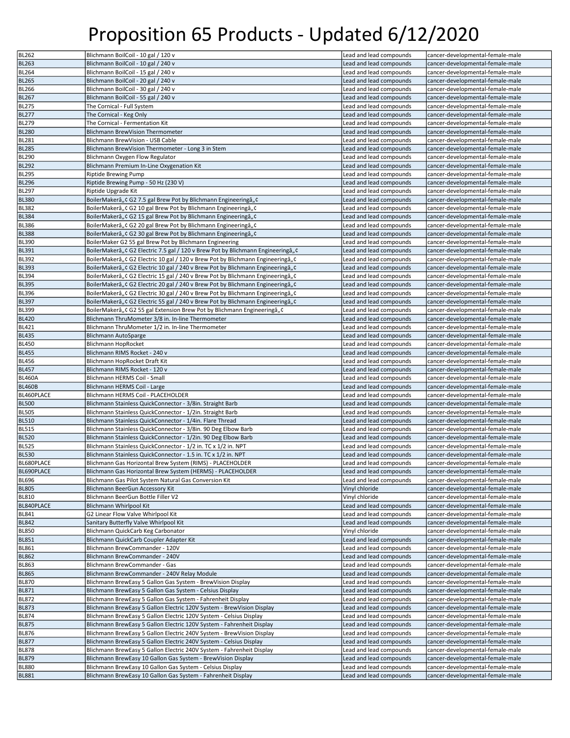# Proposition 65 Products - Updated 6/12/2020

| | | | |
|---|---|---|---|
| BL262 | Blichmann BoilCoil - 10 gal / 120 v | Lead and lead compounds | cancer-developmental-female-male |
| BL263 | Blichmann BoilCoil - 10 gal / 240 v | Lead and lead compounds | cancer-developmental-female-male |
| BL264 | Blichmann BoilCoil - 15 gal / 240 v | Lead and lead compounds | cancer-developmental-female-male |
| BL265 | Blichmann BoilCoil - 20 gal / 240 v | Lead and lead compounds | cancer-developmental-female-male |
| BL266 | Blichmann BoilCoil - 30 gal / 240 v | Lead and lead compounds | cancer-developmental-female-male |
| BL267 | Blichmann BoilCoil - 55 gal / 240 v | Lead and lead compounds | cancer-developmental-female-male |
| BL275 | The Cornical - Full System | Lead and lead compounds | cancer-developmental-female-male |
| BL277 | The Cornical - Keg Only | Lead and lead compounds | cancer-developmental-female-male |
| BL279 | The Cornical - Fermentation Kit | Lead and lead compounds | cancer-developmental-female-male |
| BL280 | Blichmann BrewVision Thermometer | Lead and lead compounds | cancer-developmental-female-male |
| BL281 | Blichmann BrewVision - USB Cable | Lead and lead compounds | cancer-developmental-female-male |
| BL285 | Blichmann BrewVision Thermometer - Long 3 in Stem | Lead and lead compounds | cancer-developmental-female-male |
| BL290 | Blichmann Oxygen Flow Regulator | Lead and lead compounds | cancer-developmental-female-male |
| BL292 | Blichmann Premium In-Line Oxygenation Kit | Lead and lead compounds | cancer-developmental-female-male |
| BL295 | Riptide Brewing Pump | Lead and lead compounds | cancer-developmental-female-male |
| BL296 | Riptide Brewing Pump - 50 Hz (230 V) | Lead and lead compounds | cancer-developmental-female-male |
| BL297 | Riptide Upgrade Kit | Lead and lead compounds | cancer-developmental-female-male |
| BL380 | BoilerMakerâ„¢ G2 7.5 gal Brew Pot by Blichmann Engineeringâ„¢ | Lead and lead compounds | cancer-developmental-female-male |
| BL382 | BoilerMakerâ„¢ G2 10 gal Brew Pot by Blichmann Engineeringâ„¢ | Lead and lead compounds | cancer-developmental-female-male |
| BL384 | BoilerMakerâ„¢ G2 15 gal Brew Pot by Blichmann Engineeringâ„¢ | Lead and lead compounds | cancer-developmental-female-male |
| BL386 | BoilerMakerâ„¢ G2 20 gal Brew Pot by Blichmann Engineeringâ„¢ | Lead and lead compounds | cancer-developmental-female-male |
| BL388 | BoilerMakerâ„¢ G2 30 gal Brew Pot by Blichmann Engineeringâ„¢ | Lead and lead compounds | cancer-developmental-female-male |
| BL390 | BoilerMaker G2 55 gal Brew Pot by Blichmann Engineering | Lead and lead compounds | cancer-developmental-female-male |
| BL391 | BoilerMakerâ„¢ G2 Electric 7.5 gal / 120 v Brew Pot by Blichmann Engineeringâ„¢ | Lead and lead compounds | cancer-developmental-female-male |
| BL392 | BoilerMakerâ„¢ G2 Electric 10 gal / 120 v Brew Pot by Blichmann Engineeringâ„¢ | Lead and lead compounds | cancer-developmental-female-male |
| BL393 | BoilerMakerâ„¢ G2 Electric 10 gal / 240 v Brew Pot by Blichmann Engineeringâ„¢ | Lead and lead compounds | cancer-developmental-female-male |
| BL394 | BoilerMakerâ„¢ G2 Electric 15 gal / 240 v Brew Pot by Blichmann Engineeringâ„¢ | Lead and lead compounds | cancer-developmental-female-male |
| BL395 | BoilerMakerâ„¢ G2 Electric 20 gal / 240 v Brew Pot by Blichmann Engineeringâ„¢ | Lead and lead compounds | cancer-developmental-female-male |
| BL396 | BoilerMakerâ„¢ G2 Electric 30 gal / 240 v Brew Pot by Blichmann Engineeringâ„¢ | Lead and lead compounds | cancer-developmental-female-male |
| BL397 | BoilerMakerâ„¢ G2 Electric 55 gal / 240 v Brew Pot by Blichmann Engineeringâ„¢ | Lead and lead compounds | cancer-developmental-female-male |
| BL399 | BoilerMakerâ„¢ G2 55 gal Extension Brew Pot by Blichmann Engineeringâ„¢ | Lead and lead compounds | cancer-developmental-female-male |
| BL420 | Blichmann ThruMometer 3/8 in. In-line Thermometer | Lead and lead compounds | cancer-developmental-female-male |
| BL421 | Blichmann ThruMometer 1/2 in. In-line Thermometer | Lead and lead compounds | cancer-developmental-female-male |
| BL435 | Blichmann AutoSparge | Lead and lead compounds | cancer-developmental-female-male |
| BL450 | Blichmann HopRocket | Lead and lead compounds | cancer-developmental-female-male |
| BL455 | Blichmann RIMS Rocket - 240 v | Lead and lead compounds | cancer-developmental-female-male |
| BL456 | Blichmann HopRocket Draft Kit | Lead and lead compounds | cancer-developmental-female-male |
| BL457 | Blichmann RIMS Rocket - 120 v | Lead and lead compounds | cancer-developmental-female-male |
| BL460A | Blichmann HERMS Coil - Small | Lead and lead compounds | cancer-developmental-female-male |
| BL460B | Blichmann HERMS Coil - Large | Lead and lead compounds | cancer-developmental-female-male |
| BL460PLACE | Blichmann HERMS Coil - PLACEHOLDER | Lead and lead compounds | cancer-developmental-female-male |
| BL500 | Blichmann Stainless QuickConnector - 3/8in. Straight Barb | Lead and lead compounds | cancer-developmental-female-male |
| BL505 | Blichmann Stainless QuickConnector - 1/2in. Straight Barb | Lead and lead compounds | cancer-developmental-female-male |
| BL510 | Blichmann Stainless QuickConnector - 1/4in. Flare Thread | Lead and lead compounds | cancer-developmental-female-male |
| BL515 | Blichmann Stainless QuickConnector - 3/8in. 90 Deg Elbow Barb | Lead and lead compounds | cancer-developmental-female-male |
| BL520 | Blichmann Stainless QuickConnector - 1/2in. 90 Deg Elbow Barb | Lead and lead compounds | cancer-developmental-female-male |
| BL525 | Blichmann Stainless QuickConnector - 1/2 in. TC x 1/2 in. NPT | Lead and lead compounds | cancer-developmental-female-male |
| BL530 | Blichmann Stainless QuickConnector - 1.5 in. TC x 1/2 in. NPT | Lead and lead compounds | cancer-developmental-female-male |
| BL680PLACE | Blichmann Gas Horizontal Brew System (RIMS) - PLACEHOLDER | Lead and lead compounds | cancer-developmental-female-male |
| BL690PLACE | Blichmann Gas Horizontal Brew System (HERMS) - PLACEHOLDER | Lead and lead compounds | cancer-developmental-female-male |
| BL696 | Blichmann Gas Pilot System Natural Gas Conversion Kit | Lead and lead compounds | cancer-developmental-female-male |
| BL805 | Blichmann BeerGun Accessory Kit | Vinyl chloride | cancer-developmental-female-male |
| BL810 | Blichmann BeerGun Bottle Filler V2 | Vinyl chloride | cancer-developmental-female-male |
| BL840PLACE | Blichmann Whirlpool Kit | Lead and lead compounds | cancer-developmental-female-male |
| BL841 | G2 Linear Flow Valve Whirlpool Kit | Lead and lead compounds | cancer-developmental-female-male |
| BL842 | Sanitary Butterfly Valve Whirlpool Kit | Lead and lead compounds | cancer-developmental-female-male |
| BL850 | Blichmann QuickCarb Keg Carbonator | Vinyl chloride | cancer-developmental-female-male |
| BL851 | Blichmann QuickCarb Coupler Adapter Kit | Lead and lead compounds | cancer-developmental-female-male |
| BL861 | Blichmann BrewCommander - 120V | Lead and lead compounds | cancer-developmental-female-male |
| BL862 | Blichmann BrewCommander - 240V | Lead and lead compounds | cancer-developmental-female-male |
| BL863 | Blichmann BrewCommander - Gas | Lead and lead compounds | cancer-developmental-female-male |
| BL865 | Blichmann BrewCommander - 240V Relay Module | Lead and lead compounds | cancer-developmental-female-male |
| BL870 | Blichmann BrewEasy 5 Gallon Gas System - BrewVision Display | Lead and lead compounds | cancer-developmental-female-male |
| BL871 | Blichmann BrewEasy 5 Gallon Gas System - Celsius Display | Lead and lead compounds | cancer-developmental-female-male |
| BL872 | Blichmann BrewEasy 5 Gallon Gas System - Fahrenheit Display | Lead and lead compounds | cancer-developmental-female-male |
| BL873 | Blichmann BrewEasy 5 Gallon Electric 120V System - BrewVision Display | Lead and lead compounds | cancer-developmental-female-male |
| BL874 | Blichmann BrewEasy 5 Gallon Electric 120V System - Celsius Display | Lead and lead compounds | cancer-developmental-female-male |
| BL875 | Blichmann BrewEasy 5 Gallon Electric 120V System - Fahrenheit Display | Lead and lead compounds | cancer-developmental-female-male |
| BL876 | Blichmann BrewEasy 5 Gallon Electric 240V System - BrewVision Display | Lead and lead compounds | cancer-developmental-female-male |
| BL877 | Blichmann BrewEasy 5 Gallon Electric 240V System - Celsius Display | Lead and lead compounds | cancer-developmental-female-male |
| BL878 | Blichmann BrewEasy 5 Gallon Electric 240V System - Fahrenheit Display | Lead and lead compounds | cancer-developmental-female-male |
| BL879 | Blichmann BrewEasy 10 Gallon Gas System - BrewVision Display | Lead and lead compounds | cancer-developmental-female-male |
| BL880 | Blichmann BrewEasy 10 Gallon Gas System - Celsius Display | Lead and lead compounds | cancer-developmental-female-male |
| BL881 | Blichmann BrewEasy 10 Gallon Gas System - Fahrenheit Display | Lead and lead compounds | cancer-developmental-female-male |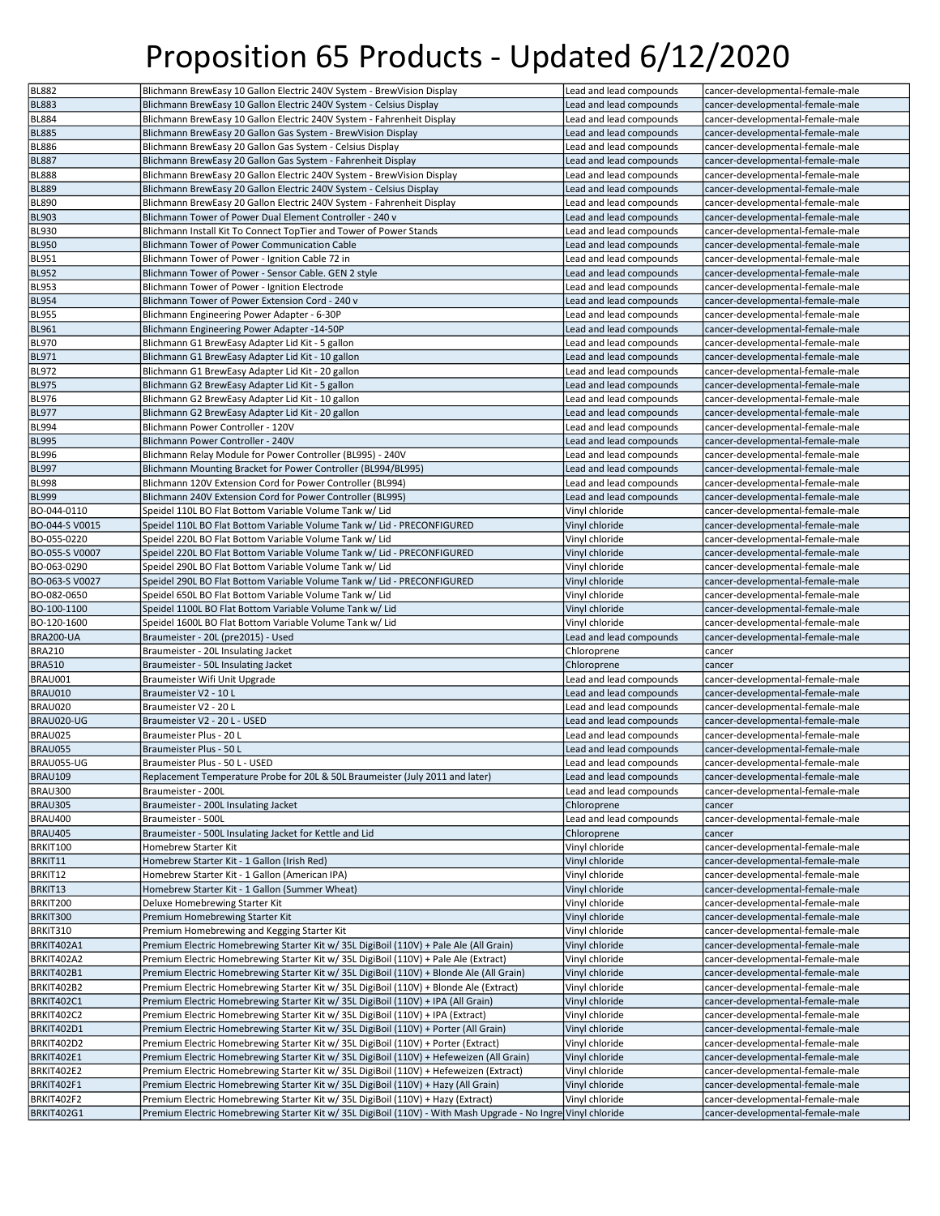# Proposition 65 Products - Updated 6/12/2020

| | | | |
|---|---|---|---|
| BL882 | Blichmann BrewEasy 10 Gallon Electric 240V System - BrewVision Display | Lead and lead compounds | cancer-developmental-female-male |
| BL883 | Blichmann BrewEasy 10 Gallon Electric 240V System - Celsius Display | Lead and lead compounds | cancer-developmental-female-male |
| BL884 | Blichmann BrewEasy 10 Gallon Electric 240V System - Fahrenheit Display | Lead and lead compounds | cancer-developmental-female-male |
| BL885 | Blichmann BrewEasy 20 Gallon Gas System - BrewVision Display | Lead and lead compounds | cancer-developmental-female-male |
| BL886 | Blichmann BrewEasy 20 Gallon Gas System - Celsius Display | Lead and lead compounds | cancer-developmental-female-male |
| BL887 | Blichmann BrewEasy 20 Gallon Gas System - Fahrenheit Display | Lead and lead compounds | cancer-developmental-female-male |
| BL888 | Blichmann BrewEasy 20 Gallon Electric 240V System - BrewVision Display | Lead and lead compounds | cancer-developmental-female-male |
| BL889 | Blichmann BrewEasy 20 Gallon Electric 240V System - Celsius Display | Lead and lead compounds | cancer-developmental-female-male |
| BL890 | Blichmann BrewEasy 20 Gallon Electric 240V System - Fahrenheit Display | Lead and lead compounds | cancer-developmental-female-male |
| BL903 | Blichmann Tower of Power Dual Element Controller - 240 v | Lead and lead compounds | cancer-developmental-female-male |
| BL930 | Blichmann Install Kit To Connect TopTier and Tower of Power Stands | Lead and lead compounds | cancer-developmental-female-male |
| BL950 | Blichmann Tower of Power Communication Cable | Lead and lead compounds | cancer-developmental-female-male |
| BL951 | Blichmann Tower of Power - Ignition Cable 72 in | Lead and lead compounds | cancer-developmental-female-male |
| BL952 | Blichmann Tower of Power - Sensor Cable. GEN 2 style | Lead and lead compounds | cancer-developmental-female-male |
| BL953 | Blichmann Tower of Power - Ignition Electrode | Lead and lead compounds | cancer-developmental-female-male |
| BL954 | Blichmann Tower of Power Extension Cord - 240 v | Lead and lead compounds | cancer-developmental-female-male |
| BL955 | Blichmann Engineering Power Adapter - 6-30P | Lead and lead compounds | cancer-developmental-female-male |
| BL961 | Blichmann Engineering Power Adapter -14-50P | Lead and lead compounds | cancer-developmental-female-male |
| BL970 | Blichmann G1 BrewEasy Adapter Lid Kit - 5 gallon | Lead and lead compounds | cancer-developmental-female-male |
| BL971 | Blichmann G1 BrewEasy Adapter Lid Kit - 10 gallon | Lead and lead compounds | cancer-developmental-female-male |
| BL972 | Blichmann G1 BrewEasy Adapter Lid Kit - 20 gallon | Lead and lead compounds | cancer-developmental-female-male |
| BL975 | Blichmann G2 BrewEasy Adapter Lid Kit - 5 gallon | Lead and lead compounds | cancer-developmental-female-male |
| BL976 | Blichmann G2 BrewEasy Adapter Lid Kit - 10 gallon | Lead and lead compounds | cancer-developmental-female-male |
| BL977 | Blichmann G2 BrewEasy Adapter Lid Kit - 20 gallon | Lead and lead compounds | cancer-developmental-female-male |
| BL994 | Blichmann Power Controller - 120V | Lead and lead compounds | cancer-developmental-female-male |
| BL995 | Blichmann Power Controller - 240V | Lead and lead compounds | cancer-developmental-female-male |
| BL996 | Blichmann Relay Module for Power Controller (BL995) - 240V | Lead and lead compounds | cancer-developmental-female-male |
| BL997 | Blichmann Mounting Bracket for Power Controller (BL994/BL995) | Lead and lead compounds | cancer-developmental-female-male |
| BL998 | Blichmann 120V Extension Cord for Power Controller (BL994) | Lead and lead compounds | cancer-developmental-female-male |
| BL999 | Blichmann 240V Extension Cord for Power Controller (BL995) | Lead and lead compounds | cancer-developmental-female-male |
| BO-044-0110 | Speidel 110L BO Flat Bottom Variable Volume Tank w/ Lid | Vinyl chloride | cancer-developmental-female-male |
| BO-044-S V0015 | Speidel 110L BO Flat Bottom Variable Volume Tank w/ Lid - PRECONFIGURED | Vinyl chloride | cancer-developmental-female-male |
| BO-055-0220 | Speidel 220L BO Flat Bottom Variable Volume Tank w/ Lid | Vinyl chloride | cancer-developmental-female-male |
| BO-055-S V0007 | Speidel 220L BO Flat Bottom Variable Volume Tank w/ Lid - PRECONFIGURED | Vinyl chloride | cancer-developmental-female-male |
| BO-063-0290 | Speidel 290L BO Flat Bottom Variable Volume Tank w/ Lid | Vinyl chloride | cancer-developmental-female-male |
| BO-063-S V0027 | Speidel 290L BO Flat Bottom Variable Volume Tank w/ Lid - PRECONFIGURED | Vinyl chloride | cancer-developmental-female-male |
| BO-082-0650 | Speidel 650L BO Flat Bottom Variable Volume Tank w/ Lid | Vinyl chloride | cancer-developmental-female-male |
| BO-100-1100 | Speidel 1100L BO Flat Bottom Variable Volume Tank w/ Lid | Vinyl chloride | cancer-developmental-female-male |
| BO-120-1600 | Speidel 1600L BO Flat Bottom Variable Volume Tank w/ Lid | Vinyl chloride | cancer-developmental-female-male |
| BRA200-UA | Braumeister - 20L (pre2015) - Used | Lead and lead compounds | cancer-developmental-female-male |
| BRA210 | Braumeister - 20L Insulating Jacket | Chloroprene | cancer |
| BRA510 | Braumeister - 50L Insulating Jacket | Chloroprene | cancer |
| BRAU001 | Braumeister Wifi Unit Upgrade | Lead and lead compounds | cancer-developmental-female-male |
| BRAU010 | Braumeister V2 - 10 L | Lead and lead compounds | cancer-developmental-female-male |
| BRAU020 | Braumeister V2 - 20 L | Lead and lead compounds | cancer-developmental-female-male |
| BRAU020-UG | Braumeister V2 - 20 L - USED | Lead and lead compounds | cancer-developmental-female-male |
| BRAU025 | Braumeister Plus - 20 L | Lead and lead compounds | cancer-developmental-female-male |
| BRAU055 | Braumeister Plus - 50 L | Lead and lead compounds | cancer-developmental-female-male |
| BRAU055-UG | Braumeister Plus - 50 L - USED | Lead and lead compounds | cancer-developmental-female-male |
| BRAU109 | Replacement Temperature Probe for 20L & 50L Braumeister (July 2011 and later) | Lead and lead compounds | cancer-developmental-female-male |
| BRAU300 | Braumeister - 200L | Lead and lead compounds | cancer-developmental-female-male |
| BRAU305 | Braumeister - 200L Insulating Jacket | Chloroprene | cancer |
| BRAU400 | Braumeister - 500L | Lead and lead compounds | cancer-developmental-female-male |
| BRAU405 | Braumeister - 500L Insulating Jacket for Kettle and Lid | Chloroprene | cancer |
| BRKIT100 | Homebrew Starter Kit | Vinyl chloride | cancer-developmental-female-male |
| BRKIT11 | Homebrew Starter Kit - 1 Gallon (Irish Red) | Vinyl chloride | cancer-developmental-female-male |
| BRKIT12 | Homebrew Starter Kit - 1 Gallon (American IPA) | Vinyl chloride | cancer-developmental-female-male |
| BRKIT13 | Homebrew Starter Kit - 1 Gallon (Summer Wheat) | Vinyl chloride | cancer-developmental-female-male |
| BRKIT200 | Deluxe Homebrewing Starter Kit | Vinyl chloride | cancer-developmental-female-male |
| BRKIT300 | Premium Homebrewing Starter Kit | Vinyl chloride | cancer-developmental-female-male |
| BRKIT310 | Premium Homebrewing and Kegging Starter Kit | Vinyl chloride | cancer-developmental-female-male |
| BRKIT402A1 | Premium Electric Homebrewing Starter Kit w/ 35L DigiBoil (110V) + Pale Ale (All Grain) | Vinyl chloride | cancer-developmental-female-male |
| BRKIT402A2 | Premium Electric Homebrewing Starter Kit w/ 35L DigiBoil (110V) + Pale Ale (Extract) | Vinyl chloride | cancer-developmental-female-male |
| BRKIT402B1 | Premium Electric Homebrewing Starter Kit w/ 35L DigiBoil (110V) + Blonde Ale (All Grain) | Vinyl chloride | cancer-developmental-female-male |
| BRKIT402B2 | Premium Electric Homebrewing Starter Kit w/ 35L DigiBoil (110V) + Blonde Ale (Extract) | Vinyl chloride | cancer-developmental-female-male |
| BRKIT402C1 | Premium Electric Homebrewing Starter Kit w/ 35L DigiBoil (110V) + IPA (All Grain) | Vinyl chloride | cancer-developmental-female-male |
| BRKIT402C2 | Premium Electric Homebrewing Starter Kit w/ 35L DigiBoil (110V) + IPA (Extract) | Vinyl chloride | cancer-developmental-female-male |
| BRKIT402D1 | Premium Electric Homebrewing Starter Kit w/ 35L DigiBoil (110V) + Porter (All Grain) | Vinyl chloride | cancer-developmental-female-male |
| BRKIT402D2 | Premium Electric Homebrewing Starter Kit w/ 35L DigiBoil (110V) + Porter (Extract) | Vinyl chloride | cancer-developmental-female-male |
| BRKIT402E1 | Premium Electric Homebrewing Starter Kit w/ 35L DigiBoil (110V) + Hefeweizen (All Grain) | Vinyl chloride | cancer-developmental-female-male |
| BRKIT402E2 | Premium Electric Homebrewing Starter Kit w/ 35L DigiBoil (110V) + Hefeweizen (Extract) | Vinyl chloride | cancer-developmental-female-male |
| BRKIT402F1 | Premium Electric Homebrewing Starter Kit w/ 35L DigiBoil (110V) + Hazy (All Grain) | Vinyl chloride | cancer-developmental-female-male |
| BRKIT402F2 | Premium Electric Homebrewing Starter Kit w/ 35L DigiBoil (110V) + Hazy (Extract) | Vinyl chloride | cancer-developmental-female-male |
| BRKIT402G1 | Premium Electric Homebrewing Starter Kit w/ 35L DigiBoil (110V) - With Mash Upgrade - No Ingre | Vinyl chloride | cancer-developmental-female-male |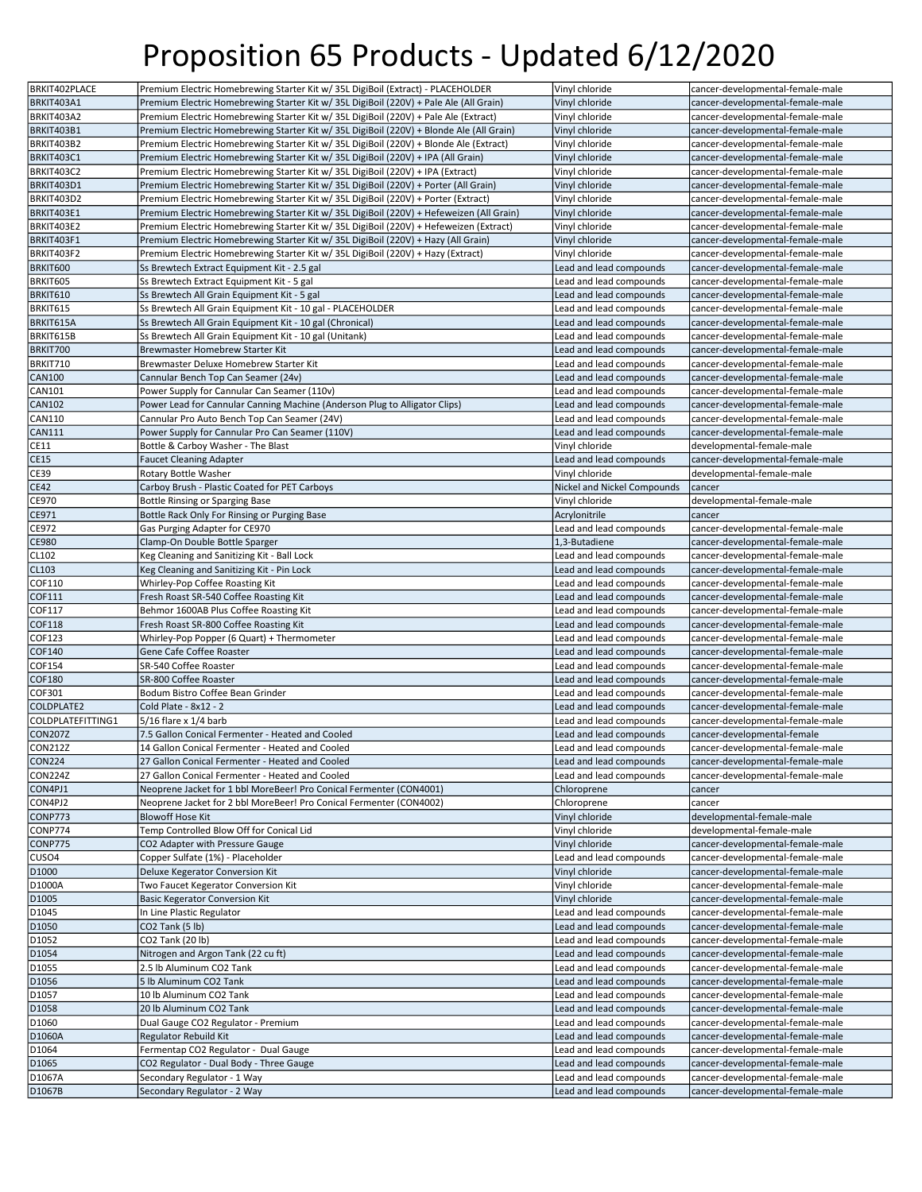# Proposition 65 Products - Updated 6/12/2020

| | | | |
|---|---|---|---|
| BRKIT402PLACE | Premium Electric Homebrewing Starter Kit w/ 35L DigiBoil (Extract) - PLACEHOLDER | Vinyl chloride | cancer-developmental-female-male |
| BRKIT403A1 | Premium Electric Homebrewing Starter Kit w/ 35L DigiBoil (220V) + Pale Ale (All Grain) | Vinyl chloride | cancer-developmental-female-male |
| BRKIT403A2 | Premium Electric Homebrewing Starter Kit w/ 35L DigiBoil (220V) + Pale Ale (Extract) | Vinyl chloride | cancer-developmental-female-male |
| BRKIT403B1 | Premium Electric Homebrewing Starter Kit w/ 35L DigiBoil (220V) + Blonde Ale (All Grain) | Vinyl chloride | cancer-developmental-female-male |
| BRKIT403B2 | Premium Electric Homebrewing Starter Kit w/ 35L DigiBoil (220V) + Blonde Ale (Extract) | Vinyl chloride | cancer-developmental-female-male |
| BRKIT403C1 | Premium Electric Homebrewing Starter Kit w/ 35L DigiBoil (220V) + IPA (All Grain) | Vinyl chloride | cancer-developmental-female-male |
| BRKIT403C2 | Premium Electric Homebrewing Starter Kit w/ 35L DigiBoil (220V) + IPA (Extract) | Vinyl chloride | cancer-developmental-female-male |
| BRKIT403D1 | Premium Electric Homebrewing Starter Kit w/ 35L DigiBoil (220V) + Porter (All Grain) | Vinyl chloride | cancer-developmental-female-male |
| BRKIT403D2 | Premium Electric Homebrewing Starter Kit w/ 35L DigiBoil (220V) + Porter (Extract) | Vinyl chloride | cancer-developmental-female-male |
| BRKIT403E1 | Premium Electric Homebrewing Starter Kit w/ 35L DigiBoil (220V) + Hefeweizen (All Grain) | Vinyl chloride | cancer-developmental-female-male |
| BRKIT403E2 | Premium Electric Homebrewing Starter Kit w/ 35L DigiBoil (220V) + Hefeweizen (Extract) | Vinyl chloride | cancer-developmental-female-male |
| BRKIT403F1 | Premium Electric Homebrewing Starter Kit w/ 35L DigiBoil (220V) + Hazy (All Grain) | Vinyl chloride | cancer-developmental-female-male |
| BRKIT403F2 | Premium Electric Homebrewing Starter Kit w/ 35L DigiBoil (220V) + Hazy (Extract) | Vinyl chloride | cancer-developmental-female-male |
| BRKIT600 | Ss Brewtech Extract Equipment Kit - 2.5 gal | Lead and lead compounds | cancer-developmental-female-male |
| BRKIT605 | Ss Brewtech Extract Equipment Kit - 5 gal | Lead and lead compounds | cancer-developmental-female-male |
| BRKIT610 | Ss Brewtech All Grain Equipment Kit - 5 gal | Lead and lead compounds | cancer-developmental-female-male |
| BRKIT615 | Ss Brewtech All Grain Equipment Kit - 10 gal - PLACEHOLDER | Lead and lead compounds | cancer-developmental-female-male |
| BRKIT615A | Ss Brewtech All Grain Equipment Kit - 10 gal (Chronical) | Lead and lead compounds | cancer-developmental-female-male |
| BRKIT615B | Ss Brewtech All Grain Equipment Kit - 10 gal (Unitank) | Lead and lead compounds | cancer-developmental-female-male |
| BRKIT700 | Brewmaster Homebrew Starter Kit | Lead and lead compounds | cancer-developmental-female-male |
| BRKIT710 | Brewmaster Deluxe Homebrew Starter Kit | Lead and lead compounds | cancer-developmental-female-male |
| CAN100 | Cannular Bench Top Can Seamer (24v) | Lead and lead compounds | cancer-developmental-female-male |
| CAN101 | Power Supply for Cannular Can Seamer (110v) | Lead and lead compounds | cancer-developmental-female-male |
| CAN102 | Power Lead for Cannular Canning Machine (Anderson Plug to Alligator Clips) | Lead and lead compounds | cancer-developmental-female-male |
| CAN110 | Cannular Pro Auto Bench Top Can Seamer (24V) | Lead and lead compounds | cancer-developmental-female-male |
| CAN111 | Power Supply for Cannular Pro Can Seamer (110V) | Lead and lead compounds | cancer-developmental-female-male |
| CE11 | Bottle & Carboy Washer - The Blast | Vinyl chloride | developmental-female-male |
| CE15 | Faucet Cleaning Adapter | Lead and lead compounds | cancer-developmental-female-male |
| CE39 | Rotary Bottle Washer | Vinyl chloride | developmental-female-male |
| CE42 | Carboy Brush - Plastic Coated for PET Carboys | Nickel and Nickel Compounds | cancer |
| CE970 | Bottle Rinsing or Sparging Base | Vinyl chloride | developmental-female-male |
| CE971 | Bottle Rack Only For Rinsing or Purging Base | Acrylonitrile | cancer |
| CE972 | Gas Purging Adapter for CE970 | Lead and lead compounds | cancer-developmental-female-male |
| CE980 | Clamp-On Double Bottle Sparger | 1,3-Butadiene | cancer-developmental-female-male |
| CL102 | Keg Cleaning and Sanitizing Kit - Ball Lock | Lead and lead compounds | cancer-developmental-female-male |
| CL103 | Keg Cleaning and Sanitizing Kit - Pin Lock | Lead and lead compounds | cancer-developmental-female-male |
| COF110 | Whirley-Pop Coffee Roasting Kit | Lead and lead compounds | cancer-developmental-female-male |
| COF111 | Fresh Roast SR-540 Coffee Roasting Kit | Lead and lead compounds | cancer-developmental-female-male |
| COF117 | Behmor 1600AB Plus Coffee Roasting Kit | Lead and lead compounds | cancer-developmental-female-male |
| COF118 | Fresh Roast SR-800 Coffee Roasting Kit | Lead and lead compounds | cancer-developmental-female-male |
| COF123 | Whirley-Pop Popper (6 Quart) + Thermometer | Lead and lead compounds | cancer-developmental-female-male |
| COF140 | Gene Cafe Coffee Roaster | Lead and lead compounds | cancer-developmental-female-male |
| COF154 | SR-540 Coffee Roaster | Lead and lead compounds | cancer-developmental-female-male |
| COF180 | SR-800 Coffee Roaster | Lead and lead compounds | cancer-developmental-female-male |
| COF301 | Bodum Bistro Coffee Bean Grinder | Lead and lead compounds | cancer-developmental-female-male |
| COLDPLATE2 | Cold Plate - 8x12 - 2 | Lead and lead compounds | cancer-developmental-female-male |
| COLDPLATEFITTING1 | 5/16 flare x 1/4 barb | Lead and lead compounds | cancer-developmental-female-male |
| CON207Z | 7.5 Gallon Conical Fermenter - Heated and Cooled | Lead and lead compounds | cancer-developmental-female |
| CON212Z | 14 Gallon Conical Fermenter - Heated and Cooled | Lead and lead compounds | cancer-developmental-female-male |
| CON224 | 27 Gallon Conical Fermenter - Heated and Cooled | Lead and lead compounds | cancer-developmental-female-male |
| CON224Z | 27 Gallon Conical Fermenter - Heated and Cooled | Lead and lead compounds | cancer-developmental-female-male |
| CON4PJ1 | Neoprene Jacket for 1 bbl MoreBeer! Pro Conical Fermenter (CON4001) | Chloroprene | cancer |
| CON4PJ2 | Neoprene Jacket for 2 bbl MoreBeer! Pro Conical Fermenter (CON4002) | Chloroprene | cancer |
| CONP773 | Blowoff Hose Kit | Vinyl chloride | developmental-female-male |
| CONP774 | Temp Controlled Blow Off for Conical Lid | Vinyl chloride | developmental-female-male |
| CONP775 | CO2 Adapter with Pressure Gauge | Vinyl chloride | cancer-developmental-female-male |
| CUSO4 | Copper Sulfate (1%) - Placeholder | Lead and lead compounds | cancer-developmental-female-male |
| D1000 | Deluxe Kegerator Conversion Kit | Vinyl chloride | cancer-developmental-female-male |
| D1000A | Two Faucet Kegerator Conversion Kit | Vinyl chloride | cancer-developmental-female-male |
| D1005 | Basic Kegerator Conversion Kit | Vinyl chloride | cancer-developmental-female-male |
| D1045 | In Line Plastic Regulator | Lead and lead compounds | cancer-developmental-female-male |
| D1050 | CO2 Tank (5 lb) | Lead and lead compounds | cancer-developmental-female-male |
| D1052 | CO2 Tank (20 lb) | Lead and lead compounds | cancer-developmental-female-male |
| D1054 | Nitrogen and Argon Tank (22 cu ft) | Lead and lead compounds | cancer-developmental-female-male |
| D1055 | 2.5 lb Aluminum CO2 Tank | Lead and lead compounds | cancer-developmental-female-male |
| D1056 | 5 lb Aluminum CO2 Tank | Lead and lead compounds | cancer-developmental-female-male |
| D1057 | 10 lb Aluminum CO2 Tank | Lead and lead compounds | cancer-developmental-female-male |
| D1058 | 20 lb Aluminum CO2 Tank | Lead and lead compounds | cancer-developmental-female-male |
| D1060 | Dual Gauge CO2 Regulator - Premium | Lead and lead compounds | cancer-developmental-female-male |
| D1060A | Regulator Rebuild Kit | Lead and lead compounds | cancer-developmental-female-male |
| D1064 | Fermentap CO2 Regulator - Dual Gauge | Lead and lead compounds | cancer-developmental-female-male |
| D1065 | CO2 Regulator - Dual Body - Three Gauge | Lead and lead compounds | cancer-developmental-female-male |
| D1067A | Secondary Regulator - 1 Way | Lead and lead compounds | cancer-developmental-female-male |
| D1067B | Secondary Regulator - 2 Way | Lead and lead compounds | cancer-developmental-female-male |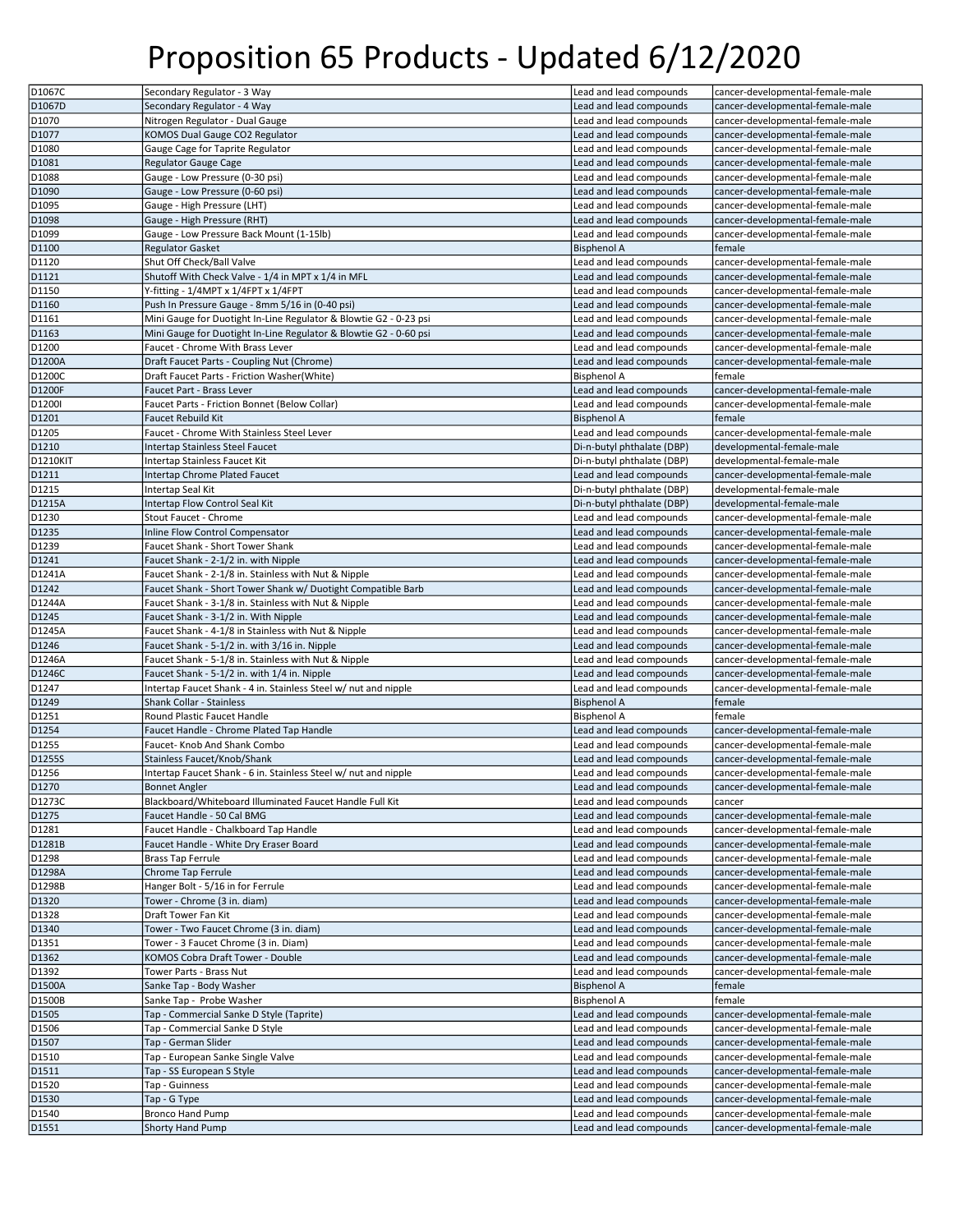# Proposition 65 Products - Updated 6/12/2020

| | | | |
|---|---|---|---|
| D1067C | Secondary Regulator - 3 Way | Lead and lead compounds | cancer-developmental-female-male |
| D1067D | Secondary Regulator - 4 Way | Lead and lead compounds | cancer-developmental-female-male |
| D1070 | Nitrogen Regulator - Dual Gauge | Lead and lead compounds | cancer-developmental-female-male |
| D1077 | KOMOS Dual Gauge CO2 Regulator | Lead and lead compounds | cancer-developmental-female-male |
| D1080 | Gauge Cage for Taprite Regulator | Lead and lead compounds | cancer-developmental-female-male |
| D1081 | Regulator Gauge Cage | Lead and lead compounds | cancer-developmental-female-male |
| D1088 | Gauge - Low Pressure (0-30 psi) | Lead and lead compounds | cancer-developmental-female-male |
| D1090 | Gauge - Low Pressure (0-60 psi) | Lead and lead compounds | cancer-developmental-female-male |
| D1095 | Gauge - High Pressure (LHT) | Lead and lead compounds | cancer-developmental-female-male |
| D1098 | Gauge - High Pressure (RHT) | Lead and lead compounds | cancer-developmental-female-male |
| D1099 | Gauge - Low Pressure Back Mount (1-15lb) | Lead and lead compounds | cancer-developmental-female-male |
| D1100 | Regulator Gasket | Bisphenol A | female |
| D1120 | Shut Off Check/Ball Valve | Lead and lead compounds | cancer-developmental-female-male |
| D1121 | Shutoff With Check Valve - 1/4 in MPT x 1/4 in MFL | Lead and lead compounds | cancer-developmental-female-male |
| D1150 | Y-fitting - 1/4MPT x 1/4FPT x 1/4FPT | Lead and lead compounds | cancer-developmental-female-male |
| D1160 | Push In Pressure Gauge - 8mm 5/16 in (0-40 psi) | Lead and lead compounds | cancer-developmental-female-male |
| D1161 | Mini Gauge for Duotight In-Line Regulator & Blowtie G2 - 0-23 psi | Lead and lead compounds | cancer-developmental-female-male |
| D1163 | Mini Gauge for Duotight In-Line Regulator & Blowtie G2 - 0-60 psi | Lead and lead compounds | cancer-developmental-female-male |
| D1200 | Faucet - Chrome With Brass Lever | Lead and lead compounds | cancer-developmental-female-male |
| D1200A | Draft Faucet Parts - Coupling Nut (Chrome) | Lead and lead compounds | cancer-developmental-female-male |
| D1200C | Draft Faucet Parts - Friction Washer(White) | Bisphenol A | female |
| D1200F | Faucet Part - Brass Lever | Lead and lead compounds | cancer-developmental-female-male |
| D1200I | Faucet Parts - Friction Bonnet (Below Collar) | Lead and lead compounds | cancer-developmental-female-male |
| D1201 | Faucet Rebuild Kit | Bisphenol A | female |
| D1205 | Faucet - Chrome With Stainless Steel Lever | Lead and lead compounds | cancer-developmental-female-male |
| D1210 | Intertap Stainless Steel Faucet | Di-n-butyl phthalate (DBP) | developmental-female-male |
| D1210KIT | Intertap Stainless Faucet Kit | Di-n-butyl phthalate (DBP) | developmental-female-male |
| D1211 | Intertap Chrome Plated Faucet | Lead and lead compounds | cancer-developmental-female-male |
| D1215 | Intertap Seal Kit | Di-n-butyl phthalate (DBP) | developmental-female-male |
| D1215A | Intertap Flow Control Seal Kit | Di-n-butyl phthalate (DBP) | developmental-female-male |
| D1230 | Stout Faucet - Chrome | Lead and lead compounds | cancer-developmental-female-male |
| D1235 | Inline Flow Control Compensator | Lead and lead compounds | cancer-developmental-female-male |
| D1239 | Faucet Shank - Short Tower Shank | Lead and lead compounds | cancer-developmental-female-male |
| D1241 | Faucet Shank - 2-1/2 in. with Nipple | Lead and lead compounds | cancer-developmental-female-male |
| D1241A | Faucet Shank - 2-1/8 in. Stainless with Nut & Nipple | Lead and lead compounds | cancer-developmental-female-male |
| D1242 | Faucet Shank - Short Tower Shank w/ Duotight Compatible Barb | Lead and lead compounds | cancer-developmental-female-male |
| D1244A | Faucet Shank - 3-1/8 in. Stainless with Nut & Nipple | Lead and lead compounds | cancer-developmental-female-male |
| D1245 | Faucet Shank - 3-1/2 in. With Nipple | Lead and lead compounds | cancer-developmental-female-male |
| D1245A | Faucet Shank - 4-1/8 in Stainless with Nut & Nipple | Lead and lead compounds | cancer-developmental-female-male |
| D1246 | Faucet Shank - 5-1/2 in. with 3/16 in. Nipple | Lead and lead compounds | cancer-developmental-female-male |
| D1246A | Faucet Shank - 5-1/8 in. Stainless with Nut & Nipple | Lead and lead compounds | cancer-developmental-female-male |
| D1246C | Faucet Shank - 5-1/2 in. with 1/4 in. Nipple | Lead and lead compounds | cancer-developmental-female-male |
| D1247 | Intertap Faucet Shank - 4 in. Stainless Steel w/ nut and nipple | Lead and lead compounds | cancer-developmental-female-male |
| D1249 | Shank Collar - Stainless | Bisphenol A | female |
| D1251 | Round Plastic Faucet Handle | Bisphenol A | female |
| D1254 | Faucet Handle - Chrome Plated Tap Handle | Lead and lead compounds | cancer-developmental-female-male |
| D1255 | Faucet- Knob And Shank Combo | Lead and lead compounds | cancer-developmental-female-male |
| D1255S | Stainless Faucet/Knob/Shank | Lead and lead compounds | cancer-developmental-female-male |
| D1256 | Intertap Faucet Shank - 6 in. Stainless Steel w/ nut and nipple | Lead and lead compounds | cancer-developmental-female-male |
| D1270 | Bonnet Angler | Lead and lead compounds | cancer-developmental-female-male |
| D1273C | Blackboard/Whiteboard Illuminated Faucet Handle Full Kit | Lead and lead compounds | cancer |
| D1275 | Faucet Handle - 50 Cal BMG | Lead and lead compounds | cancer-developmental-female-male |
| D1281 | Faucet Handle - Chalkboard Tap Handle | Lead and lead compounds | cancer-developmental-female-male |
| D1281B | Faucet Handle - White Dry Eraser Board | Lead and lead compounds | cancer-developmental-female-male |
| D1298 | Brass Tap Ferrule | Lead and lead compounds | cancer-developmental-female-male |
| D1298A | Chrome Tap Ferrule | Lead and lead compounds | cancer-developmental-female-male |
| D1298B | Hanger Bolt - 5/16 in for Ferrule | Lead and lead compounds | cancer-developmental-female-male |
| D1320 | Tower - Chrome (3 in. diam) | Lead and lead compounds | cancer-developmental-female-male |
| D1328 | Draft Tower Fan Kit | Lead and lead compounds | cancer-developmental-female-male |
| D1340 | Tower - Two Faucet Chrome (3 in. diam) | Lead and lead compounds | cancer-developmental-female-male |
| D1351 | Tower - 3 Faucet Chrome (3 in. Diam) | Lead and lead compounds | cancer-developmental-female-male |
| D1362 | KOMOS Cobra Draft Tower - Double | Lead and lead compounds | cancer-developmental-female-male |
| D1392 | Tower Parts - Brass Nut | Lead and lead compounds | cancer-developmental-female-male |
| D1500A | Sanke Tap - Body Washer | Bisphenol A | female |
| D1500B | Sanke Tap - Probe Washer | Bisphenol A | female |
| D1505 | Tap - Commercial Sanke D Style (Taprite) | Lead and lead compounds | cancer-developmental-female-male |
| D1506 | Tap - Commercial Sanke D Style | Lead and lead compounds | cancer-developmental-female-male |
| D1507 | Tap - German Slider | Lead and lead compounds | cancer-developmental-female-male |
| D1510 | Tap - European Sanke Single Valve | Lead and lead compounds | cancer-developmental-female-male |
| D1511 | Tap - SS European S Style | Lead and lead compounds | cancer-developmental-female-male |
| D1520 | Tap - Guinness | Lead and lead compounds | cancer-developmental-female-male |
| D1530 | Tap - G Type | Lead and lead compounds | cancer-developmental-female-male |
| D1540 | Bronco Hand Pump | Lead and lead compounds | cancer-developmental-female-male |
| D1551 | Shorty Hand Pump | Lead and lead compounds | cancer-developmental-female-male |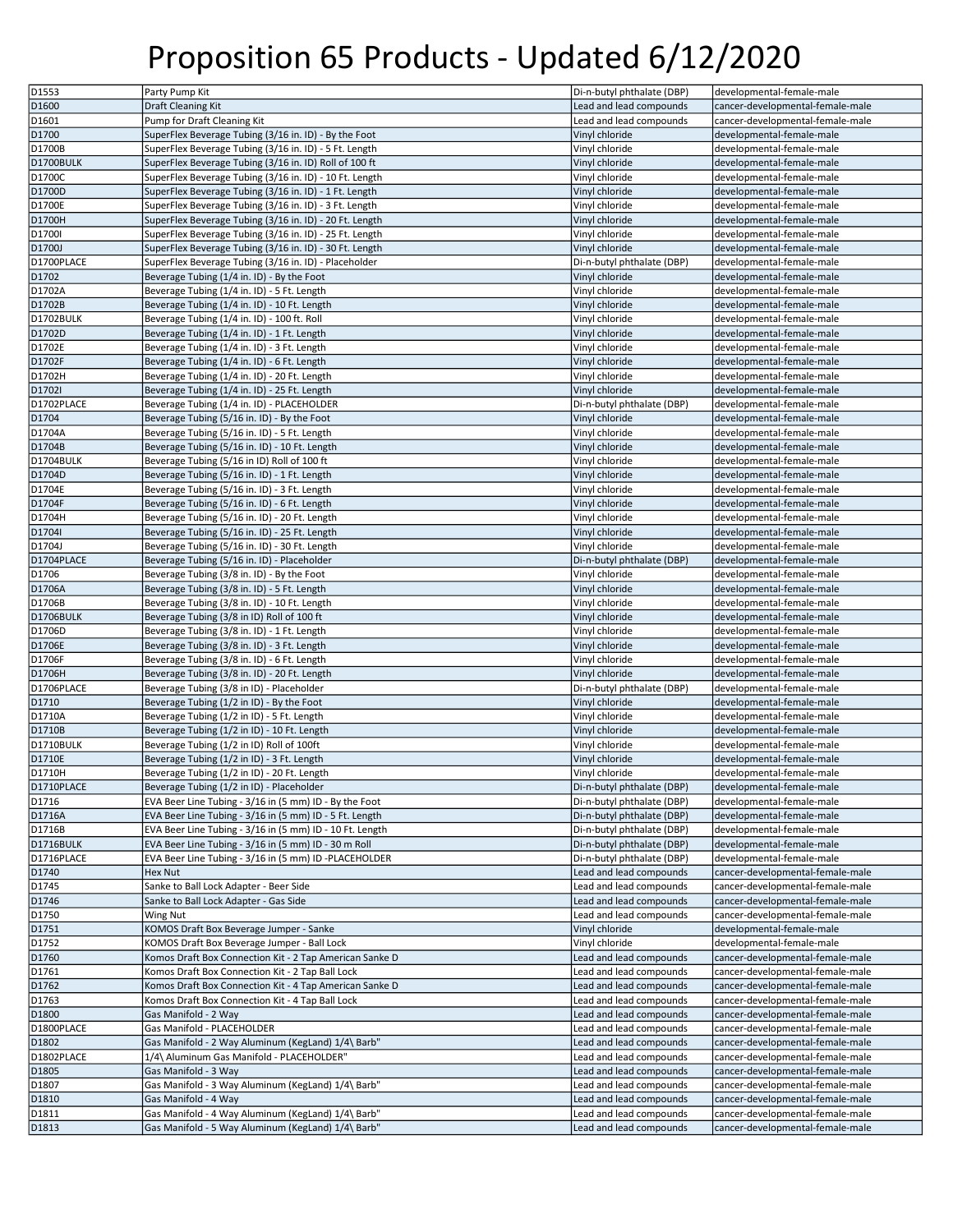# Proposition 65 Products - Updated 6/12/2020

| | | | |
|---|---|---|---|
| D1553 | Party Pump Kit | Di-n-butyl phthalate (DBP) | developmental-female-male |
| D1600 | Draft Cleaning Kit | Lead and lead compounds | cancer-developmental-female-male |
| D1601 | Pump for Draft Cleaning Kit | Lead and lead compounds | cancer-developmental-female-male |
| D1700 | SuperFlex Beverage Tubing (3/16 in. ID) - By the Foot | Vinyl chloride | developmental-female-male |
| D1700B | SuperFlex Beverage Tubing (3/16 in. ID) - 5 Ft. Length | Vinyl chloride | developmental-female-male |
| D1700BULK | SuperFlex Beverage Tubing (3/16 in. ID) Roll of 100 ft | Vinyl chloride | developmental-female-male |
| D1700C | SuperFlex Beverage Tubing (3/16 in. ID) - 10 Ft. Length | Vinyl chloride | developmental-female-male |
| D1700D | SuperFlex Beverage Tubing (3/16 in. ID) - 1 Ft. Length | Vinyl chloride | developmental-female-male |
| D1700E | SuperFlex Beverage Tubing (3/16 in. ID) - 3 Ft. Length | Vinyl chloride | developmental-female-male |
| D1700H | SuperFlex Beverage Tubing (3/16 in. ID) - 20 Ft. Length | Vinyl chloride | developmental-female-male |
| D1700I | SuperFlex Beverage Tubing (3/16 in. ID) - 25 Ft. Length | Vinyl chloride | developmental-female-male |
| D1700J | SuperFlex Beverage Tubing (3/16 in. ID) - 30 Ft. Length | Vinyl chloride | developmental-female-male |
| D1700PLACE | SuperFlex Beverage Tubing (3/16 in. ID) - Placeholder | Di-n-butyl phthalate (DBP) | developmental-female-male |
| D1702 | Beverage Tubing (1/4 in. ID) - By the Foot | Vinyl chloride | developmental-female-male |
| D1702A | Beverage Tubing (1/4 in. ID) - 5 Ft. Length | Vinyl chloride | developmental-female-male |
| D1702B | Beverage Tubing (1/4 in. ID) - 10 Ft. Length | Vinyl chloride | developmental-female-male |
| D1702BULK | Beverage Tubing (1/4 in. ID) - 100 ft. Roll | Vinyl chloride | developmental-female-male |
| D1702D | Beverage Tubing (1/4 in. ID) - 1 Ft. Length | Vinyl chloride | developmental-female-male |
| D1702E | Beverage Tubing (1/4 in. ID) - 3 Ft. Length | Vinyl chloride | developmental-female-male |
| D1702F | Beverage Tubing (1/4 in. ID) - 6 Ft. Length | Vinyl chloride | developmental-female-male |
| D1702H | Beverage Tubing (1/4 in. ID) - 20 Ft. Length | Vinyl chloride | developmental-female-male |
| D1702I | Beverage Tubing (1/4 in. ID) - 25 Ft. Length | Vinyl chloride | developmental-female-male |
| D1702PLACE | Beverage Tubing (1/4 in. ID) - PLACEHOLDER | Di-n-butyl phthalate (DBP) | developmental-female-male |
| D1704 | Beverage Tubing (5/16 in. ID) - By the Foot | Vinyl chloride | developmental-female-male |
| D1704A | Beverage Tubing (5/16 in. ID) - 5 Ft. Length | Vinyl chloride | developmental-female-male |
| D1704B | Beverage Tubing (5/16 in. ID) - 10 Ft. Length | Vinyl chloride | developmental-female-male |
| D1704BULK | Beverage Tubing (5/16 in ID) Roll of 100 ft | Vinyl chloride | developmental-female-male |
| D1704D | Beverage Tubing (5/16 in. ID) - 1 Ft. Length | Vinyl chloride | developmental-female-male |
| D1704E | Beverage Tubing (5/16 in. ID) - 3 Ft. Length | Vinyl chloride | developmental-female-male |
| D1704F | Beverage Tubing (5/16 in. ID) - 6 Ft. Length | Vinyl chloride | developmental-female-male |
| D1704H | Beverage Tubing (5/16 in. ID) - 20 Ft. Length | Vinyl chloride | developmental-female-male |
| D1704I | Beverage Tubing (5/16 in. ID) - 25 Ft. Length | Vinyl chloride | developmental-female-male |
| D1704J | Beverage Tubing (5/16 in. ID) - 30 Ft. Length | Vinyl chloride | developmental-female-male |
| D1704PLACE | Beverage Tubing (5/16 in. ID) - Placeholder | Di-n-butyl phthalate (DBP) | developmental-female-male |
| D1706 | Beverage Tubing (3/8 in. ID) - By the Foot | Vinyl chloride | developmental-female-male |
| D1706A | Beverage Tubing (3/8 in. ID) - 5 Ft. Length | Vinyl chloride | developmental-female-male |
| D1706B | Beverage Tubing (3/8 in. ID) - 10 Ft. Length | Vinyl chloride | developmental-female-male |
| D1706BULK | Beverage Tubing (3/8 in ID) Roll of 100 ft | Vinyl chloride | developmental-female-male |
| D1706D | Beverage Tubing (3/8 in. ID) - 1 Ft. Length | Vinyl chloride | developmental-female-male |
| D1706E | Beverage Tubing (3/8 in. ID) - 3 Ft. Length | Vinyl chloride | developmental-female-male |
| D1706F | Beverage Tubing (3/8 in. ID) - 6 Ft. Length | Vinyl chloride | developmental-female-male |
| D1706H | Beverage Tubing (3/8 in. ID) - 20 Ft. Length | Vinyl chloride | developmental-female-male |
| D1706PLACE | Beverage Tubing (3/8 in ID) - Placeholder | Di-n-butyl phthalate (DBP) | developmental-female-male |
| D1710 | Beverage Tubing (1/2 in ID) - By the Foot | Vinyl chloride | developmental-female-male |
| D1710A | Beverage Tubing (1/2 in ID) - 5 Ft. Length | Vinyl chloride | developmental-female-male |
| D1710B | Beverage Tubing (1/2 in ID) - 10 Ft. Length | Vinyl chloride | developmental-female-male |
| D1710BULK | Beverage Tubing (1/2 in ID) Roll of 100ft | Vinyl chloride | developmental-female-male |
| D1710E | Beverage Tubing (1/2 in ID) - 3 Ft. Length | Vinyl chloride | developmental-female-male |
| D1710H | Beverage Tubing (1/2 in ID) - 20 Ft. Length | Vinyl chloride | developmental-female-male |
| D1710PLACE | Beverage Tubing (1/2 in ID) - Placeholder | Di-n-butyl phthalate (DBP) | developmental-female-male |
| D1716 | EVA Beer Line Tubing - 3/16 in (5 mm) ID - By the Foot | Di-n-butyl phthalate (DBP) | developmental-female-male |
| D1716A | EVA Beer Line Tubing - 3/16 in (5 mm) ID - 5 Ft. Length | Di-n-butyl phthalate (DBP) | developmental-female-male |
| D1716B | EVA Beer Line Tubing - 3/16 in (5 mm) ID - 10 Ft. Length | Di-n-butyl phthalate (DBP) | developmental-female-male |
| D1716BULK | EVA Beer Line Tubing - 3/16 in (5 mm) ID - 30 m Roll | Di-n-butyl phthalate (DBP) | developmental-female-male |
| D1716PLACE | EVA Beer Line Tubing - 3/16 in (5 mm) ID -PLACEHOLDER | Di-n-butyl phthalate (DBP) | developmental-female-male |
| D1740 | Hex Nut | Lead and lead compounds | cancer-developmental-female-male |
| D1745 | Sanke to Ball Lock Adapter - Beer Side | Lead and lead compounds | cancer-developmental-female-male |
| D1746 | Sanke to Ball Lock Adapter - Gas Side | Lead and lead compounds | cancer-developmental-female-male |
| D1750 | Wing Nut | Lead and lead compounds | cancer-developmental-female-male |
| D1751 | KOMOS Draft Box Beverage Jumper - Sanke | Vinyl chloride | developmental-female-male |
| D1752 | KOMOS Draft Box Beverage Jumper - Ball Lock | Vinyl chloride | developmental-female-male |
| D1760 | Komos Draft Box Connection Kit - 2 Tap American Sanke D | Lead and lead compounds | cancer-developmental-female-male |
| D1761 | Komos Draft Box Connection Kit - 2 Tap Ball Lock | Lead and lead compounds | cancer-developmental-female-male |
| D1762 | Komos Draft Box Connection Kit - 4 Tap American Sanke D | Lead and lead compounds | cancer-developmental-female-male |
| D1763 | Komos Draft Box Connection Kit - 4 Tap Ball Lock | Lead and lead compounds | cancer-developmental-female-male |
| D1800 | Gas Manifold - 2 Way | Lead and lead compounds | cancer-developmental-female-male |
| D1800PLACE | Gas Manifold - PLACEHOLDER | Lead and lead compounds | cancer-developmental-female-male |
| D1802 | Gas Manifold - 2 Way Aluminum (KegLand) 1/4\ Barb" | Lead and lead compounds | cancer-developmental-female-male |
| D1802PLACE | 1/4\ Aluminum Gas Manifold - PLACEHOLDER" | Lead and lead compounds | cancer-developmental-female-male |
| D1805 | Gas Manifold - 3 Way | Lead and lead compounds | cancer-developmental-female-male |
| D1807 | Gas Manifold - 3 Way Aluminum (KegLand) 1/4\ Barb" | Lead and lead compounds | cancer-developmental-female-male |
| D1810 | Gas Manifold - 4 Way | Lead and lead compounds | cancer-developmental-female-male |
| D1811 | Gas Manifold - 4 Way Aluminum (KegLand) 1/4\ Barb" | Lead and lead compounds | cancer-developmental-female-male |
| D1813 | Gas Manifold - 5 Way Aluminum (KegLand) 1/4\ Barb" | Lead and lead compounds | cancer-developmental-female-male |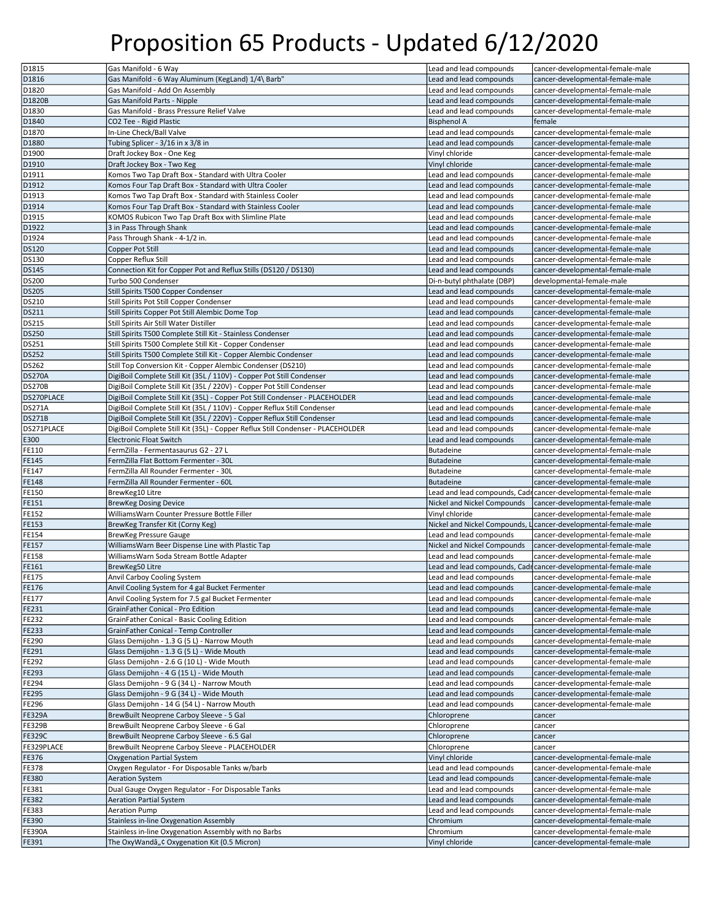# Proposition 65 Products - Updated 6/12/2020

| | | | |
|---|---|---|---|
| D1815 | Gas Manifold - 6 Way | Lead and lead compounds | cancer-developmental-female-male |
| D1816 | Gas Manifold - 6 Way Aluminum (KegLand) 1/4\ Barb" | Lead and lead compounds | cancer-developmental-female-male |
| D1820 | Gas Manifold - Add On Assembly | Lead and lead compounds | cancer-developmental-female-male |
| D1820B | Gas Manifold Parts - Nipple | Lead and lead compounds | cancer-developmental-female-male |
| D1830 | Gas Manifold - Brass Pressure Relief Valve | Lead and lead compounds | cancer-developmental-female-male |
| D1840 | CO2 Tee - Rigid Plastic | Bisphenol A | female |
| D1870 | In-Line Check/Ball Valve | Lead and lead compounds | cancer-developmental-female-male |
| D1880 | Tubing Splicer - 3/16 in x 3/8 in | Lead and lead compounds | cancer-developmental-female-male |
| D1900 | Draft Jockey Box - One Keg | Vinyl chloride | cancer-developmental-female-male |
| D1910 | Draft Jockey Box - Two Keg | Vinyl chloride | cancer-developmental-female-male |
| D1911 | Komos Two Tap Draft Box - Standard with Ultra Cooler | Lead and lead compounds | cancer-developmental-female-male |
| D1912 | Komos Four Tap Draft Box - Standard with Ultra Cooler | Lead and lead compounds | cancer-developmental-female-male |
| D1913 | Komos Two Tap Draft Box - Standard with Stainless Cooler | Lead and lead compounds | cancer-developmental-female-male |
| D1914 | Komos Four Tap Draft Box - Standard with Stainless Cooler | Lead and lead compounds | cancer-developmental-female-male |
| D1915 | KOMOS Rubicon Two Tap Draft Box with Slimline Plate | Lead and lead compounds | cancer-developmental-female-male |
| D1922 | 3 in Pass Through Shank | Lead and lead compounds | cancer-developmental-female-male |
| D1924 | Pass Through Shank - 4-1/2 in. | Lead and lead compounds | cancer-developmental-female-male |
| DS120 | Copper Pot Still | Lead and lead compounds | cancer-developmental-female-male |
| DS130 | Copper Reflux Still | Lead and lead compounds | cancer-developmental-female-male |
| DS145 | Connection Kit for Copper Pot and Reflux Stills (DS120 / DS130) | Lead and lead compounds | cancer-developmental-female-male |
| DS200 | Turbo 500 Condenser | Di-n-butyl phthalate (DBP) | developmental-female-male |
| DS205 | Still Spirits T500 Copper Condenser | Lead and lead compounds | cancer-developmental-female-male |
| DS210 | Still Spirits Pot Still Copper Condenser | Lead and lead compounds | cancer-developmental-female-male |
| DS211 | Still Spirits Copper Pot Still Alembic Dome Top | Lead and lead compounds | cancer-developmental-female-male |
| DS215 | Still Spirits Air Still Water Distiller | Lead and lead compounds | cancer-developmental-female-male |
| DS250 | Still Spirits T500 Complete Still Kit - Stainless Condenser | Lead and lead compounds | cancer-developmental-female-male |
| DS251 | Still Spirits T500 Complete Still Kit - Copper Condenser | Lead and lead compounds | cancer-developmental-female-male |
| DS252 | Still Spirits T500 Complete Still Kit - Copper Alembic Condenser | Lead and lead compounds | cancer-developmental-female-male |
| DS262 | Still Top Conversion Kit - Copper Alembic Condenser (DS210) | Lead and lead compounds | cancer-developmental-female-male |
| DS270A | DigiBoil Complete Still Kit (35L / 110V) - Copper Pot Still Condenser | Lead and lead compounds | cancer-developmental-female-male |
| DS270B | DigiBoil Complete Still Kit (35L / 220V) - Copper Pot Still Condenser | Lead and lead compounds | cancer-developmental-female-male |
| DS270PLACE | DigiBoil Complete Still Kit (35L) - Copper Pot Still Condenser - PLACEHOLDER | Lead and lead compounds | cancer-developmental-female-male |
| DS271A | DigiBoil Complete Still Kit (35L / 110V) - Copper Reflux Still Condenser | Lead and lead compounds | cancer-developmental-female-male |
| DS271B | DigiBoil Complete Still Kit (35L / 220V) - Copper Reflux Still Condenser | Lead and lead compounds | cancer-developmental-female-male |
| DS271PLACE | DigiBoil Complete Still Kit (35L) - Copper Reflux Still Condenser - PLACEHOLDER | Lead and lead compounds | cancer-developmental-female-male |
| E300 | Electronic Float Switch | Lead and lead compounds | cancer-developmental-female-male |
| FE110 | FermZilla - Fermentasaurus G2 - 27 L | Butadeine | cancer-developmental-female-male |
| FE145 | FermZilla Flat Bottom Fermenter - 30L | Butadeine | cancer-developmental-female-male |
| FE147 | FermZilla All Rounder Fermenter - 30L | Butadeine | cancer-developmental-female-male |
| FE148 | FermZilla All Rounder Fermenter - 60L | Butadeine | cancer-developmental-female-male |
| FE150 | BrewKeg10 Litre | Lead and lead compounds, Cadr | cancer-developmental-female-male |
| FE151 | BrewKeg Dosing Device | Nickel and Nickel Compounds | cancer-developmental-female-male |
| FE152 | WilliamsWarn Counter Pressure Bottle Filler | Vinyl chloride | cancer-developmental-female-male |
| FE153 | BrewKeg Transfer Kit (Corny Keg) | Nickel and Nickel Compounds, L | cancer-developmental-female-male |
| FE154 | BrewKeg Pressure Gauge | Lead and lead compounds | cancer-developmental-female-male |
| FE157 | WilliamsWarn Beer Dispense Line with Plastic Tap | Nickel and Nickel Compounds | cancer-developmental-female-male |
| FE158 | WilliamsWarn Soda Stream Bottle Adapter | Lead and lead compounds | cancer-developmental-female-male |
| FE161 | BrewKeg50 Litre | Lead and lead compounds, Cadr | cancer-developmental-female-male |
| FE175 | Anvil Carboy Cooling System | Lead and lead compounds | cancer-developmental-female-male |
| FE176 | Anvil Cooling System for 4 gal Bucket Fermenter | Lead and lead compounds | cancer-developmental-female-male |
| FE177 | Anvil Cooling System for 7.5 gal Bucket Fermenter | Lead and lead compounds | cancer-developmental-female-male |
| FE231 | GrainFather Conical - Pro Edition | Lead and lead compounds | cancer-developmental-female-male |
| FE232 | GrainFather Conical - Basic Cooling Edition | Lead and lead compounds | cancer-developmental-female-male |
| FE233 | GrainFather Conical - Temp Controller | Lead and lead compounds | cancer-developmental-female-male |
| FE290 | Glass Demijohn - 1.3 G (5 L) - Narrow Mouth | Lead and lead compounds | cancer-developmental-female-male |
| FE291 | Glass Demijohn - 1.3 G (5 L) - Wide Mouth | Lead and lead compounds | cancer-developmental-female-male |
| FE292 | Glass Demijohn - 2.6 G (10 L) - Wide Mouth | Lead and lead compounds | cancer-developmental-female-male |
| FE293 | Glass Demijohn - 4 G (15 L) - Wide Mouth | Lead and lead compounds | cancer-developmental-female-male |
| FE294 | Glass Demijohn - 9 G (34 L) - Narrow Mouth | Lead and lead compounds | cancer-developmental-female-male |
| FE295 | Glass Demijohn - 9 G (34 L) - Wide Mouth | Lead and lead compounds | cancer-developmental-female-male |
| FE296 | Glass Demijohn - 14 G (54 L) - Narrow Mouth | Lead and lead compounds | cancer-developmental-female-male |
| FE329A | BrewBuilt Neoprene Carboy Sleeve - 5 Gal | Chloroprene | cancer |
| FE329B | BrewBuilt Neoprene Carboy Sleeve - 6 Gal | Chloroprene | cancer |
| FE329C | BrewBuilt Neoprene Carboy Sleeve - 6.5 Gal | Chloroprene | cancer |
| FE329PLACE | BrewBuilt Neoprene Carboy Sleeve - PLACEHOLDER | Chloroprene | cancer |
| FE376 | Oxygenation Partial System | Vinyl chloride | cancer-developmental-female-male |
| FE378 | Oxygen Regulator - For Disposable Tanks w/barb | Lead and lead compounds | cancer-developmental-female-male |
| FE380 | Aeration System | Lead and lead compounds | cancer-developmental-female-male |
| FE381 | Dual Gauge Oxygen Regulator - For Disposable Tanks | Lead and lead compounds | cancer-developmental-female-male |
| FE382 | Aeration Partial System | Lead and lead compounds | cancer-developmental-female-male |
| FE383 | Aeration Pump | Lead and lead compounds | cancer-developmental-female-male |
| FE390 | Stainless in-line Oxygenation Assembly | Chromium | cancer-developmental-female-male |
| FE390A | Stainless in-line Oxygenation Assembly with no Barbs | Chromium | cancer-developmental-female-male |
| FE391 | The OxyWandâ„¢ Oxygenation Kit (0.5 Micron) | Vinyl chloride | cancer-developmental-female-male |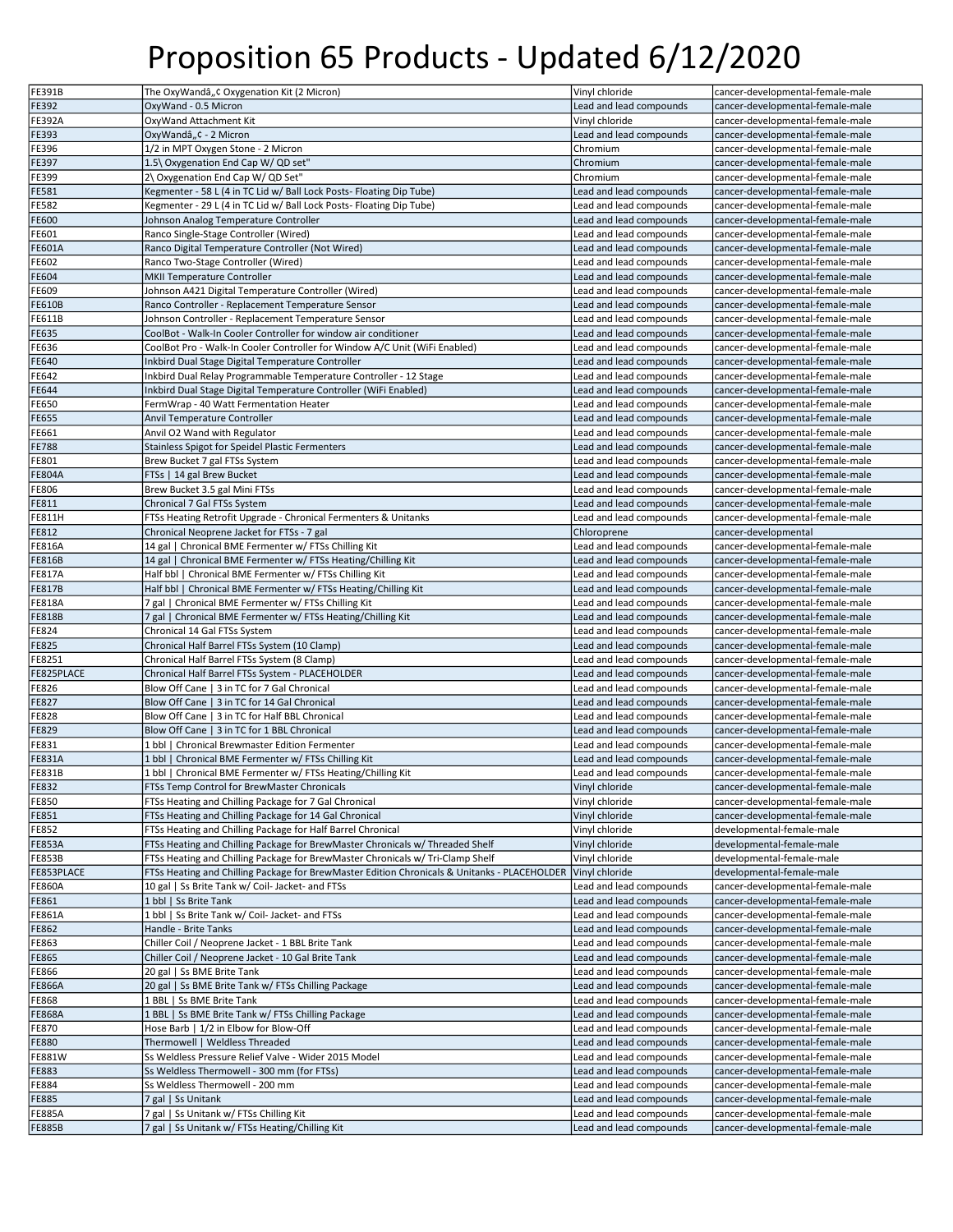# Proposition 65 Products - Updated 6/12/2020

| | | | |
|---|---|---|---|
| FE391B | The OxyWandâ„¢ Oxygenation Kit (2 Micron) | Vinyl chloride | cancer-developmental-female-male |
| FE392 | OxyWand - 0.5 Micron | Lead and lead compounds | cancer-developmental-female-male |
| FE392A | OxyWand Attachment Kit | Vinyl chloride | cancer-developmental-female-male |
| FE393 | OxyWandâ„¢ - 2 Micron | Lead and lead compounds | cancer-developmental-female-male |
| FE396 | 1/2 in MPT Oxygen Stone - 2 Micron | Chromium | cancer-developmental-female-male |
| FE397 | 1.5\ Oxygenation End Cap W/ QD set" | Chromium | cancer-developmental-female-male |
| FE399 | 2\ Oxygenation End Cap W/ QD Set" | Chromium | cancer-developmental-female-male |
| FE581 | Kegmenter - 58 L (4 in TC Lid w/ Ball Lock Posts- Floating Dip Tube) | Lead and lead compounds | cancer-developmental-female-male |
| FE582 | Kegmenter - 29 L (4 in TC Lid w/ Ball Lock Posts- Floating Dip Tube) | Lead and lead compounds | cancer-developmental-female-male |
| FE600 | Johnson Analog Temperature Controller | Lead and lead compounds | cancer-developmental-female-male |
| FE601 | Ranco Single-Stage Controller (Wired) | Lead and lead compounds | cancer-developmental-female-male |
| FE601A | Ranco Digital Temperature Controller (Not Wired) | Lead and lead compounds | cancer-developmental-female-male |
| FE602 | Ranco Two-Stage Controller (Wired) | Lead and lead compounds | cancer-developmental-female-male |
| FE604 | MKII Temperature Controller | Lead and lead compounds | cancer-developmental-female-male |
| FE609 | Johnson A421 Digital Temperature Controller (Wired) | Lead and lead compounds | cancer-developmental-female-male |
| FE610B | Ranco Controller - Replacement Temperature Sensor | Lead and lead compounds | cancer-developmental-female-male |
| FE611B | Johnson Controller - Replacement Temperature Sensor | Lead and lead compounds | cancer-developmental-female-male |
| FE635 | CoolBot - Walk-In Cooler Controller for window air conditioner | Lead and lead compounds | cancer-developmental-female-male |
| FE636 | CoolBot Pro - Walk-In Cooler Controller for Window A/C Unit (WiFi Enabled) | Lead and lead compounds | cancer-developmental-female-male |
| FE640 | Inkbird Dual Stage Digital Temperature Controller | Lead and lead compounds | cancer-developmental-female-male |
| FE642 | Inkbird Dual Relay Programmable Temperature Controller - 12 Stage | Lead and lead compounds | cancer-developmental-female-male |
| FE644 | Inkbird Dual Stage Digital Temperature Controller (WiFi Enabled) | Lead and lead compounds | cancer-developmental-female-male |
| FE650 | FermWrap - 40 Watt Fermentation Heater | Lead and lead compounds | cancer-developmental-female-male |
| FE655 | Anvil Temperature Controller | Lead and lead compounds | cancer-developmental-female-male |
| FE661 | Anvil O2 Wand with Regulator | Lead and lead compounds | cancer-developmental-female-male |
| FE788 | Stainless Spigot for Speidel Plastic Fermenters | Lead and lead compounds | cancer-developmental-female-male |
| FE801 | Brew Bucket 7 gal FTSs System | Lead and lead compounds | cancer-developmental-female-male |
| FE804A | FTSs \| 14 gal Brew Bucket | Lead and lead compounds | cancer-developmental-female-male |
| FE806 | Brew Bucket 3.5 gal Mini FTSs | Lead and lead compounds | cancer-developmental-female-male |
| FE811 | Chronical 7 Gal FTSs System | Lead and lead compounds | cancer-developmental-female-male |
| FE811H | FTSs Heating Retrofit Upgrade - Chronical Fermenters & Unitanks | Lead and lead compounds | cancer-developmental-female-male |
| FE812 | Chronical Neoprene Jacket for FTSs - 7 gal | Chloroprene | cancer-developmental |
| FE816A | 14 gal \| Chronical BME Fermenter w/ FTSs Chilling Kit | Lead and lead compounds | cancer-developmental-female-male |
| FE816B | 14 gal \| Chronical BME Fermenter w/ FTSs Heating/Chilling Kit | Lead and lead compounds | cancer-developmental-female-male |
| FE817A | Half bbl \| Chronical BME Fermenter w/ FTSs Chilling Kit | Lead and lead compounds | cancer-developmental-female-male |
| FE817B | Half bbl \| Chronical BME Fermenter w/ FTSs Heating/Chilling Kit | Lead and lead compounds | cancer-developmental-female-male |
| FE818A | 7 gal \| Chronical BME Fermenter w/ FTSs Chilling Kit | Lead and lead compounds | cancer-developmental-female-male |
| FE818B | 7 gal \| Chronical BME Fermenter w/ FTSs Heating/Chilling Kit | Lead and lead compounds | cancer-developmental-female-male |
| FE824 | Chronical 14 Gal FTSs System | Lead and lead compounds | cancer-developmental-female-male |
| FE825 | Chronical Half Barrel FTSs System (10 Clamp) | Lead and lead compounds | cancer-developmental-female-male |
| FE8251 | Chronical Half Barrel FTSs System (8 Clamp) | Lead and lead compounds | cancer-developmental-female-male |
| FE825PLACE | Chronical Half Barrel FTSs System - PLACEHOLDER | Lead and lead compounds | cancer-developmental-female-male |
| FE826 | Blow Off Cane \| 3 in TC for 7 Gal Chronical | Lead and lead compounds | cancer-developmental-female-male |
| FE827 | Blow Off Cane \| 3 in TC for 14 Gal Chronical | Lead and lead compounds | cancer-developmental-female-male |
| FE828 | Blow Off Cane \| 3 in TC for Half BBL Chronical | Lead and lead compounds | cancer-developmental-female-male |
| FE829 | Blow Off Cane \| 3 in TC for 1 BBL Chronical | Lead and lead compounds | cancer-developmental-female-male |
| FE831 | 1 bbl \| Chronical Brewmaster Edition Fermenter | Lead and lead compounds | cancer-developmental-female-male |
| FE831A | 1 bbl \| Chronical BME Fermenter w/ FTSs Chilling Kit | Lead and lead compounds | cancer-developmental-female-male |
| FE831B | 1 bbl \| Chronical BME Fermenter w/ FTSs Heating/Chilling Kit | Lead and lead compounds | cancer-developmental-female-male |
| FE832 | FTSs Temp Control for BrewMaster Chronicals | Vinyl chloride | cancer-developmental-female-male |
| FE850 | FTSs Heating and Chilling Package for 7 Gal Chronical | Vinyl chloride | cancer-developmental-female-male |
| FE851 | FTSs Heating and Chilling Package for 14 Gal Chronical | Vinyl chloride | cancer-developmental-female-male |
| FE852 | FTSs Heating and Chilling Package for Half Barrel Chronical | Vinyl chloride | developmental-female-male |
| FE853A | FTSs Heating and Chilling Package for BrewMaster Chronicals w/ Threaded Shelf | Vinyl chloride | developmental-female-male |
| FE853B | FTSs Heating and Chilling Package for BrewMaster Chronicals w/ Tri-Clamp Shelf | Vinyl chloride | developmental-female-male |
| FE853PLACE | FTSs Heating and Chilling Package for BrewMaster Edition Chronicals & Unitanks - PLACEHOLDER | Vinyl chloride | developmental-female-male |
| FE860A | 10 gal \| Ss Brite Tank w/ Coil- Jacket- and FTSs | Lead and lead compounds | cancer-developmental-female-male |
| FE861 | 1 bbl \| Ss Brite Tank | Lead and lead compounds | cancer-developmental-female-male |
| FE861A | 1 bbl \| Ss Brite Tank w/ Coil- Jacket- and FTSs | Lead and lead compounds | cancer-developmental-female-male |
| FE862 | Handle - Brite Tanks | Lead and lead compounds | cancer-developmental-female-male |
| FE863 | Chiller Coil / Neoprene Jacket - 1 BBL Brite Tank | Lead and lead compounds | cancer-developmental-female-male |
| FE865 | Chiller Coil / Neoprene Jacket - 10 Gal Brite Tank | Lead and lead compounds | cancer-developmental-female-male |
| FE866 | 20 gal \| Ss BME Brite Tank | Lead and lead compounds | cancer-developmental-female-male |
| FE866A | 20 gal \| Ss BME Brite Tank w/ FTSs Chilling Package | Lead and lead compounds | cancer-developmental-female-male |
| FE868 | 1 BBL \| Ss BME Brite Tank | Lead and lead compounds | cancer-developmental-female-male |
| FE868A | 1 BBL \| Ss BME Brite Tank w/ FTSs Chilling Package | Lead and lead compounds | cancer-developmental-female-male |
| FE870 | Hose Barb \| 1/2 in Elbow for Blow-Off | Lead and lead compounds | cancer-developmental-female-male |
| FE880 | Thermowell \| Weldless Threaded | Lead and lead compounds | cancer-developmental-female-male |
| FE881W | Ss Weldless Pressure Relief Valve - Wider 2015 Model | Lead and lead compounds | cancer-developmental-female-male |
| FE883 | Ss Weldless Thermowell - 300 mm (for FTSs) | Lead and lead compounds | cancer-developmental-female-male |
| FE884 | Ss Weldless Thermowell - 200 mm | Lead and lead compounds | cancer-developmental-female-male |
| FE885 | 7 gal \| Ss Unitank | Lead and lead compounds | cancer-developmental-female-male |
| FE885A | 7 gal \| Ss Unitank w/ FTSs Chilling Kit | Lead and lead compounds | cancer-developmental-female-male |
| FE885B | 7 gal \| Ss Unitank w/ FTSs Heating/Chilling Kit | Lead and lead compounds | cancer-developmental-female-male |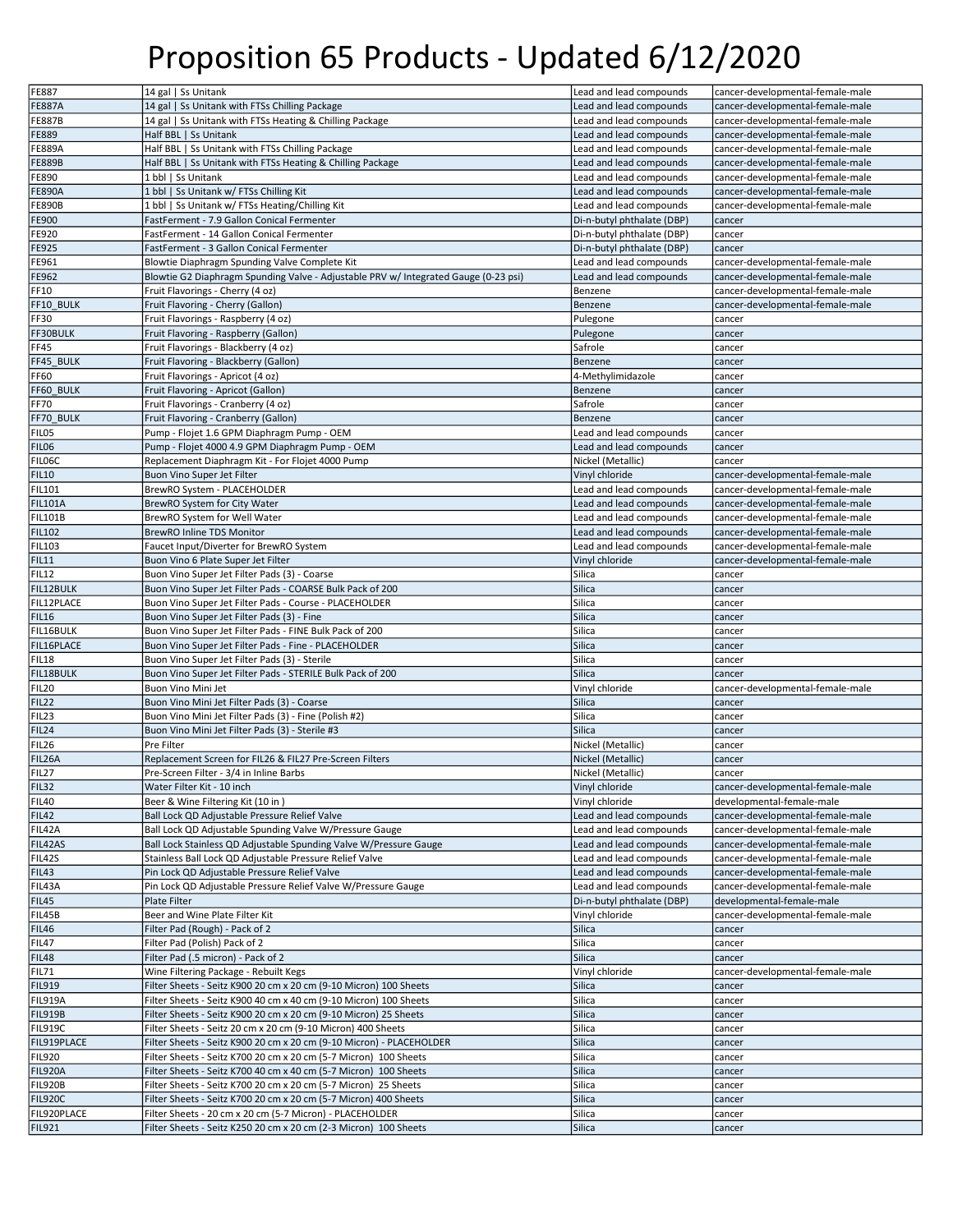# Proposition 65 Products - Updated 6/12/2020

| | | | |
|---|---|---|---|
| FE887 | 14 gal \| Ss Unitank | Lead and lead compounds | cancer-developmental-female-male |
| FE887A | 14 gal \| Ss Unitank with FTSs Chilling Package | Lead and lead compounds | cancer-developmental-female-male |
| FE887B | 14 gal \| Ss Unitank with FTSs Heating & Chilling Package | Lead and lead compounds | cancer-developmental-female-male |
| FE889 | Half BBL \| Ss Unitank | Lead and lead compounds | cancer-developmental-female-male |
| FE889A | Half BBL \| Ss Unitank with FTSs Chilling Package | Lead and lead compounds | cancer-developmental-female-male |
| FE889B | Half BBL \| Ss Unitank with FTSs Heating & Chilling Package | Lead and lead compounds | cancer-developmental-female-male |
| FE890 | 1 bbl \| Ss Unitank | Lead and lead compounds | cancer-developmental-female-male |
| FE890A | 1 bbl \| Ss Unitank w/ FTSs Chilling Kit | Lead and lead compounds | cancer-developmental-female-male |
| FE890B | 1 bbl \| Ss Unitank w/ FTSs Heating/Chilling Kit | Lead and lead compounds | cancer-developmental-female-male |
| FE900 | FastFerment - 7.9 Gallon Conical Fermenter | Di-n-butyl phthalate (DBP) | cancer |
| FE920 | FastFerment - 14 Gallon Conical Fermenter | Di-n-butyl phthalate (DBP) | cancer |
| FE925 | FastFerment - 3 Gallon Conical Fermenter | Di-n-butyl phthalate (DBP) | cancer |
| FE961 | Blowtie Diaphragm Spunding Valve Complete Kit | Lead and lead compounds | cancer-developmental-female-male |
| FE962 | Blowtie G2 Diaphragm Spunding Valve - Adjustable PRV w/ Integrated Gauge (0-23 psi) | Lead and lead compounds | cancer-developmental-female-male |
| FF10 | Fruit Flavorings - Cherry (4 oz) | Benzene | cancer-developmental-female-male |
| FF10_BULK | Fruit Flavoring - Cherry (Gallon) | Benzene | cancer-developmental-female-male |
| FF30 | Fruit Flavorings - Raspberry (4 oz) | Pulegone | cancer |
| FF30BULK | Fruit Flavoring - Raspberry (Gallon) | Pulegone | cancer |
| FF45 | Fruit Flavorings - Blackberry (4 oz) | Safrole | cancer |
| FF45_BULK | Fruit Flavoring - Blackberry (Gallon) | Benzene | cancer |
| FF60 | Fruit Flavorings - Apricot (4 oz) | 4-Methylimidazole | cancer |
| FF60_BULK | Fruit Flavoring - Apricot (Gallon) | Benzene | cancer |
| FF70 | Fruit Flavorings - Cranberry (4 oz) | Safrole | cancer |
| FF70_BULK | Fruit Flavoring - Cranberry (Gallon) | Benzene | cancer |
| FIL05 | Pump - Flojet 1.6 GPM Diaphragm Pump - OEM | Lead and lead compounds | cancer |
| FIL06 | Pump - Flojet 4000 4.9 GPM Diaphragm Pump - OEM | Lead and lead compounds | cancer |
| FIL06C | Replacement Diaphragm Kit - For Flojet 4000 Pump | Nickel (Metallic) | cancer |
| FIL10 | Buon Vino Super Jet Filter | Vinyl chloride | cancer-developmental-female-male |
| FIL101 | BrewRO System - PLACEHOLDER | Lead and lead compounds | cancer-developmental-female-male |
| FIL101A | BrewRO System for City Water | Lead and lead compounds | cancer-developmental-female-male |
| FIL101B | BrewRO System for Well Water | Lead and lead compounds | cancer-developmental-female-male |
| FIL102 | BrewRO Inline TDS Monitor | Lead and lead compounds | cancer-developmental-female-male |
| FIL103 | Faucet Input/Diverter for BrewRO System | Lead and lead compounds | cancer-developmental-female-male |
| FIL11 | Buon Vino 6 Plate Super Jet Filter | Vinyl chloride | cancer-developmental-female-male |
| FIL12 | Buon Vino Super Jet Filter Pads (3) - Coarse | Silica | cancer |
| FIL12BULK | Buon Vino Super Jet Filter Pads - COARSE Bulk Pack of 200 | Silica | cancer |
| FIL12PLACE | Buon Vino Super Jet Filter Pads - Course - PLACEHOLDER | Silica | cancer |
| FIL16 | Buon Vino Super Jet Filter Pads (3) - Fine | Silica | cancer |
| FIL16BULK | Buon Vino Super Jet Filter Pads - FINE Bulk Pack of 200 | Silica | cancer |
| FIL16PLACE | Buon Vino Super Jet Filter Pads - Fine - PLACEHOLDER | Silica | cancer |
| FIL18 | Buon Vino Super Jet Filter Pads (3) - Sterile | Silica | cancer |
| FIL18BULK | Buon Vino Super Jet Filter Pads - STERILE Bulk Pack of 200 | Silica | cancer |
| FIL20 | Buon Vino Mini Jet | Vinyl chloride | cancer-developmental-female-male |
| FIL22 | Buon Vino Mini Jet Filter Pads (3) - Coarse | Silica | cancer |
| FIL23 | Buon Vino Mini Jet Filter Pads (3) - Fine (Polish #2) | Silica | cancer |
| FIL24 | Buon Vino Mini Jet Filter Pads (3) - Sterile #3 | Silica | cancer |
| FIL26 | Pre Filter | Nickel (Metallic) | cancer |
| FIL26A | Replacement Screen for FIL26 & FIL27 Pre-Screen Filters | Nickel (Metallic) | cancer |
| FIL27 | Pre-Screen Filter - 3/4 in Inline Barbs | Nickel (Metallic) | cancer |
| FIL32 | Water Filter Kit - 10 inch | Vinyl chloride | cancer-developmental-female-male |
| FIL40 | Beer & Wine Filtering Kit (10 in ) | Vinyl chloride | developmental-female-male |
| FIL42 | Ball Lock QD Adjustable Pressure Relief Valve | Lead and lead compounds | cancer-developmental-female-male |
| FIL42A | Ball Lock QD Adjustable Spunding Valve W/Pressure Gauge | Lead and lead compounds | cancer-developmental-female-male |
| FIL42AS | Ball Lock Stainless QD Adjustable Spunding Valve W/Pressure Gauge | Lead and lead compounds | cancer-developmental-female-male |
| FIL42S | Stainless Ball Lock QD Adjustable Pressure Relief Valve | Lead and lead compounds | cancer-developmental-female-male |
| FIL43 | Pin Lock QD Adjustable Pressure Relief Valve | Lead and lead compounds | cancer-developmental-female-male |
| FIL43A | Pin Lock QD Adjustable Pressure Relief Valve W/Pressure Gauge | Lead and lead compounds | cancer-developmental-female-male |
| FIL45 | Plate Filter | Di-n-butyl phthalate (DBP) | developmental-female-male |
| FIL45B | Beer and Wine Plate Filter Kit | Vinyl chloride | cancer-developmental-female-male |
| FIL46 | Filter Pad (Rough) - Pack of 2 | Silica | cancer |
| FIL47 | Filter Pad (Polish) Pack of 2 | Silica | cancer |
| FIL48 | Filter Pad (.5 micron) - Pack of 2 | Silica | cancer |
| FIL71 | Wine Filtering Package - Rebuilt Kegs | Vinyl chloride | cancer-developmental-female-male |
| FIL919 | Filter Sheets - Seitz K900 20 cm x 20 cm (9-10 Micron) 100 Sheets | Silica | cancer |
| FIL919A | Filter Sheets - Seitz K900 40 cm x 40 cm (9-10 Micron) 100 Sheets | Silica | cancer |
| FIL919B | Filter Sheets - Seitz K900 20 cm x 20 cm (9-10 Micron) 25 Sheets | Silica | cancer |
| FIL919C | Filter Sheets - Seitz 20 cm x 20 cm (9-10 Micron) 400 Sheets | Silica | cancer |
| FIL919PLACE | Filter Sheets - Seitz K900 20 cm x 20 cm (9-10 Micron) - PLACEHOLDER | Silica | cancer |
| FIL920 | Filter Sheets - Seitz K700 20 cm x 20 cm (5-7 Micron) 100 Sheets | Silica | cancer |
| FIL920A | Filter Sheets - Seitz K700 40 cm x 40 cm (5-7 Micron) 100 Sheets | Silica | cancer |
| FIL920B | Filter Sheets - Seitz K700 20 cm x 20 cm (5-7 Micron) 25 Sheets | Silica | cancer |
| FIL920C | Filter Sheets - Seitz K700 20 cm x 20 cm (5-7 Micron) 400 Sheets | Silica | cancer |
| FIL920PLACE | Filter Sheets - 20 cm x 20 cm (5-7 Micron) - PLACEHOLDER | Silica | cancer |
| FIL921 | Filter Sheets - Seitz K250 20 cm x 20 cm (2-3 Micron) 100 Sheets | Silica | cancer |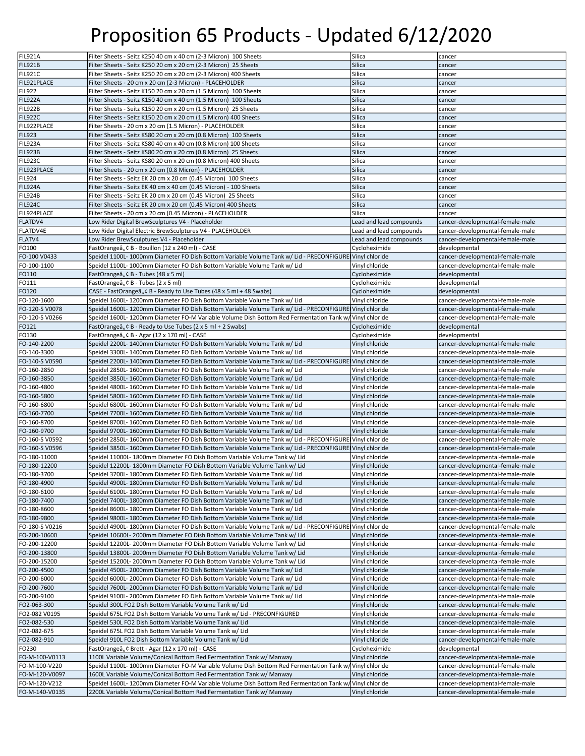# Proposition 65 Products - Updated 6/12/2020

| | | | |
|---|---|---|---|
| FIL921A | Filter Sheets - Seitz K250 40 cm x 40 cm (2-3 Micron) 100 Sheets | Silica | cancer |
| FIL921B | Filter Sheets - Seitz K250 20 cm x 20 cm (2-3 Micron) 25 Sheets | Silica | cancer |
| FIL921C | Filter Sheets - Seitz K250 20 cm x 20 cm (2-3 Micron) 400 Sheets | Silica | cancer |
| FIL921PLACE | Filter Sheets - 20 cm x 20 cm (2-3 Micron) - PLACEHOLDER | Silica | cancer |
| FIL922 | Filter Sheets - Seitz K150 20 cm x 20 cm (1.5 Micron) 100 Sheets | Silica | cancer |
| FIL922A | Filter Sheets - Seitz K150 40 cm x 40 cm (1.5 Micron) 100 Sheets | Silica | cancer |
| FIL922B | Filter Sheets - Seitz K150 20 cm x 20 cm (1.5 Micron) 25 Sheets | Silica | cancer |
| FIL922C | Filter Sheets - Seitz K150 20 cm x 20 cm (1.5 Micron) 400 Sheets | Silica | cancer |
| FIL922PLACE | Filter Sheets - 20 cm x 20 cm (1.5 Micron) - PLACEHOLDER | Silica | cancer |
| FIL923 | Filter Sheets - Seitz KS80 20 cm x 20 cm (0.8 Micron) 100 Sheets | Silica | cancer |
| FIL923A | Filter Sheets - Seitz KS80 40 cm x 40 cm (0.8 Micron) 100 Sheets | Silica | cancer |
| FIL923B | Filter Sheets - Seitz KS80 20 cm x 20 cm (0.8 Micron) 25 Sheets | Silica | cancer |
| FIL923C | Filter Sheets - Seitz KS80 20 cm x 20 cm (0.8 Micron) 400 Sheets | Silica | cancer |
| FIL923PLACE | Filter Sheets - 20 cm x 20 cm (0.8 Micron) - PLACEHOLDER | Silica | cancer |
| FIL924 | Filter Sheets - Seitz EK 20 cm x 20 cm (0.45 Micron) 100 Sheets | Silica | cancer |
| FIL924A | Filter Sheets - Seitz EK 40 cm x 40 cm (0.45 Micron) - 100 Sheets | Silica | cancer |
| FIL924B | Filter Sheets - Seitz EK 20 cm x 20 cm (0.45 Micron) 25 Sheets | Silica | cancer |
| FIL924C | Filter Sheets - Seitz EK 20 cm x 20 cm (0.45 Micron) 400 Sheets | Silica | cancer |
| FIL924PLACE | Filter Sheets - 20 cm x 20 cm (0.45 Micron) - PLACEHOLDER | Silica | cancer |
| FLATDV4 | Low Rider Digital BrewSculptures V4 - Placeholder | Lead and lead compounds | cancer-developmental-female-male |
| FLATDV4E | Low Rider Digital Electric BrewSculptures V4 - PLACEHOLDER | Lead and lead compounds | cancer-developmental-female-male |
| FLATV4 | Low Rider BrewSculptures V4 - Placeholder | Lead and lead compounds | cancer-developmental-female-male |
| FO100 | FastOrangeâ„¢ B - Bouillon (12 x 240 ml) - CASE | Cycloheximide | developmental |
| FO-100 V0433 | Speidel 1100L- 1000mm Diameter FO Dish Bottom Variable Volume Tank w/ Lid - PRECONFIGURE | Vinyl chloride | cancer-developmental-female-male |
| FO-100-1100 | Speidel 1100L- 1000mm Diameter FO Dish Bottom Variable Volume Tank w/ Lid | Vinyl chloride | cancer-developmental-female-male |
| FO110 | FastOrangeâ„¢ B - Tubes (48 x 5 ml) | Cycloheximide | developmental |
| FO111 | FastOrangeâ„¢ B - Tubes (2 x 5 ml) | Cycloheximide | developmental |
| FO120 | CASE - FastOrangeâ„¢ B - Ready to Use Tubes (48 x 5 ml + 48 Swabs) | Cycloheximide | developmental |
| FO-120-1600 | Speidel 1600L- 1200mm Diameter FO Dish Bottom Variable Volume Tank w/ Lid | Vinyl chloride | cancer-developmental-female-male |
| FO-120-S V0078 | Speidel 1600L- 1200mm Diameter FO Dish Bottom Variable Volume Tank w/ Lid - PRECONFIGURE | Vinyl chloride | cancer-developmental-female-male |
| FO-120-S V0266 | Speidel 1600L- 1200mm Diameter FO-M Variable Volume Dish Bottom Red Fermentation Tank w/ | Vinyl chloride | cancer-developmental-female-male |
| FO121 | FastOrangeâ„¢ B - Ready to Use Tubes (2 x 5 ml + 2 Swabs) | Cycloheximide | developmental |
| FO130 | FastOrangeâ„¢ B - Agar (12 x 170 ml) - CASE | Cycloheximide | developmental |
| FO-140-2200 | Speidel 2200L- 1400mm Diameter FO Dish Bottom Variable Volume Tank w/ Lid | Vinyl chloride | cancer-developmental-female-male |
| FO-140-3300 | Speidel 3300L- 1400mm Diameter FO Dish Bottom Variable Volume Tank w/ Lid | Vinyl chloride | cancer-developmental-female-male |
| FO-140-S V0590 | Speidel 2200L- 1400mm Diameter FO Dish Bottom Variable Volume Tank w/ Lid - PRECONFIGURE | Vinyl chloride | cancer-developmental-female-male |
| FO-160-2850 | Speidel 2850L- 1600mm Diameter FO Dish Bottom Variable Volume Tank w/ Lid | Vinyl chloride | cancer-developmental-female-male |
| FO-160-3850 | Speidel 3850L- 1600mm Diameter FO Dish Bottom Variable Volume Tank w/ Lid | Vinyl chloride | cancer-developmental-female-male |
| FO-160-4800 | Speidel 4800L- 1600mm Diameter FO Dish Bottom Variable Volume Tank w/ Lid | Vinyl chloride | cancer-developmental-female-male |
| FO-160-5800 | Speidel 5800L- 1600mm Diameter FO Dish Bottom Variable Volume Tank w/ Lid | Vinyl chloride | cancer-developmental-female-male |
| FO-160-6800 | Speidel 6800L- 1600mm Diameter FO Dish Bottom Variable Volume Tank w/ Lid | Vinyl chloride | cancer-developmental-female-male |
| FO-160-7700 | Speidel 7700L- 1600mm Diameter FO Dish Bottom Variable Volume Tank w/ Lid | Vinyl chloride | cancer-developmental-female-male |
| FO-160-8700 | Speidel 8700L- 1600mm Diameter FO Dish Bottom Variable Volume Tank w/ Lid | Vinyl chloride | cancer-developmental-female-male |
| FO-160-9700 | Speidel 9700L- 1600mm Diameter FO Dish Bottom Variable Volume Tank w/ Lid | Vinyl chloride | cancer-developmental-female-male |
| FO-160-S V0592 | Speidel 2850L- 1600mm Diameter FO Dish Bottom Variable Volume Tank w/ Lid - PRECONFIGURE | Vinyl chloride | cancer-developmental-female-male |
| FO-160-S V0596 | Speidel 3850L- 1600mm Diameter FO Dish Bottom Variable Volume Tank w/ Lid - PRECONFIGURE | Vinyl chloride | cancer-developmental-female-male |
| FO-180-11000 | Speidel 11000L- 1800mm Diameter FO Dish Bottom Variable Volume Tank w/ Lid | Vinyl chloride | cancer-developmental-female-male |
| FO-180-12200 | Speidel 12200L- 1800mm Diameter FO Dish Bottom Variable Volume Tank w/ Lid | Vinyl chloride | cancer-developmental-female-male |
| FO-180-3700 | Speidel 3700L- 1800mm Diameter FO Dish Bottom Variable Volume Tank w/ Lid | Vinyl chloride | cancer-developmental-female-male |
| FO-180-4900 | Speidel 4900L- 1800mm Diameter FO Dish Bottom Variable Volume Tank w/ Lid | Vinyl chloride | cancer-developmental-female-male |
| FO-180-6100 | Speidel 6100L- 1800mm Diameter FO Dish Bottom Variable Volume Tank w/ Lid | Vinyl chloride | cancer-developmental-female-male |
| FO-180-7400 | Speidel 7400L- 1800mm Diameter FO Dish Bottom Variable Volume Tank w/ Lid | Vinyl chloride | cancer-developmental-female-male |
| FO-180-8600 | Speidel 8600L- 1800mm Diameter FO Dish Bottom Variable Volume Tank w/ Lid | Vinyl chloride | cancer-developmental-female-male |
| FO-180-9800 | Speidel 9800L- 1800mm Diameter FO Dish Bottom Variable Volume Tank w/ Lid | Vinyl chloride | cancer-developmental-female-male |
| FO-180-S V0216 | Speidel 4900L- 1800mm Diameter FO Dish Bottom Variable Volume Tank w/ Lid - PRECONFIGURE | Vinyl chloride | cancer-developmental-female-male |
| FO-200-10600 | Speidel 10600L- 2000mm Diameter FO Dish Bottom Variable Volume Tank w/ Lid | Vinyl chloride | cancer-developmental-female-male |
| FO-200-12200 | Speidel 12200L- 2000mm Diameter FO Dish Bottom Variable Volume Tank w/ Lid | Vinyl chloride | cancer-developmental-female-male |
| FO-200-13800 | Speidel 13800L- 2000mm Diameter FO Dish Bottom Variable Volume Tank w/ Lid | Vinyl chloride | cancer-developmental-female-male |
| FO-200-15200 | Speidel 15200L- 2000mm Diameter FO Dish Bottom Variable Volume Tank w/ Lid | Vinyl chloride | cancer-developmental-female-male |
| FO-200-4500 | Speidel 4500L- 2000mm Diameter FO Dish Bottom Variable Volume Tank w/ Lid | Vinyl chloride | cancer-developmental-female-male |
| FO-200-6000 | Speidel 6000L- 2000mm Diameter FO Dish Bottom Variable Volume Tank w/ Lid | Vinyl chloride | cancer-developmental-female-male |
| FO-200-7600 | Speidel 7600L- 2000mm Diameter FO Dish Bottom Variable Volume Tank w/ Lid | Vinyl chloride | cancer-developmental-female-male |
| FO-200-9100 | Speidel 9100L- 2000mm Diameter FO Dish Bottom Variable Volume Tank w/ Lid | Vinyl chloride | cancer-developmental-female-male |
| FO2-063-300 | Speidel 300L FO2 Dish Bottom Variable Volume Tank w/ Lid | Vinyl chloride | cancer-developmental-female-male |
| FO2-082 V0195 | Speidel 675L FO2 Dish Bottom Variable Volume Tank w/ Lid - PRECONFIGURED | Vinyl chloride | cancer-developmental-female-male |
| FO2-082-530 | Speidel 530L FO2 Dish Bottom Variable Volume Tank w/ Lid | Vinyl chloride | cancer-developmental-female-male |
| FO2-082-675 | Speidel 675L FO2 Dish Bottom Variable Volume Tank w/ Lid | Vinyl chloride | cancer-developmental-female-male |
| FO2-082-910 | Speidel 910L FO2 Dish Bottom Variable Volume Tank w/ Lid | Vinyl chloride | cancer-developmental-female-male |
| FO230 | FastOrangeâ„¢ Brett - Agar (12 x 170 ml) - CASE | Cycloheximide | developmental |
| FO-M-100-V0113 | 1100L Variable Volume/Conical Bottom Red Fermentation Tank w/ Manway | Vinyl chloride | cancer-developmental-female-male |
| FO-M-100-V220 | Speidel 1100L- 1000mm Diameter FO-M Variable Volume Dish Bottom Red Fermentation Tank w/ | Vinyl chloride | cancer-developmental-female-male |
| FO-M-120-V0097 | 1600L Variable Volume/Conical Bottom Red Fermentation Tank w/ Manway | Vinyl chloride | cancer-developmental-female-male |
| FO-M-120-V212 | Speidel 1600L- 1200mm Diameter FO-M Variable Volume Dish Bottom Red Fermentation Tank w/ | Vinyl chloride | cancer-developmental-female-male |
| FO-M-140-V0135 | 2200L Variable Volume/Conical Bottom Red Fermentation Tank w/ Manway | Vinyl chloride | cancer-developmental-female-male |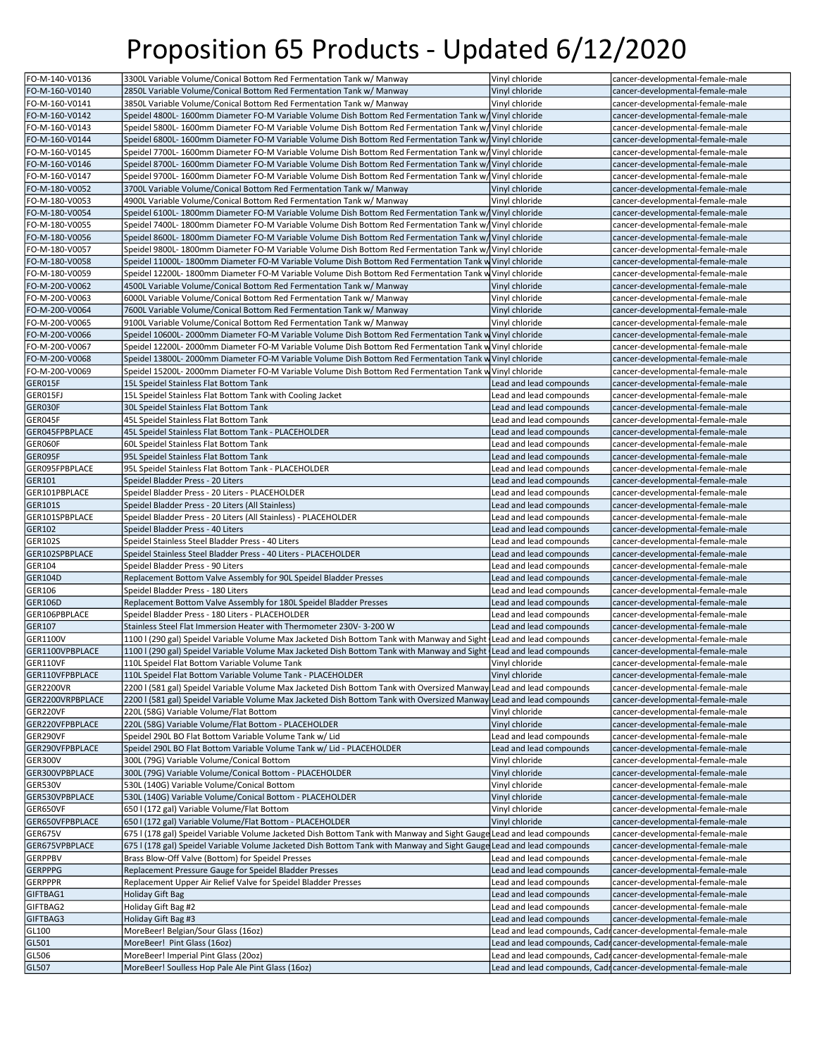# Proposition 65 Products - Updated 6/12/2020

| | | | |
|---|---|---|---|
| FO-M-140-V0136 | 3300L Variable Volume/Conical Bottom Red Fermentation Tank w/ Manway | Vinyl chloride | cancer-developmental-female-male |
| FO-M-160-V0140 | 2850L Variable Volume/Conical Bottom Red Fermentation Tank w/ Manway | Vinyl chloride | cancer-developmental-female-male |
| FO-M-160-V0141 | 3850L Variable Volume/Conical Bottom Red Fermentation Tank w/ Manway | Vinyl chloride | cancer-developmental-female-male |
| FO-M-160-V0142 | Speidel 4800L- 1600mm Diameter FO-M Variable Volume Dish Bottom Red Fermentation Tank w/ | Vinyl chloride | cancer-developmental-female-male |
| FO-M-160-V0143 | Speidel 5800L- 1600mm Diameter FO-M Variable Volume Dish Bottom Red Fermentation Tank w/ | Vinyl chloride | cancer-developmental-female-male |
| FO-M-160-V0144 | Speidel 6800L- 1600mm Diameter FO-M Variable Volume Dish Bottom Red Fermentation Tank w/ | Vinyl chloride | cancer-developmental-female-male |
| FO-M-160-V0145 | Speidel 7700L- 1600mm Diameter FO-M Variable Volume Dish Bottom Red Fermentation Tank w/ | Vinyl chloride | cancer-developmental-female-male |
| FO-M-160-V0146 | Speidel 8700L- 1600mm Diameter FO-M Variable Volume Dish Bottom Red Fermentation Tank w/ | Vinyl chloride | cancer-developmental-female-male |
| FO-M-160-V0147 | Speidel 9700L- 1600mm Diameter FO-M Variable Volume Dish Bottom Red Fermentation Tank w/ | Vinyl chloride | cancer-developmental-female-male |
| FO-M-180-V0052 | 3700L Variable Volume/Conical Bottom Red Fermentation Tank w/ Manway | Vinyl chloride | cancer-developmental-female-male |
| FO-M-180-V0053 | 4900L Variable Volume/Conical Bottom Red Fermentation Tank w/ Manway | Vinyl chloride | cancer-developmental-female-male |
| FO-M-180-V0054 | Speidel 6100L- 1800mm Diameter FO-M Variable Volume Dish Bottom Red Fermentation Tank w/ | Vinyl chloride | cancer-developmental-female-male |
| FO-M-180-V0055 | Speidel 7400L- 1800mm Diameter FO-M Variable Volume Dish Bottom Red Fermentation Tank w/ | Vinyl chloride | cancer-developmental-female-male |
| FO-M-180-V0056 | Speidel 8600L- 1800mm Diameter FO-M Variable Volume Dish Bottom Red Fermentation Tank w/ | Vinyl chloride | cancer-developmental-female-male |
| FO-M-180-V0057 | Speidel 9800L- 1800mm Diameter FO-M Variable Volume Dish Bottom Red Fermentation Tank w/ | Vinyl chloride | cancer-developmental-female-male |
| FO-M-180-V0058 | Speidel 11000L- 1800mm Diameter FO-M Variable Volume Dish Bottom Red Fermentation Tank w | Vinyl chloride | cancer-developmental-female-male |
| FO-M-180-V0059 | Speidel 12200L- 1800mm Diameter FO-M Variable Volume Dish Bottom Red Fermentation Tank w | Vinyl chloride | cancer-developmental-female-male |
| FO-M-200-V0062 | 4500L Variable Volume/Conical Bottom Red Fermentation Tank w/ Manway | Vinyl chloride | cancer-developmental-female-male |
| FO-M-200-V0063 | 6000L Variable Volume/Conical Bottom Red Fermentation Tank w/ Manway | Vinyl chloride | cancer-developmental-female-male |
| FO-M-200-V0064 | 7600L Variable Volume/Conical Bottom Red Fermentation Tank w/ Manway | Vinyl chloride | cancer-developmental-female-male |
| FO-M-200-V0065 | 9100L Variable Volume/Conical Bottom Red Fermentation Tank w/ Manway | Vinyl chloride | cancer-developmental-female-male |
| FO-M-200-V0066 | Speidel 10600L- 2000mm Diameter FO-M Variable Volume Dish Bottom Red Fermentation Tank w | Vinyl chloride | cancer-developmental-female-male |
| FO-M-200-V0067 | Speidel 12200L- 2000mm Diameter FO-M Variable Volume Dish Bottom Red Fermentation Tank w | Vinyl chloride | cancer-developmental-female-male |
| FO-M-200-V0068 | Speidel 13800L- 2000mm Diameter FO-M Variable Volume Dish Bottom Red Fermentation Tank w | Vinyl chloride | cancer-developmental-female-male |
| FO-M-200-V0069 | Speidel 15200L- 2000mm Diameter FO-M Variable Volume Dish Bottom Red Fermentation Tank w | Vinyl chloride | cancer-developmental-female-male |
| GER015F | 15L Speidel Stainless Flat Bottom Tank | Lead and lead compounds | cancer-developmental-female-male |
| GER015FJ | 15L Speidel Stainless Flat Bottom Tank with Cooling Jacket | Lead and lead compounds | cancer-developmental-female-male |
| GER030F | 30L Speidel Stainless Flat Bottom Tank | Lead and lead compounds | cancer-developmental-female-male |
| GER045F | 45L Speidel Stainless Flat Bottom Tank | Lead and lead compounds | cancer-developmental-female-male |
| GER045FPBPLACE | 45L Speidel Stainless Flat Bottom Tank - PLACEHOLDER | Lead and lead compounds | cancer-developmental-female-male |
| GER060F | 60L Speidel Stainless Flat Bottom Tank | Lead and lead compounds | cancer-developmental-female-male |
| GER095F | 95L Speidel Stainless Flat Bottom Tank | Lead and lead compounds | cancer-developmental-female-male |
| GER095FPBPLACE | 95L Speidel Stainless Flat Bottom Tank - PLACEHOLDER | Lead and lead compounds | cancer-developmental-female-male |
| GER101 | Speidel Bladder Press - 20 Liters | Lead and lead compounds | cancer-developmental-female-male |
| GER101PBPLACE | Speidel Bladder Press - 20 Liters - PLACEHOLDER | Lead and lead compounds | cancer-developmental-female-male |
| GER101S | Speidel Bladder Press - 20 Liters (All Stainless) | Lead and lead compounds | cancer-developmental-female-male |
| GER101SPBPLACE | Speidel Bladder Press - 20 Liters (All Stainless) - PLACEHOLDER | Lead and lead compounds | cancer-developmental-female-male |
| GER102 | Speidel Bladder Press - 40 Liters | Lead and lead compounds | cancer-developmental-female-male |
| GER102S | Speidel Stainless Steel Bladder Press - 40 Liters | Lead and lead compounds | cancer-developmental-female-male |
| GER102SPBPLACE | Speidel Stainless Steel Bladder Press - 40 Liters - PLACEHOLDER | Lead and lead compounds | cancer-developmental-female-male |
| GER104 | Speidel Bladder Press - 90 Liters | Lead and lead compounds | cancer-developmental-female-male |
| GER104D | Replacement Bottom Valve Assembly for 90L Speidel Bladder Presses | Lead and lead compounds | cancer-developmental-female-male |
| GER106 | Speidel Bladder Press - 180 Liters | Lead and lead compounds | cancer-developmental-female-male |
| GER106D | Replacement Bottom Valve Assembly for 180L Speidel Bladder Presses | Lead and lead compounds | cancer-developmental-female-male |
| GER106PBPLACE | Speidel Bladder Press - 180 Liters - PLACEHOLDER | Lead and lead compounds | cancer-developmental-female-male |
| GER107 | Stainless Steel Flat Immersion Heater with Thermometer 230V- 3-200 W | Lead and lead compounds | cancer-developmental-female-male |
| GER1100V | 1100 l (290 gal) Speidel Variable Volume Max Jacketed Dish Bottom Tank with Manway and Sight | Lead and lead compounds | cancer-developmental-female-male |
| GER1100VPBPLACE | 1100 l (290 gal) Speidel Variable Volume Max Jacketed Dish Bottom Tank with Manway and Sight | Lead and lead compounds | cancer-developmental-female-male |
| GER110VF | 110L Speidel Flat Bottom Variable Volume Tank | Vinyl chloride | cancer-developmental-female-male |
| GER110VFPBPLACE | 110L Speidel Flat Bottom Variable Volume Tank - PLACEHOLDER | Vinyl chloride | cancer-developmental-female-male |
| GER2200VR | 2200 l (581 gal) Speidel Variable Volume Max Jacketed Dish Bottom Tank with Oversized Manway | Lead and lead compounds | cancer-developmental-female-male |
| GER2200VRPBPLACE | 2200 l (581 gal) Speidel Variable Volume Max Jacketed Dish Bottom Tank with Oversized Manway | Lead and lead compounds | cancer-developmental-female-male |
| GER220VF | 220L (58G) Variable Volume/Flat Bottom | Vinyl chloride | cancer-developmental-female-male |
| GER220VFPBPLACE | 220L (58G) Variable Volume/Flat Bottom - PLACEHOLDER | Vinyl chloride | cancer-developmental-female-male |
| GER290VF | Speidel 290L BO Flat Bottom Variable Volume Tank w/ Lid | Lead and lead compounds | cancer-developmental-female-male |
| GER290VFPBPLACE | Speidel 290L BO Flat Bottom Variable Volume Tank w/ Lid - PLACEHOLDER | Lead and lead compounds | cancer-developmental-female-male |
| GER300V | 300L (79G) Variable Volume/Conical Bottom | Vinyl chloride | cancer-developmental-female-male |
| GER300VPBPLACE | 300L (79G) Variable Volume/Conical Bottom - PLACEHOLDER | Vinyl chloride | cancer-developmental-female-male |
| GER530V | 530L (140G) Variable Volume/Conical Bottom | Vinyl chloride | cancer-developmental-female-male |
| GER530VPBPLACE | 530L (140G) Variable Volume/Conical Bottom - PLACEHOLDER | Vinyl chloride | cancer-developmental-female-male |
| GER650VF | 650 l (172 gal) Variable Volume/Flat Bottom | Vinyl chloride | cancer-developmental-female-male |
| GER650VFPBPLACE | 650 l (172 gal) Variable Volume/Flat Bottom - PLACEHOLDER | Vinyl chloride | cancer-developmental-female-male |
| GER675V | 675 l (178 gal) Speidel Variable Volume Jacketed Dish Bottom Tank with Manway and Sight Gauge | Lead and lead compounds | cancer-developmental-female-male |
| GER675VPBPLACE | 675 l (178 gal) Speidel Variable Volume Jacketed Dish Bottom Tank with Manway and Sight Gauge | Lead and lead compounds | cancer-developmental-female-male |
| GERPPBV | Brass Blow-Off Valve (Bottom) for Speidel Presses | Lead and lead compounds | cancer-developmental-female-male |
| GERPPPG | Replacement Pressure Gauge for Speidel Bladder Presses | Lead and lead compounds | cancer-developmental-female-male |
| GERPPPR | Replacement Upper Air Relief Valve for Speidel Bladder Presses | Lead and lead compounds | cancer-developmental-female-male |
| GIFTBAG1 | Holiday Gift Bag | Lead and lead compounds | cancer-developmental-female-male |
| GIFTBAG2 | Holiday Gift Bag #2 | Lead and lead compounds | cancer-developmental-female-male |
| GIFTBAG3 | Holiday Gift Bag #3 | Lead and lead compounds | cancer-developmental-female-male |
| GL100 | MoreBeer! Belgian/Sour Glass (16oz) | Lead and lead compounds, Cadr | cancer-developmental-female-male |
| GL501 | MoreBeer! Pint Glass (16oz) | Lead and lead compounds, Cadr | cancer-developmental-female-male |
| GL506 | MoreBeer! Imperial Pint Glass (20oz) | Lead and lead compounds, Cadr | cancer-developmental-female-male |
| GL507 | MoreBeer! Soulless Hop Pale Ale Pint Glass (16oz) | Lead and lead compounds, Cadr | cancer-developmental-female-male |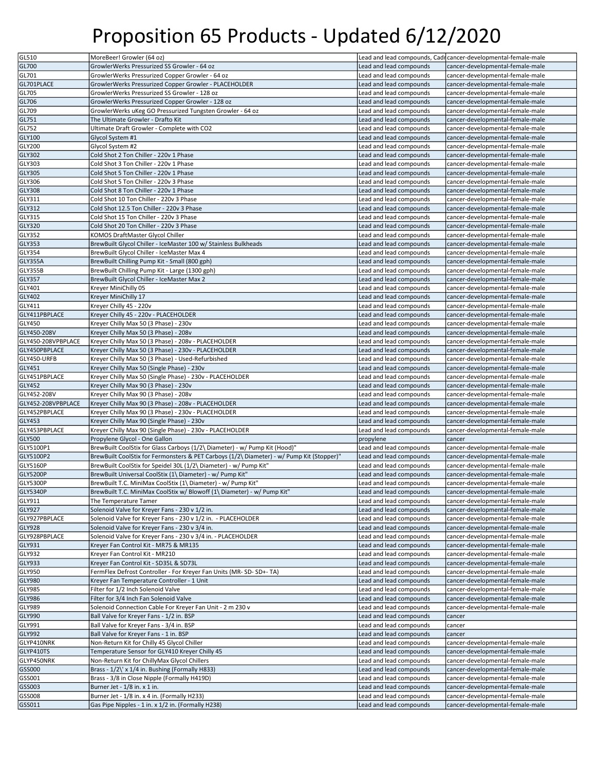# Proposition 65 Products - Updated 6/12/2020

| | | | |
|---|---|---|---|
| GL510 | MoreBeer! Growler (64 oz) | Lead and lead compounds, Cadr | cancer-developmental-female-male |
| GL700 | GrowlerWerks Pressurized SS Growler - 64 oz | Lead and lead compounds | cancer-developmental-female-male |
| GL701 | GrowlerWerks Pressurized Copper Growler - 64 oz | Lead and lead compounds | cancer-developmental-female-male |
| GL701PLACE | GrowlerWerks Pressurized Copper Growler - PLACEHOLDER | Lead and lead compounds | cancer-developmental-female-male |
| GL705 | GrowlerWerks Pressurized SS Growler - 128 oz | Lead and lead compounds | cancer-developmental-female-male |
| GL706 | GrowlerWerks Pressurized Copper Growler - 128 oz | Lead and lead compounds | cancer-developmental-female-male |
| GL709 | GrowlerWerks uKeg GO Pressurized Tungsten Growler - 64 oz | Lead and lead compounds | cancer-developmental-female-male |
| GL751 | The Ultimate Growler - Drafto Kit | Lead and lead compounds | cancer-developmental-female-male |
| GL752 | Ultimate Draft Growler - Complete with CO2 | Lead and lead compounds | cancer-developmental-female-male |
| GLY100 | Glycol System #1 | Lead and lead compounds | cancer-developmental-female-male |
| GLY200 | Glycol System #2 | Lead and lead compounds | cancer-developmental-female-male |
| GLY302 | Cold Shot 2 Ton Chiller - 220v 1 Phase | Lead and lead compounds | cancer-developmental-female-male |
| GLY303 | Cold Shot 3 Ton Chiller - 220v 1 Phase | Lead and lead compounds | cancer-developmental-female-male |
| GLY305 | Cold Shot 5 Ton Chiller - 220v 1 Phase | Lead and lead compounds | cancer-developmental-female-male |
| GLY306 | Cold Shot 5 Ton Chiller - 220v 3 Phase | Lead and lead compounds | cancer-developmental-female-male |
| GLY308 | Cold Shot 8 Ton Chiller - 220v 1 Phase | Lead and lead compounds | cancer-developmental-female-male |
| GLY311 | Cold Shot 10 Ton Chiller - 220v 3 Phase | Lead and lead compounds | cancer-developmental-female-male |
| GLY312 | Cold Shot 12.5 Ton Chiller - 220v 3 Phase | Lead and lead compounds | cancer-developmental-female-male |
| GLY315 | Cold Shot 15 Ton Chiller - 220v 3 Phase | Lead and lead compounds | cancer-developmental-female-male |
| GLY320 | Cold Shot 20 Ton Chiller - 220v 3 Phase | Lead and lead compounds | cancer-developmental-female-male |
| GLY352 | KOMOS DraftMaster Glycol Chiller | Lead and lead compounds | cancer-developmental-female-male |
| GLY353 | BrewBuilt Glycol Chiller - IceMaster 100 w/ Stainless Bulkheads | Lead and lead compounds | cancer-developmental-female-male |
| GLY354 | BrewBuilt Glycol Chiller - IceMaster Max 4 | Lead and lead compounds | cancer-developmental-female-male |
| GLY355A | BrewBuilt Chilling Pump Kit - Small (800 gph) | Lead and lead compounds | cancer-developmental-female-male |
| GLY355B | BrewBuilt Chilling Pump Kit - Large (1300 gph) | Lead and lead compounds | cancer-developmental-female-male |
| GLY357 | BrewBuilt Glycol Chiller - IceMaster Max 2 | Lead and lead compounds | cancer-developmental-female-male |
| GLY401 | Kreyer MiniChilly 05 | Lead and lead compounds | cancer-developmental-female-male |
| GLY402 | Kreyer MiniChilly 17 | Lead and lead compounds | cancer-developmental-female-male |
| GLY411 | Kreyer Chilly 45 - 220v | Lead and lead compounds | cancer-developmental-female-male |
| GLY411PBPLACE | Kreyer Chilly 45 - 220v - PLACEHOLDER | Lead and lead compounds | cancer-developmental-female-male |
| GLY450 | Kreyer Chilly Max 50 (3 Phase) - 230v | Lead and lead compounds | cancer-developmental-female-male |
| GLY450-208V | Kreyer Chilly Max 50 (3 Phase) - 208v | Lead and lead compounds | cancer-developmental-female-male |
| GLY450-208VPBPLACE | Kreyer Chilly Max 50 (3 Phase) - 208v - PLACEHOLDER | Lead and lead compounds | cancer-developmental-female-male |
| GLY450PBPLACE | Kreyer Chilly Max 50 (3 Phase) - 230v - PLACEHOLDER | Lead and lead compounds | cancer-developmental-female-male |
| GLY450-URFB | Kreyer Chilly Max 50 (3 Phase) - Used-Refurbished | Lead and lead compounds | cancer-developmental-female-male |
| GLY451 | Kreyer Chilly Max 50 (Single Phase) - 230v | Lead and lead compounds | cancer-developmental-female-male |
| GLY451PBPLACE | Kreyer Chilly Max 50 (Single Phase) - 230v - PLACEHOLDER | Lead and lead compounds | cancer-developmental-female-male |
| GLY452 | Kreyer Chilly Max 90 (3 Phase) - 230v | Lead and lead compounds | cancer-developmental-female-male |
| GLY452-208V | Kreyer Chilly Max 90 (3 Phase) - 208v | Lead and lead compounds | cancer-developmental-female-male |
| GLY452-208VPBPLACE | Kreyer Chilly Max 90 (3 Phase) - 208v - PLACEHOLDER | Lead and lead compounds | cancer-developmental-female-male |
| GLY452PBPLACE | Kreyer Chilly Max 90 (3 Phase) - 230v - PLACEHOLDER | Lead and lead compounds | cancer-developmental-female-male |
| GLY453 | Kreyer Chilly Max 90 (Single Phase) - 230v | Lead and lead compounds | cancer-developmental-female-male |
| GLY453PBPLACE | Kreyer Chilly Max 90 (Single Phase) - 230v - PLACEHOLDER | Lead and lead compounds | cancer-developmental-female-male |
| GLY500 | Propylene Glycol - One Gallon | propylene | cancer |
| GLY5100P1 | BrewBuilt CoolStix for Glass Carboys (1/2\ Diameter) - w/ Pump Kit (Hood)" | Lead and lead compounds | cancer-developmental-female-male |
| GLY5100P2 | BrewBuilt CoolStix for Fermonsters & PET Carboys (1/2\ Diameter) - w/ Pump Kit (Stopper)" | Lead and lead compounds | cancer-developmental-female-male |
| GLY5160P | BrewBuilt CoolStix for Speidel 30L (1/2\ Diameter) - w/ Pump Kit" | Lead and lead compounds | cancer-developmental-female-male |
| GLY5200P | BrewBuilt Universal CoolStix (1\ Diameter) - w/ Pump Kit" | Lead and lead compounds | cancer-developmental-female-male |
| GLY5300P | BrewBuilt T.C. MiniMax CoolStix (1\ Diameter) - w/ Pump Kit" | Lead and lead compounds | cancer-developmental-female-male |
| GLY5340P | BrewBuilt T.C. MiniMax CoolStix w/ Blowoff (1\ Diameter) - w/ Pump Kit" | Lead and lead compounds | cancer-developmental-female-male |
| GLY911 | The Temperature Tamer | Lead and lead compounds | cancer-developmental-female-male |
| GLY927 | Solenoid Valve for Kreyer Fans - 230 v 1/2 in. | Lead and lead compounds | cancer-developmental-female-male |
| GLY927PBPLACE | Solenoid Valve for Kreyer Fans - 230 v 1/2 in. - PLACEHOLDER | Lead and lead compounds | cancer-developmental-female-male |
| GLY928 | Solenoid Valve for Kreyer Fans - 230 v 3/4 in. | Lead and lead compounds | cancer-developmental-female-male |
| GLY928PBPLACE | Solenoid Valve for Kreyer Fans - 230 v 3/4 in. - PLACEHOLDER | Lead and lead compounds | cancer-developmental-female-male |
| GLY931 | Kreyer Fan Control Kit - MR75 & MR135 | Lead and lead compounds | cancer-developmental-female-male |
| GLY932 | Kreyer Fan Control Kit - MR210 | Lead and lead compounds | cancer-developmental-female-male |
| GLY933 | Kreyer Fan Control Kit - SD35L & SD73L | Lead and lead compounds | cancer-developmental-female-male |
| GLY950 | FermFlex Defrost Controller - For Kreyer Fan Units (MR- SD- SD+- TA) | Lead and lead compounds | cancer-developmental-female-male |
| GLY980 | Kreyer Fan Temperature Controller - 1 Unit | Lead and lead compounds | cancer-developmental-female-male |
| GLY985 | Filter for 1/2 Inch Solenoid Valve | Lead and lead compounds | cancer-developmental-female-male |
| GLY986 | Filter for 3/4 Inch Fan Solenoid Valve | Lead and lead compounds | cancer-developmental-female-male |
| GLY989 | Solenoid Connection Cable For Kreyer Fan Unit - 2 m 230 v | Lead and lead compounds | cancer-developmental-female-male |
| GLY990 | Ball Valve for Kreyer Fans - 1/2 in. BSP | Lead and lead compounds | cancer |
| GLY991 | Ball Valve for Kreyer Fans - 3/4 in. BSP | Lead and lead compounds | cancer |
| GLY992 | Ball Valve for Kreyer Fans - 1 in. BSP | Lead and lead compounds | cancer |
| GLYP410NRK | Non-Return Kit for Chilly 45 Glycol Chiller | Lead and lead compounds | cancer-developmental-female-male |
| GLYP410TS | Temperature Sensor for GLY410 Kreyer Chilly 45 | Lead and lead compounds | cancer-developmental-female-male |
| GLYP450NRK | Non-Return Kit for ChillyMax Glycol Chillers | Lead and lead compounds | cancer-developmental-female-male |
| GSS000 | Brass - 1/2\' x 1/4 in. Bushing (Formally H833) | Lead and lead compounds | cancer-developmental-female-male |
| GSS001 | Brass - 3/8 in Close Nipple (Formally H419D) | Lead and lead compounds | cancer-developmental-female-male |
| GSS003 | Burner Jet - 1/8 in. x 1 in. | Lead and lead compounds | cancer-developmental-female-male |
| GSS008 | Burner Jet - 1/8 in. x 4 in. (Formally H233) | Lead and lead compounds | cancer-developmental-female-male |
| GSS011 | Gas Pipe Nipples - 1 in. x 1/2 in. (Formally H238) | Lead and lead compounds | cancer-developmental-female-male |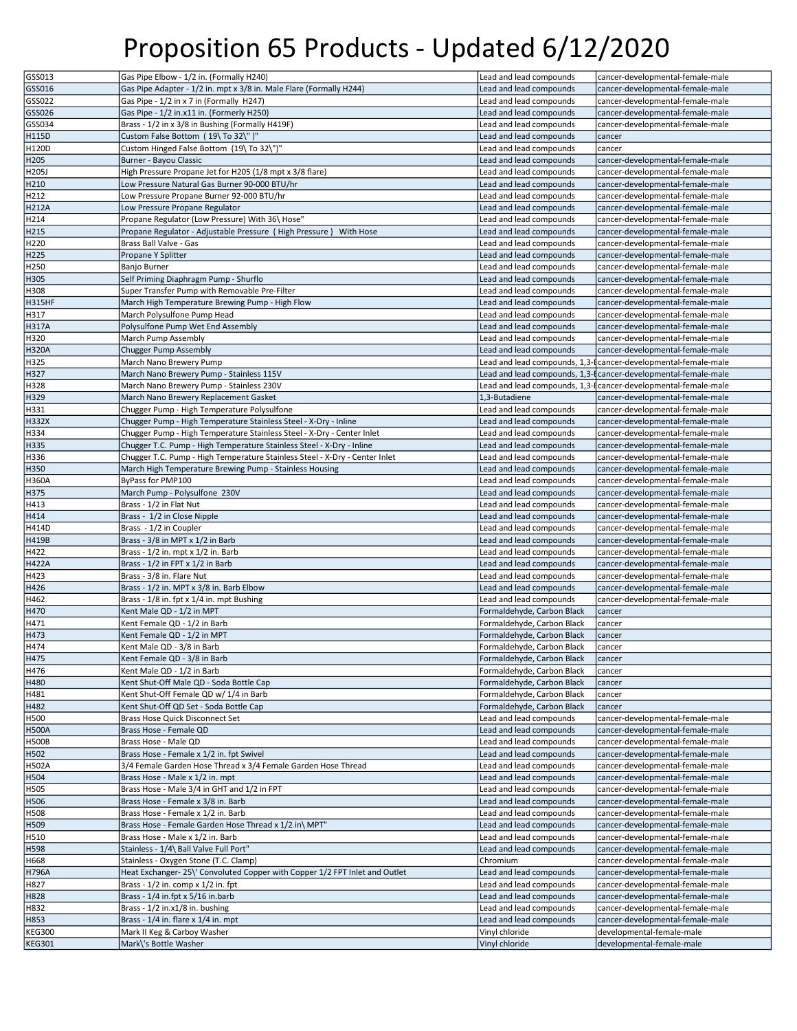# Proposition 65 Products - Updated 6/12/2020

| | | | |
|---|---|---|---|
| GSS013 | Gas Pipe Elbow - 1/2 in. (Formally H240) | Lead and lead compounds | cancer-developmental-female-male |
| GSS016 | Gas Pipe Adapter - 1/2 in. mpt x 3/8 in. Male Flare (Formally H244) | Lead and lead compounds | cancer-developmental-female-male |
| GSS022 | Gas Pipe - 1/2 in x 7 in (Formally H247) | Lead and lead compounds | cancer-developmental-female-male |
| GSS026 | Gas Pipe - 1/2 in.x11 in. (Formerly H250) | Lead and lead compounds | cancer-developmental-female-male |
| GSS034 | Brass - 1/2 in x 3/8 in Bushing (Formally H419F) | Lead and lead compounds | cancer-developmental-female-male |
| H115D | Custom False Bottom ( 19\ To 32\" )" | Lead and lead compounds | cancer |
| H120D | Custom Hinged False Bottom (19\ To 32\")" | Lead and lead compounds | cancer |
| H205 | Burner - Bayou Classic | Lead and lead compounds | cancer-developmental-female-male |
| H205J | High Pressure Propane Jet for H205 (1/8 mpt x 3/8 flare) | Lead and lead compounds | cancer-developmental-female-male |
| H210 | Low Pressure Natural Gas Burner 90-000 BTU/hr | Lead and lead compounds | cancer-developmental-female-male |
| H212 | Low Pressure Propane Burner 92-000 BTU/hr | Lead and lead compounds | cancer-developmental-female-male |
| H212A | Low Pressure Propane Regulator | Lead and lead compounds | cancer-developmental-female-male |
| H214 | Propane Regulator (Low Pressure) With 36\ Hose" | Lead and lead compounds | cancer-developmental-female-male |
| H215 | Propane Regulator - Adjustable Pressure ( High Pressure ) With Hose | Lead and lead compounds | cancer-developmental-female-male |
| H220 | Brass Ball Valve - Gas | Lead and lead compounds | cancer-developmental-female-male |
| H225 | Propane Y Splitter | Lead and lead compounds | cancer-developmental-female-male |
| H250 | Banjo Burner | Lead and lead compounds | cancer-developmental-female-male |
| H305 | Self Priming Diaphragm Pump - Shurflo | Lead and lead compounds | cancer-developmental-female-male |
| H308 | Super Transfer Pump with Removable Pre-Filter | Lead and lead compounds | cancer-developmental-female-male |
| H315HF | March High Temperature Brewing Pump - High Flow | Lead and lead compounds | cancer-developmental-female-male |
| H317 | March Polysulfone Pump Head | Lead and lead compounds | cancer-developmental-female-male |
| H317A | Polysulfone Pump Wet End Assembly | Lead and lead compounds | cancer-developmental-female-male |
| H320 | March Pump Assembly | Lead and lead compounds | cancer-developmental-female-male |
| H320A | Chugger Pump Assembly | Lead and lead compounds | cancer-developmental-female-male |
| H325 | March Nano Brewery Pump | Lead and lead compounds, 1,3-I | cancer-developmental-female-male |
| H327 | March Nano Brewery Pump - Stainless 115V | Lead and lead compounds, 1,3-I | cancer-developmental-female-male |
| H328 | March Nano Brewery Pump - Stainless 230V | Lead and lead compounds, 1,3-I | cancer-developmental-female-male |
| H329 | March Nano Brewery Replacement Gasket | 1,3-Butadiene | cancer-developmental-female-male |
| H331 | Chugger Pump - High Temperature Polysulfone | Lead and lead compounds | cancer-developmental-female-male |
| H332X | Chugger Pump - High Temperature Stainless Steel - X-Dry - Inline | Lead and lead compounds | cancer-developmental-female-male |
| H334 | Chugger Pump - High Temperature Stainless Steel - X-Dry - Center Inlet | Lead and lead compounds | cancer-developmental-female-male |
| H335 | Chugger T.C. Pump - High Temperature Stainless Steel - X-Dry - Inline | Lead and lead compounds | cancer-developmental-female-male |
| H336 | Chugger T.C. Pump - High Temperature Stainless Steel - X-Dry - Center Inlet | Lead and lead compounds | cancer-developmental-female-male |
| H350 | March High Temperature Brewing Pump - Stainless Housing | Lead and lead compounds | cancer-developmental-female-male |
| H360A | ByPass for PMP100 | Lead and lead compounds | cancer-developmental-female-male |
| H375 | March Pump - Polysulfone 230V | Lead and lead compounds | cancer-developmental-female-male |
| H413 | Brass - 1/2 in Flat Nut | Lead and lead compounds | cancer-developmental-female-male |
| H414 | Brass - 1/2 in Close Nipple | Lead and lead compounds | cancer-developmental-female-male |
| H414D | Brass - 1/2 in Coupler | Lead and lead compounds | cancer-developmental-female-male |
| H419B | Brass - 3/8 in MPT x 1/2 in Barb | Lead and lead compounds | cancer-developmental-female-male |
| H422 | Brass - 1/2 in. mpt x 1/2 in. Barb | Lead and lead compounds | cancer-developmental-female-male |
| H422A | Brass - 1/2 in FPT x 1/2 in Barb | Lead and lead compounds | cancer-developmental-female-male |
| H423 | Brass - 3/8 in. Flare Nut | Lead and lead compounds | cancer-developmental-female-male |
| H426 | Brass - 1/2 in. MPT x 3/8 in. Barb Elbow | Lead and lead compounds | cancer-developmental-female-male |
| H462 | Brass - 1/8 in. fpt x 1/4 in. mpt Bushing | Lead and lead compounds | cancer-developmental-female-male |
| H470 | Kent Male QD - 1/2 in MPT | Formaldehyde, Carbon Black | cancer |
| H471 | Kent Female QD - 1/2 in Barb | Formaldehyde, Carbon Black | cancer |
| H473 | Kent Female QD - 1/2 in MPT | Formaldehyde, Carbon Black | cancer |
| H474 | Kent Male QD - 3/8 in Barb | Formaldehyde, Carbon Black | cancer |
| H475 | Kent Female QD - 3/8 in Barb | Formaldehyde, Carbon Black | cancer |
| H476 | Kent Male QD - 1/2 in Barb | Formaldehyde, Carbon Black | cancer |
| H480 | Kent Shut-Off Male QD - Soda Bottle Cap | Formaldehyde, Carbon Black | cancer |
| H481 | Kent Shut-Off Female QD w/ 1/4 in Barb | Formaldehyde, Carbon Black | cancer |
| H482 | Kent Shut-Off QD Set - Soda Bottle Cap | Formaldehyde, Carbon Black | cancer |
| H500 | Brass Hose Quick Disconnect Set | Lead and lead compounds | cancer-developmental-female-male |
| H500A | Brass Hose - Female QD | Lead and lead compounds | cancer-developmental-female-male |
| H500B | Brass Hose - Male QD | Lead and lead compounds | cancer-developmental-female-male |
| H502 | Brass Hose - Female x 1/2 in. fpt Swivel | Lead and lead compounds | cancer-developmental-female-male |
| H502A | 3/4 Female Garden Hose Thread x 3/4 Female Garden Hose Thread | Lead and lead compounds | cancer-developmental-female-male |
| H504 | Brass Hose - Male x 1/2 in. mpt | Lead and lead compounds | cancer-developmental-female-male |
| H505 | Brass Hose - Male 3/4 in GHT and 1/2 in FPT | Lead and lead compounds | cancer-developmental-female-male |
| H506 | Brass Hose - Female x 3/8 in. Barb | Lead and lead compounds | cancer-developmental-female-male |
| H508 | Brass Hose - Female x 1/2 in. Barb | Lead and lead compounds | cancer-developmental-female-male |
| H509 | Brass Hose - Female Garden Hose Thread x 1/2 in\ MPT" | Lead and lead compounds | cancer-developmental-female-male |
| H510 | Brass Hose - Male x 1/2 in. Barb | Lead and lead compounds | cancer-developmental-female-male |
| H598 | Stainless - 1/4\ Ball Valve Full Port" | Lead and lead compounds | cancer-developmental-female-male |
| H668 | Stainless - Oxygen Stone (T.C. Clamp) | Chromium | cancer-developmental-female-male |
| H796A | Heat Exchanger- 25\' Convoluted Copper with Copper 1/2 FPT Inlet and Outlet | Lead and lead compounds | cancer-developmental-female-male |
| H827 | Brass - 1/2 in. comp x 1/2 in. fpt | Lead and lead compounds | cancer-developmental-female-male |
| H828 | Brass - 1/4 in.fpt x 5/16 in.barb | Lead and lead compounds | cancer-developmental-female-male |
| H832 | Brass - 1/2 in.x1/8 in. bushing | Lead and lead compounds | cancer-developmental-female-male |
| H853 | Brass - 1/4 in. flare x 1/4 in. mpt | Lead and lead compounds | cancer-developmental-female-male |
| KEG300 | Mark II Keg & Carboy Washer | Vinyl chloride | developmental-female-male |
| KEG301 | Mark\'s Bottle Washer | Vinyl chloride | developmental-female-male |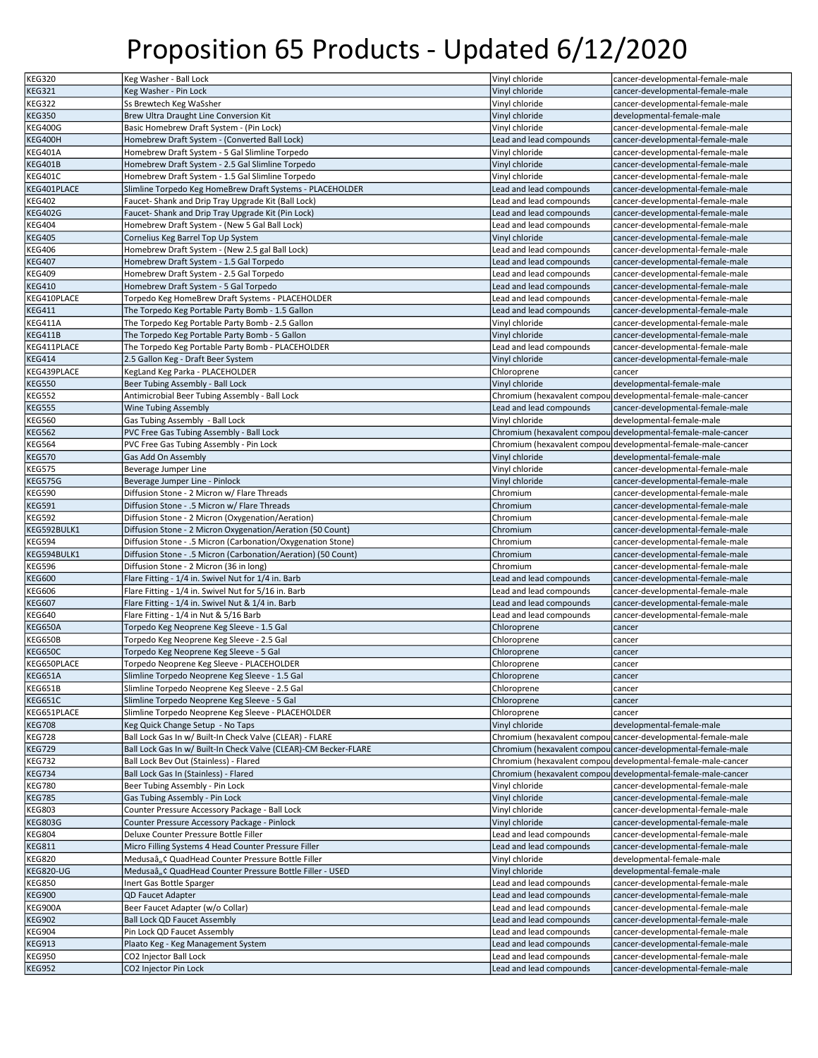# Proposition 65 Products - Updated 6/12/2020

| KEG320 | Keg Washer - Ball Lock | Vinyl chloride | cancer-developmental-female-male |
|---|---|---|---|
| KEG321 | Keg Washer - Pin Lock | Vinyl chloride | cancer-developmental-female-male |
| KEG322 | Ss Brewtech Keg WaSsher | Vinyl chloride | cancer-developmental-female-male |
| KEG350 | Brew Ultra Draught Line Conversion Kit | Vinyl chloride | developmental-female-male |
| KEG400G | Basic Homebrew Draft System - (Pin Lock) | Vinyl chloride | cancer-developmental-female-male |
| KEG400H | Homebrew Draft System - (Converted Ball Lock) | Lead and lead compounds | cancer-developmental-female-male |
| KEG401A | Homebrew Draft System - 5 Gal Slimline Torpedo | Vinyl chloride | cancer-developmental-female-male |
| KEG401B | Homebrew Draft System - 2.5 Gal Slimline Torpedo | Vinyl chloride | cancer-developmental-female-male |
| KEG401C | Homebrew Draft System - 1.5 Gal Slimline Torpedo | Vinyl chloride | cancer-developmental-female-male |
| KEG401PLACE | Slimline Torpedo Keg HomeBrew Draft Systems - PLACEHOLDER | Lead and lead compounds | cancer-developmental-female-male |
| KEG402 | Faucet- Shank and Drip Tray Upgrade Kit (Ball Lock) | Lead and lead compounds | cancer-developmental-female-male |
| KEG402G | Faucet- Shank and Drip Tray Upgrade Kit (Pin Lock) | Lead and lead compounds | cancer-developmental-female-male |
| KEG404 | Homebrew Draft System - (New 5 Gal Ball Lock) | Lead and lead compounds | cancer-developmental-female-male |
| KEG405 | Cornelius Keg Barrel Top Up System | Vinyl chloride | cancer-developmental-female-male |
| KEG406 | Homebrew Draft System - (New 2.5 gal Ball Lock) | Lead and lead compounds | cancer-developmental-female-male |
| KEG407 | Homebrew Draft System - 1.5 Gal Torpedo | Lead and lead compounds | cancer-developmental-female-male |
| KEG409 | Homebrew Draft System - 2.5 Gal Torpedo | Lead and lead compounds | cancer-developmental-female-male |
| KEG410 | Homebrew Draft System - 5 Gal Torpedo | Lead and lead compounds | cancer-developmental-female-male |
| KEG410PLACE | Torpedo Keg HomeBrew Draft Systems - PLACEHOLDER | Lead and lead compounds | cancer-developmental-female-male |
| KEG411 | The Torpedo Keg Portable Party Bomb - 1.5 Gallon | Lead and lead compounds | cancer-developmental-female-male |
| KEG411A | The Torpedo Keg Portable Party Bomb - 2.5 Gallon | Vinyl chloride | cancer-developmental-female-male |
| KEG411B | The Torpedo Keg Portable Party Bomb - 5 Gallon | Vinyl chloride | cancer-developmental-female-male |
| KEG411PLACE | The Torpedo Keg Portable Party Bomb - PLACEHOLDER | Lead and lead compounds | cancer-developmental-female-male |
| KEG414 | 2.5 Gallon Keg - Draft Beer System | Vinyl chloride | cancer-developmental-female-male |
| KEG439PLACE | KegLand Keg Parka - PLACEHOLDER | Chloroprene | cancer |
| KEG550 | Beer Tubing Assembly - Ball Lock | Vinyl chloride | developmental-female-male |
| KEG552 | Antimicrobial Beer Tubing Assembly - Ball Lock | Chromium (hexavalent compou | developmental-female-male-cancer |
| KEG555 | Wine Tubing Assembly | Lead and lead compounds | cancer-developmental-female-male |
| KEG560 | Gas Tubing Assembly - Ball Lock | Vinyl chloride | developmental-female-male |
| KEG562 | PVC Free Gas Tubing Assembly - Ball Lock | Chromium (hexavalent compou | developmental-female-male-cancer |
| KEG564 | PVC Free Gas Tubing Assembly - Pin Lock | Chromium (hexavalent compou | developmental-female-male-cancer |
| KEG570 | Gas Add On Assembly | Vinyl chloride | developmental-female-male |
| KEG575 | Beverage Jumper Line | Vinyl chloride | cancer-developmental-female-male |
| KEG575G | Beverage Jumper Line - Pinlock | Vinyl chloride | cancer-developmental-female-male |
| KEG590 | Diffusion Stone - 2 Micron w/ Flare Threads | Chromium | cancer-developmental-female-male |
| KEG591 | Diffusion Stone - .5 Micron w/ Flare Threads | Chromium | cancer-developmental-female-male |
| KEG592 | Diffusion Stone - 2 Micron (Oxygenation/Aeration) | Chromium | cancer-developmental-female-male |
| KEG592BULK1 | Diffusion Stone - 2 Micron Oxygenation/Aeration (50 Count) | Chromium | cancer-developmental-female-male |
| KEG594 | Diffusion Stone - .5 Micron (Carbonation/Oxygenation Stone) | Chromium | cancer-developmental-female-male |
| KEG594BULK1 | Diffusion Stone - .5 Micron (Carbonation/Aeration) (50 Count) | Chromium | cancer-developmental-female-male |
| KEG596 | Diffusion Stone - 2 Micron (36 in long) | Chromium | cancer-developmental-female-male |
| KEG600 | Flare Fitting - 1/4 in. Swivel Nut for 1/4 in. Barb | Lead and lead compounds | cancer-developmental-female-male |
| KEG606 | Flare Fitting - 1/4 in. Swivel Nut for 5/16 in. Barb | Lead and lead compounds | cancer-developmental-female-male |
| KEG607 | Flare Fitting - 1/4 in. Swivel Nut & 1/4 in. Barb | Lead and lead compounds | cancer-developmental-female-male |
| KEG640 | Flare Fitting - 1/4 in Nut & 5/16 Barb | Lead and lead compounds | cancer-developmental-female-male |
| KEG650A | Torpedo Keg Neoprene Keg Sleeve - 1.5 Gal | Chloroprene | cancer |
| KEG650B | Torpedo Keg Neoprene Keg Sleeve - 2.5 Gal | Chloroprene | cancer |
| KEG650C | Torpedo Keg Neoprene Keg Sleeve - 5 Gal | Chloroprene | cancer |
| KEG650PLACE | Torpedo Neoprene Keg Sleeve - PLACEHOLDER | Chloroprene | cancer |
| KEG651A | Slimline Torpedo Neoprene Keg Sleeve - 1.5 Gal | Chloroprene | cancer |
| KEG651B | Slimline Torpedo Neoprene Keg Sleeve - 2.5 Gal | Chloroprene | cancer |
| KEG651C | Slimline Torpedo Neoprene Keg Sleeve - 5 Gal | Chloroprene | cancer |
| KEG651PLACE | Slimline Torpedo Neoprene Keg Sleeve - PLACEHOLDER | Chloroprene | cancer |
| KEG708 | Keg Quick Change Setup - No Taps | Vinyl chloride | developmental-female-male |
| KEG728 | Ball Lock Gas In w/ Built-In Check Valve (CLEAR) - FLARE | Chromium (hexavalent compou | cancer-developmental-female-male |
| KEG729 | Ball Lock Gas In w/ Built-In Check Valve (CLEAR)-CM Becker-FLARE | Chromium (hexavalent compou | cancer-developmental-female-male |
| KEG732 | Ball Lock Bev Out (Stainless) - Flared | Chromium (hexavalent compou | developmental-female-male-cancer |
| KEG734 | Ball Lock Gas In (Stainless) - Flared | Chromium (hexavalent compou | developmental-female-male-cancer |
| KEG780 | Beer Tubing Assembly - Pin Lock | Vinyl chloride | cancer-developmental-female-male |
| KEG785 | Gas Tubing Assembly - Pin Lock | Vinyl chloride | cancer-developmental-female-male |
| KEG803 | Counter Pressure Accessory Package - Ball Lock | Vinyl chloride | cancer-developmental-female-male |
| KEG803G | Counter Pressure Accessory Package - Pinlock | Vinyl chloride | cancer-developmental-female-male |
| KEG804 | Deluxe Counter Pressure Bottle Filler | Lead and lead compounds | cancer-developmental-female-male |
| KEG811 | Micro Filling Systems 4 Head Counter Pressure Filler | Lead and lead compounds | cancer-developmental-female-male |
| KEG820 | Medusaâ„¢ QuadHead Counter Pressure Bottle Filler | Vinyl chloride | developmental-female-male |
| KEG820-UG | Medusaâ„¢ QuadHead Counter Pressure Bottle Filler - USED | Vinyl chloride | developmental-female-male |
| KEG850 | Inert Gas Bottle Sparger | Lead and lead compounds | cancer-developmental-female-male |
| KEG900 | QD Faucet Adapter | Lead and lead compounds | cancer-developmental-female-male |
| KEG900A | Beer Faucet Adapter (w/o Collar) | Lead and lead compounds | cancer-developmental-female-male |
| KEG902 | Ball Lock QD Faucet Assembly | Lead and lead compounds | cancer-developmental-female-male |
| KEG904 | Pin Lock QD Faucet Assembly | Lead and lead compounds | cancer-developmental-female-male |
| KEG913 | Plaato Keg - Keg Management System | Lead and lead compounds | cancer-developmental-female-male |
| KEG950 | CO2 Injector Ball Lock | Lead and lead compounds | cancer-developmental-female-male |
| KEG952 | CO2 Injector Pin Lock | Lead and lead compounds | cancer-developmental-female-male |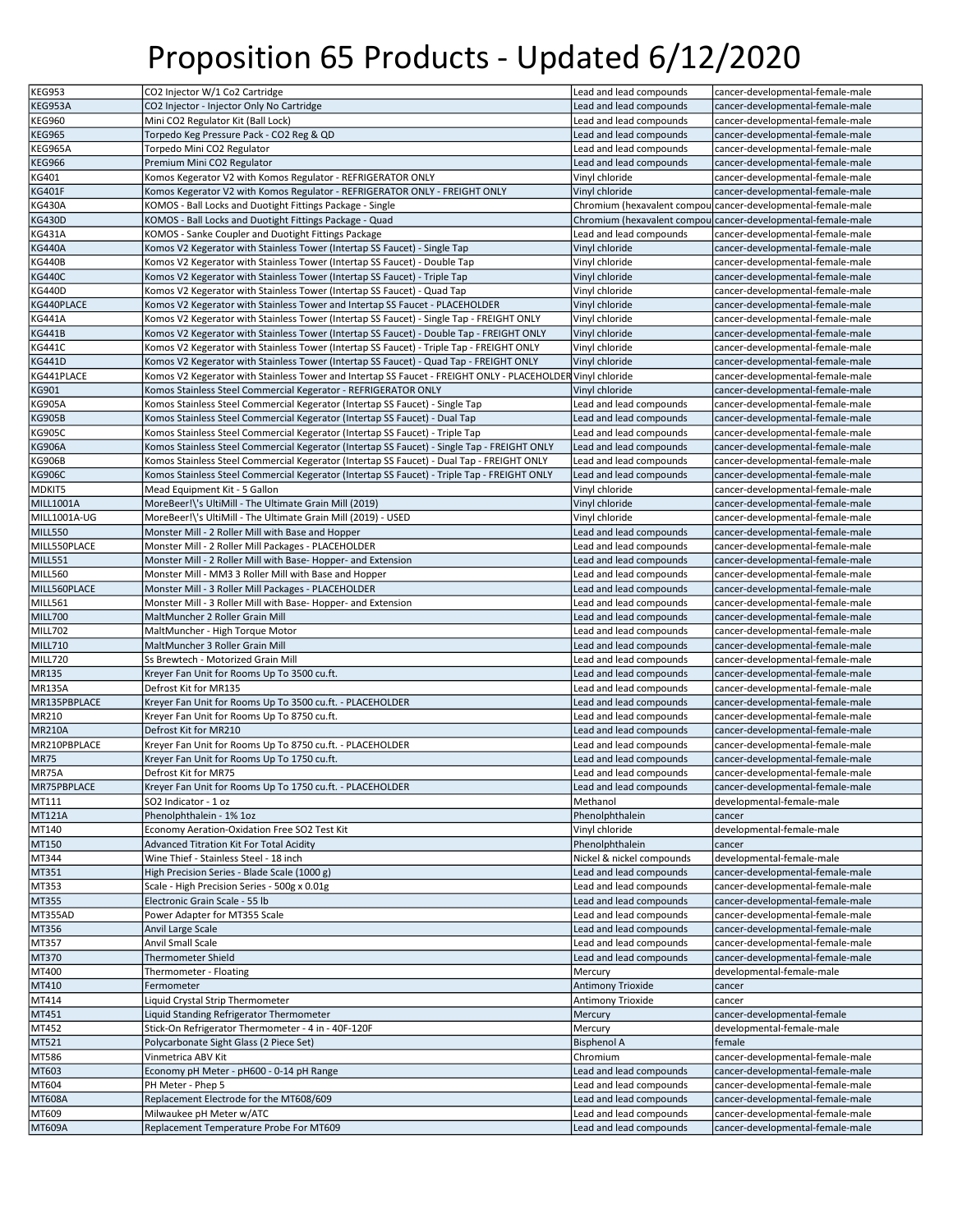# Proposition 65 Products - Updated 6/12/2020

| | | | |
|---|---|---|---|
| KEG953 | CO2 Injector W/1 Co2 Cartridge | Lead and lead compounds | cancer-developmental-female-male |
| KEG953A | CO2 Injector - Injector Only No Cartridge | Lead and lead compounds | cancer-developmental-female-male |
| KEG960 | Mini CO2 Regulator Kit (Ball Lock) | Lead and lead compounds | cancer-developmental-female-male |
| KEG965 | Torpedo Keg Pressure Pack - CO2 Reg & QD | Lead and lead compounds | cancer-developmental-female-male |
| KEG965A | Torpedo Mini CO2 Regulator | Lead and lead compounds | cancer-developmental-female-male |
| KEG966 | Premium Mini CO2 Regulator | Lead and lead compounds | cancer-developmental-female-male |
| KG401 | Komos Kegerator V2 with Komos Regulator - REFRIGERATOR ONLY | Vinyl chloride | cancer-developmental-female-male |
| KG401F | Komos Kegerator V2 with Komos Regulator - REFRIGERATOR ONLY - FREIGHT ONLY | Vinyl chloride | cancer-developmental-female-male |
| KG430A | KOMOS - Ball Locks and Duotight Fittings Package - Single | Chromium (hexavalent compou | cancer-developmental-female-male |
| KG430D | KOMOS - Ball Locks and Duotight Fittings Package - Quad | Chromium (hexavalent compou | cancer-developmental-female-male |
| KG431A | KOMOS - Sanke Coupler and Duotight Fittings Package | Lead and lead compounds | cancer-developmental-female-male |
| KG440A | Komos V2 Kegerator with Stainless Tower (Intertap SS Faucet) - Single Tap | Vinyl chloride | cancer-developmental-female-male |
| KG440B | Komos V2 Kegerator with Stainless Tower (Intertap SS Faucet) - Double Tap | Vinyl chloride | cancer-developmental-female-male |
| KG440C | Komos V2 Kegerator with Stainless Tower (Intertap SS Faucet) - Triple Tap | Vinyl chloride | cancer-developmental-female-male |
| KG440D | Komos V2 Kegerator with Stainless Tower (Intertap SS Faucet) - Quad Tap | Vinyl chloride | cancer-developmental-female-male |
| KG440PLACE | Komos V2 Kegerator with Stainless Tower and Intertap SS Faucet - PLACEHOLDER | Vinyl chloride | cancer-developmental-female-male |
| KG441A | Komos V2 Kegerator with Stainless Tower (Intertap SS Faucet) - Single Tap - FREIGHT ONLY | Vinyl chloride | cancer-developmental-female-male |
| KG441B | Komos V2 Kegerator with Stainless Tower (Intertap SS Faucet) - Double Tap - FREIGHT ONLY | Vinyl chloride | cancer-developmental-female-male |
| KG441C | Komos V2 Kegerator with Stainless Tower (Intertap SS Faucet) - Triple Tap - FREIGHT ONLY | Vinyl chloride | cancer-developmental-female-male |
| KG441D | Komos V2 Kegerator with Stainless Tower (Intertap SS Faucet) - Quad Tap - FREIGHT ONLY | Vinyl chloride | cancer-developmental-female-male |
| KG441PLACE | Komos V2 Kegerator with Stainless Tower and Intertap SS Faucet - FREIGHT ONLY - PLACEHOLDER | Vinyl chloride | cancer-developmental-female-male |
| KG901 | Komos Stainless Steel Commercial Kegerator - REFRIGERATOR ONLY | Vinyl chloride | cancer-developmental-female-male |
| KG905A | Komos Stainless Steel Commercial Kegerator (Intertap SS Faucet) - Single Tap | Lead and lead compounds | cancer-developmental-female-male |
| KG905B | Komos Stainless Steel Commercial Kegerator (Intertap SS Faucet) - Dual Tap | Lead and lead compounds | cancer-developmental-female-male |
| KG905C | Komos Stainless Steel Commercial Kegerator (Intertap SS Faucet) - Triple Tap | Lead and lead compounds | cancer-developmental-female-male |
| KG906A | Komos Stainless Steel Commercial Kegerator (Intertap SS Faucet) - Single Tap - FREIGHT ONLY | Lead and lead compounds | cancer-developmental-female-male |
| KG906B | Komos Stainless Steel Commercial Kegerator (Intertap SS Faucet) - Dual Tap - FREIGHT ONLY | Lead and lead compounds | cancer-developmental-female-male |
| KG906C | Komos Stainless Steel Commercial Kegerator (Intertap SS Faucet) - Triple Tap - FREIGHT ONLY | Lead and lead compounds | cancer-developmental-female-male |
| MDKIT5 | Mead Equipment Kit - 5 Gallon | Vinyl chloride | cancer-developmental-female-male |
| MILL1001A | MoreBeer!\'s UltiMill - The Ultimate Grain Mill (2019) | Vinyl chloride | cancer-developmental-female-male |
| MILL1001A-UG | MoreBeer!\'s UltiMill - The Ultimate Grain Mill (2019) - USED | Vinyl chloride | cancer-developmental-female-male |
| MILL550 | Monster Mill - 2 Roller Mill with Base and Hopper | Lead and lead compounds | cancer-developmental-female-male |
| MILL550PLACE | Monster Mill - 2 Roller Mill Packages - PLACEHOLDER | Lead and lead compounds | cancer-developmental-female-male |
| MILL551 | Monster Mill - 2 Roller Mill with Base- Hopper- and Extension | Lead and lead compounds | cancer-developmental-female-male |
| MILL560 | Monster Mill - MM3 3 Roller Mill with Base and Hopper | Lead and lead compounds | cancer-developmental-female-male |
| MILL560PLACE | Monster Mill - 3 Roller Mill Packages - PLACEHOLDER | Lead and lead compounds | cancer-developmental-female-male |
| MILL561 | Monster Mill - 3 Roller Mill with Base- Hopper- and Extension | Lead and lead compounds | cancer-developmental-female-male |
| MILL700 | MaltMuncher 2 Roller Grain Mill | Lead and lead compounds | cancer-developmental-female-male |
| MILL702 | MaltMuncher - High Torque Motor | Lead and lead compounds | cancer-developmental-female-male |
| MILL710 | MaltMuncher 3 Roller Grain Mill | Lead and lead compounds | cancer-developmental-female-male |
| MILL720 | Ss Brewtech - Motorized Grain Mill | Lead and lead compounds | cancer-developmental-female-male |
| MR135 | Kreyer Fan Unit for Rooms Up To 3500 cu.ft. | Lead and lead compounds | cancer-developmental-female-male |
| MR135A | Defrost Kit for MR135 | Lead and lead compounds | cancer-developmental-female-male |
| MR135PBPLACE | Kreyer Fan Unit for Rooms Up To 3500 cu.ft. - PLACEHOLDER | Lead and lead compounds | cancer-developmental-female-male |
| MR210 | Kreyer Fan Unit for Rooms Up To 8750 cu.ft. | Lead and lead compounds | cancer-developmental-female-male |
| MR210A | Defrost Kit for MR210 | Lead and lead compounds | cancer-developmental-female-male |
| MR210PBPLACE | Kreyer Fan Unit for Rooms Up To 8750 cu.ft. - PLACEHOLDER | Lead and lead compounds | cancer-developmental-female-male |
| MR75 | Kreyer Fan Unit for Rooms Up To 1750 cu.ft. | Lead and lead compounds | cancer-developmental-female-male |
| MR75A | Defrost Kit for MR75 | Lead and lead compounds | cancer-developmental-female-male |
| MR75PBPLACE | Kreyer Fan Unit for Rooms Up To 1750 cu.ft. - PLACEHOLDER | Lead and lead compounds | cancer-developmental-female-male |
| MT111 | SO2 Indicator - 1 oz | Methanol | developmental-female-male |
| MT121A | Phenolphthalein - 1% 1oz | Phenolphthalein | cancer |
| MT140 | Economy Aeration-Oxidation Free SO2 Test Kit | Vinyl chloride | developmental-female-male |
| MT150 | Advanced Titration Kit For Total Acidity | Phenolphthalein | cancer |
| MT344 | Wine Thief - Stainless Steel - 18 inch | Nickel & nickel compounds | developmental-female-male |
| MT351 | High Precision Series - Blade Scale (1000 g) | Lead and lead compounds | cancer-developmental-female-male |
| MT353 | Scale - High Precision Series - 500g x 0.01g | Lead and lead compounds | cancer-developmental-female-male |
| MT355 | Electronic Grain Scale - 55 lb | Lead and lead compounds | cancer-developmental-female-male |
| MT355AD | Power Adapter for MT355 Scale | Lead and lead compounds | cancer-developmental-female-male |
| MT356 | Anvil Large Scale | Lead and lead compounds | cancer-developmental-female-male |
| MT357 | Anvil Small Scale | Lead and lead compounds | cancer-developmental-female-male |
| MT370 | Thermometer Shield | Lead and lead compounds | cancer-developmental-female-male |
| MT400 | Thermometer - Floating | Mercury | developmental-female-male |
| MT410 | Fermometer | Antimony Trioxide | cancer |
| MT414 | Liquid Crystal Strip Thermometer | Antimony Trioxide | cancer |
| MT451 | Liquid Standing Refrigerator Thermometer | Mercury | cancer-developmental-female |
| MT452 | Stick-On Refrigerator Thermometer - 4 in - 40F-120F | Mercury | developmental-female-male |
| MT521 | Polycarbonate Sight Glass (2 Piece Set) | Bisphenol A | female |
| MT586 | Vinmetrica ABV Kit | Chromium | cancer-developmental-female-male |
| MT603 | Economy pH Meter - pH600 - 0-14 pH Range | Lead and lead compounds | cancer-developmental-female-male |
| MT604 | PH Meter - Phep 5 | Lead and lead compounds | cancer-developmental-female-male |
| MT608A | Replacement Electrode for the MT608/609 | Lead and lead compounds | cancer-developmental-female-male |
| MT609 | Milwaukee pH Meter w/ATC | Lead and lead compounds | cancer-developmental-female-male |
| MT609A | Replacement Temperature Probe For MT609 | Lead and lead compounds | cancer-developmental-female-male |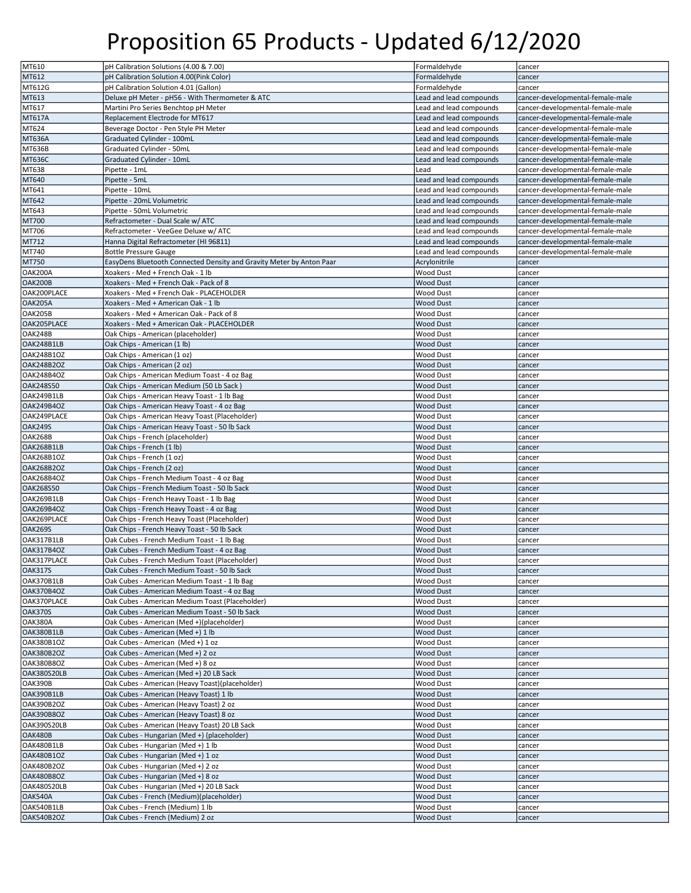# Proposition 65 Products - Updated 6/12/2020

| | | | |
|---|---|---|---|
| MT610 | pH Calibration Solutions (4.00 & 7.00) | Formaldehyde | cancer |
| MT612 | pH Calibration Solution 4.00(Pink Color) | Formaldehyde | cancer |
| MT612G | pH Calibration Solution 4.01 (Gallon) | Formaldehyde | cancer |
| MT613 | Deluxe pH Meter - pH56 - With Thermometer & ATC | Lead and lead compounds | cancer-developmental-female-male |
| MT617 | Martini Pro Series Benchtop pH Meter | Lead and lead compounds | cancer-developmental-female-male |
| MT617A | Replacement Electrode for MT617 | Lead and lead compounds | cancer-developmental-female-male |
| MT624 | Beverage Doctor - Pen Style PH Meter | Lead and lead compounds | cancer-developmental-female-male |
| MT636A | Graduated Cylinder - 100mL | Lead and lead compounds | cancer-developmental-female-male |
| MT636B | Graduated Cylinder - 50mL | Lead and lead compounds | cancer-developmental-female-male |
| MT636C | Graduated Cylinder - 10mL | Lead and lead compounds | cancer-developmental-female-male |
| MT638 | Pipette - 1mL | Lead | cancer-developmental-female-male |
| MT640 | Pipette - 5mL | Lead and lead compounds | cancer-developmental-female-male |
| MT641 | Pipette - 10mL | Lead and lead compounds | cancer-developmental-female-male |
| MT642 | Pipette - 20mL Volumetric | Lead and lead compounds | cancer-developmental-female-male |
| MT643 | Pipette - 50mL Volumetric | Lead and lead compounds | cancer-developmental-female-male |
| MT700 | Refractometer - Dual Scale w/ ATC | Lead and lead compounds | cancer-developmental-female-male |
| MT706 | Refractometer - VeeGee Deluxe w/ ATC | Lead and lead compounds | cancer-developmental-female-male |
| MT712 | Hanna Digital Refractometer (HI 96811) | Lead and lead compounds | cancer-developmental-female-male |
| MT740 | Bottle Pressure Gauge | Lead and lead compounds | cancer-developmental-female-male |
| MT750 | EasyDens Bluetooth Connected Density and Gravity Meter by Anton Paar | Acrylonitrile | cancer |
| OAK200A | Xoakers - Med + French Oak - 1 lb | Wood Dust | cancer |
| OAK200B | Xoakers - Med + French Oak - Pack of 8 | Wood Dust | cancer |
| OAK200PLACE | Xoakers - Med + French Oak - PLACEHOLDER | Wood Dust | cancer |
| OAK205A | Xoakers - Med + American Oak - 1 lb | Wood Dust | cancer |
| OAK205B | Xoakers - Med + American Oak - Pack of 8 | Wood Dust | cancer |
| OAK205PLACE | Xoakers - Med + American Oak - PLACEHOLDER | Wood Dust | cancer |
| OAK248B | Oak Chips - American (placeholder) | Wood Dust | cancer |
| OAK248B1LB | Oak Chips - American (1 lb) | Wood Dust | cancer |
| OAK248B1OZ | Oak Chips - American (1 oz) | Wood Dust | cancer |
| OAK248B2OZ | Oak Chips - American (2 oz) | Wood Dust | cancer |
| OAK248B4OZ | Oak Chips - American Medium Toast - 4 oz Bag | Wood Dust | cancer |
| OAK248S50 | Oak Chips - American Medium (50 Lb Sack ) | Wood Dust | cancer |
| OAK249B1LB | Oak Chips - American Heavy Toast - 1 lb Bag | Wood Dust | cancer |
| OAK249B4OZ | Oak Chips - American Heavy Toast - 4 oz Bag | Wood Dust | cancer |
| OAK249PLACE | Oak Chips - American Heavy Toast (Placeholder) | Wood Dust | cancer |
| OAK249S | Oak Chips - American Heavy Toast - 50 lb Sack | Wood Dust | cancer |
| OAK268B | Oak Chips - French (placeholder) | Wood Dust | cancer |
| OAK268B1LB | Oak Chips - French (1 lb) | Wood Dust | cancer |
| OAK268B1OZ | Oak Chips - French (1 oz) | Wood Dust | cancer |
| OAK268B2OZ | Oak Chips - French (2 oz) | Wood Dust | cancer |
| OAK268B4OZ | Oak Chips - French Medium Toast - 4 oz Bag | Wood Dust | cancer |
| OAK268S50 | Oak Chips - French Medium Toast - 50 lb Sack | Wood Dust | cancer |
| OAK269B1LB | Oak Chips - French Heavy Toast - 1 lb Bag | Wood Dust | cancer |
| OAK269B4OZ | Oak Chips - French Heavy Toast - 4 oz Bag | Wood Dust | cancer |
| OAK269PLACE | Oak Chips - French Heavy Toast (Placeholder) | Wood Dust | cancer |
| OAK269S | Oak Chips - French Heavy Toast - 50 lb Sack | Wood Dust | cancer |
| OAK317B1LB | Oak Cubes - French Medium Toast - 1 lb Bag | Wood Dust | cancer |
| OAK317B4OZ | Oak Cubes - French Medium Toast - 4 oz Bag | Wood Dust | cancer |
| OAK317PLACE | Oak Cubes - French Medium Toast (Placeholder) | Wood Dust | cancer |
| OAK317S | Oak Cubes - French Medium Toast - 50 lb Sack | Wood Dust | cancer |
| OAK370B1LB | Oak Cubes - American Medium Toast - 1 lb Bag | Wood Dust | cancer |
| OAK370B4OZ | Oak Cubes - American Medium Toast - 4 oz Bag | Wood Dust | cancer |
| OAK370PLACE | Oak Cubes - American Medium Toast (Placeholder) | Wood Dust | cancer |
| OAK370S | Oak Cubes - American Medium Toast - 50 lb Sack | Wood Dust | cancer |
| OAK380A | Oak Cubes - American (Med +)(placeholder) | Wood Dust | cancer |
| OAK380B1LB | Oak Cubes - American (Med +) 1 lb | Wood Dust | cancer |
| OAK380B1OZ | Oak Cubes - American (Med +) 1 oz | Wood Dust | cancer |
| OAK380B2OZ | Oak Cubes - American (Med +) 2 oz | Wood Dust | cancer |
| OAK380B8OZ | Oak Cubes - American (Med +) 8 oz | Wood Dust | cancer |
| OAK380S20LB | Oak Cubes - American (Med +) 20 LB Sack | Wood Dust | cancer |
| OAK390B | Oak Cubes - American (Heavy Toast)(placeholder) | Wood Dust | cancer |
| OAK390B1LB | Oak Cubes - American (Heavy Toast) 1 lb | Wood Dust | cancer |
| OAK390B2OZ | Oak Cubes - American (Heavy Toast) 2 oz | Wood Dust | cancer |
| OAK390B8OZ | Oak Cubes - American (Heavy Toast) 8 oz | Wood Dust | cancer |
| OAK390S20LB | Oak Cubes - American (Heavy Toast) 20 LB Sack | Wood Dust | cancer |
| OAK480B | Oak Cubes - Hungarian (Med +) (placeholder) | Wood Dust | cancer |
| OAK480B1LB | Oak Cubes - Hungarian (Med +) 1 lb | Wood Dust | cancer |
| OAK480B1OZ | Oak Cubes - Hungarian (Med +) 1 oz | Wood Dust | cancer |
| OAK480B2OZ | Oak Cubes - Hungarian (Med +) 2 oz | Wood Dust | cancer |
| OAK480B8OZ | Oak Cubes - Hungarian (Med +) 8 oz | Wood Dust | cancer |
| OAK480S20LB | Oak Cubes - Hungarian (Med +) 20 LB Sack | Wood Dust | cancer |
| OAK540A | Oak Cubes - French (Medium)(placeholder) | Wood Dust | cancer |
| OAK540B1LB | Oak Cubes - French (Medium) 1 lb | Wood Dust | cancer |
| OAK540B2OZ | Oak Cubes - French (Medium) 2 oz | Wood Dust | cancer |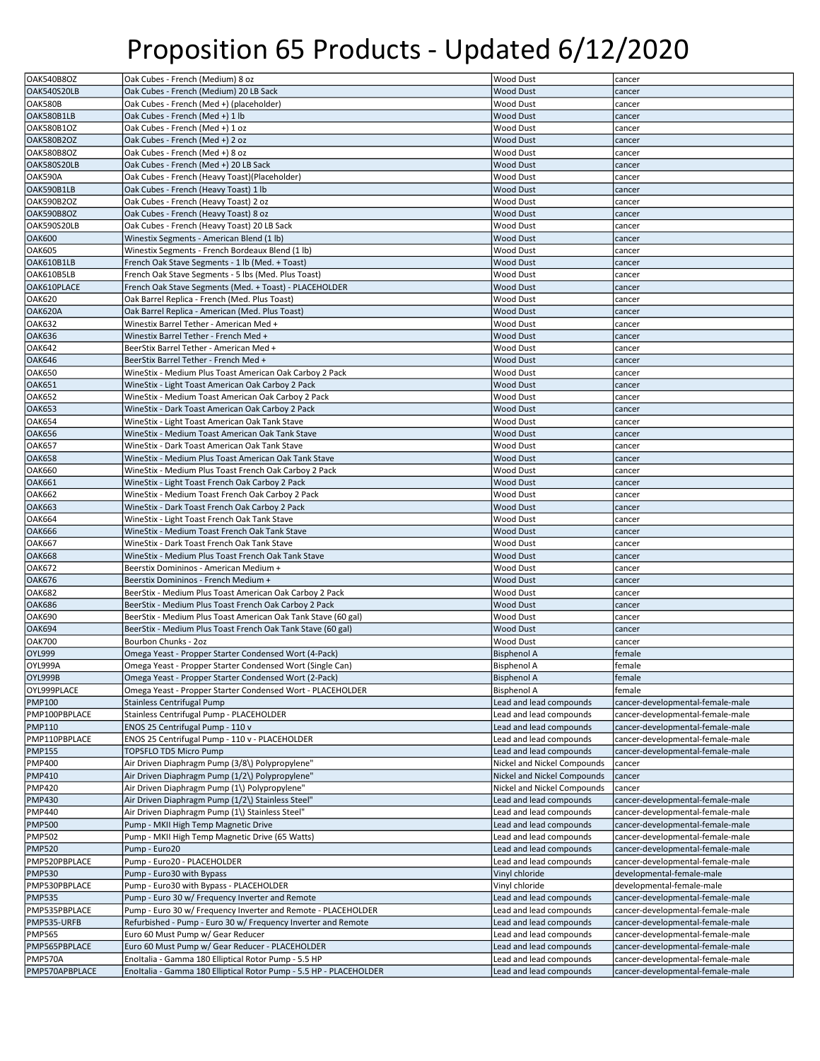# Proposition 65 Products - Updated 6/12/2020

| | | | |
|---|---|---|---|
| OAK540B8OZ | Oak Cubes - French (Medium) 8 oz | Wood Dust | cancer |
| OAK540S20LB | Oak Cubes - French (Medium) 20 LB Sack | Wood Dust | cancer |
| OAK580B | Oak Cubes - French (Med +) (placeholder) | Wood Dust | cancer |
| OAK580B1LB | Oak Cubes - French (Med +) 1 lb | Wood Dust | cancer |
| OAK580B1OZ | Oak Cubes - French (Med +) 1 oz | Wood Dust | cancer |
| OAK580B2OZ | Oak Cubes - French (Med +) 2 oz | Wood Dust | cancer |
| OAK580B8OZ | Oak Cubes - French (Med +) 8 oz | Wood Dust | cancer |
| OAK580S20LB | Oak Cubes - French (Med +) 20 LB Sack | Wood Dust | cancer |
| OAK590A | Oak Cubes - French (Heavy Toast)(Placeholder) | Wood Dust | cancer |
| OAK590B1LB | Oak Cubes - French (Heavy Toast) 1 lb | Wood Dust | cancer |
| OAK590B2OZ | Oak Cubes - French (Heavy Toast) 2 oz | Wood Dust | cancer |
| OAK590B8OZ | Oak Cubes - French (Heavy Toast) 8 oz | Wood Dust | cancer |
| OAK590S20LB | Oak Cubes - French (Heavy Toast) 20 LB Sack | Wood Dust | cancer |
| OAK600 | Winestix Segments - American Blend (1 lb) | Wood Dust | cancer |
| OAK605 | Winestix Segments - French Bordeaux Blend (1 lb) | Wood Dust | cancer |
| OAK610B1LB | French Oak Stave Segments - 1 lb (Med. + Toast) | Wood Dust | cancer |
| OAK610B5LB | French Oak Stave Segments - 5 lbs (Med. Plus Toast) | Wood Dust | cancer |
| OAK610PLACE | French Oak Stave Segments (Med. + Toast) - PLACEHOLDER | Wood Dust | cancer |
| OAK620 | Oak Barrel Replica - French (Med. Plus Toast) | Wood Dust | cancer |
| OAK620A | Oak Barrel Replica - American (Med. Plus Toast) | Wood Dust | cancer |
| OAK632 | Winestix Barrel Tether - American Med + | Wood Dust | cancer |
| OAK636 | Winestix Barrel Tether - French Med + | Wood Dust | cancer |
| OAK642 | BeerStix Barrel Tether - American Med + | Wood Dust | cancer |
| OAK646 | BeerStix Barrel Tether - French Med + | Wood Dust | cancer |
| OAK650 | WineStix - Medium Plus Toast American Oak Carboy 2 Pack | Wood Dust | cancer |
| OAK651 | WineStix - Light Toast American Oak Carboy 2 Pack | Wood Dust | cancer |
| OAK652 | WineStix - Medium Toast American Oak Carboy 2 Pack | Wood Dust | cancer |
| OAK653 | WineStix - Dark Toast American Oak Carboy 2 Pack | Wood Dust | cancer |
| OAK654 | WineStix - Light Toast American Oak Tank Stave | Wood Dust | cancer |
| OAK656 | WineStix - Medium Toast American Oak Tank Stave | Wood Dust | cancer |
| OAK657 | WineStix - Dark Toast American Oak Tank Stave | Wood Dust | cancer |
| OAK658 | WineStix - Medium Plus Toast American Oak Tank Stave | Wood Dust | cancer |
| OAK660 | WineStix - Medium Plus Toast French Oak Carboy 2 Pack | Wood Dust | cancer |
| OAK661 | WineStix - Light Toast French Oak Carboy 2 Pack | Wood Dust | cancer |
| OAK662 | WineStix - Medium Toast French Oak Carboy 2 Pack | Wood Dust | cancer |
| OAK663 | WineStix - Dark Toast French Oak Carboy 2 Pack | Wood Dust | cancer |
| OAK664 | WineStix - Light Toast French Oak Tank Stave | Wood Dust | cancer |
| OAK666 | WineStix - Medium Toast French Oak Tank Stave | Wood Dust | cancer |
| OAK667 | WineStix - Dark Toast French Oak Tank Stave | Wood Dust | cancer |
| OAK668 | WineStix - Medium Plus Toast French Oak Tank Stave | Wood Dust | cancer |
| OAK672 | Beerstix Dominninos - American Medium + | Wood Dust | cancer |
| OAK676 | Beerstix Dominninos - French Medium + | Wood Dust | cancer |
| OAK682 | BeerStix - Medium Plus Toast American Oak Carboy 2 Pack | Wood Dust | cancer |
| OAK686 | BeerStix - Medium Plus Toast French Oak Carboy 2 Pack | Wood Dust | cancer |
| OAK690 | BeerStix - Medium Plus Toast American Oak Tank Stave (60 gal) | Wood Dust | cancer |
| OAK694 | BeerStix - Medium Plus Toast French Oak Tank Stave (60 gal) | Wood Dust | cancer |
| OAK700 | Bourbon Chunks - 2oz | Wood Dust | cancer |
| OYL999 | Omega Yeast - Propper Starter Condensed Wort (4-Pack) | Bisphenol A | female |
| OYL999A | Omega Yeast - Propper Starter Condensed Wort (Single Can) | Bisphenol A | female |
| OYL999B | Omega Yeast - Propper Starter Condensed Wort (2-Pack) | Bisphenol A | female |
| OYL999PLACE | Omega Yeast - Propper Starter Condensed Wort - PLACEHOLDER | Bisphenol A | female |
| PMP100 | Stainless Centrifugal Pump | Lead and lead compounds | cancer-developmental-female-male |
| PMP100PBPLACE | Stainless Centrifugal Pump - PLACEHOLDER | Lead and lead compounds | cancer-developmental-female-male |
| PMP110 | ENOS 25 Centrifugal Pump - 110 v | Lead and lead compounds | cancer-developmental-female-male |
| PMP110PBPLACE | ENOS 25 Centrifugal Pump - 110 v - PLACEHOLDER | Lead and lead compounds | cancer-developmental-female-male |
| PMP155 | TOPSFLO TD5 Micro Pump | Lead and lead compounds | cancer-developmental-female-male |
| PMP400 | Air Driven Diaphragm Pump (3/8\) Polypropylene" | Nickel and Nickel Compounds | cancer |
| PMP410 | Air Driven Diaphragm Pump (1/2\) Polypropylene" | Nickel and Nickel Compounds | cancer |
| PMP420 | Air Driven Diaphragm Pump (1\) Polypropylene" | Nickel and Nickel Compounds | cancer |
| PMP430 | Air Driven Diaphragm Pump (1/2\) Stainless Steel" | Lead and lead compounds | cancer-developmental-female-male |
| PMP440 | Air Driven Diaphragm Pump (1\) Stainless Steel" | Lead and lead compounds | cancer-developmental-female-male |
| PMP500 | Pump - MKII High Temp Magnetic Drive | Lead and lead compounds | cancer-developmental-female-male |
| PMP502 | Pump - MKII High Temp Magnetic Drive (65 Watts) | Lead and lead compounds | cancer-developmental-female-male |
| PMP520 | Pump - Euro20 | Lead and lead compounds | cancer-developmental-female-male |
| PMP520PBPLACE | Pump - Euro20 - PLACEHOLDER | Lead and lead compounds | cancer-developmental-female-male |
| PMP530 | Pump - Euro30 with Bypass | Vinyl chloride | developmental-female-male |
| PMP530PBPLACE | Pump - Euro30 with Bypass - PLACEHOLDER | Vinyl chloride | developmental-female-male |
| PMP535 | Pump - Euro 30 w/ Frequency Inverter and Remote | Lead and lead compounds | cancer-developmental-female-male |
| PMP535PBPLACE | Pump - Euro 30 w/ Frequency Inverter and Remote - PLACEHOLDER | Lead and lead compounds | cancer-developmental-female-male |
| PMP535-URFB | Refurbished - Pump - Euro 30 w/ Frequency Inverter and Remote | Lead and lead compounds | cancer-developmental-female-male |
| PMP565 | Euro 60 Must Pump w/ Gear Reducer | Lead and lead compounds | cancer-developmental-female-male |
| PMP565PBPLACE | Euro 60 Must Pump w/ Gear Reducer - PLACEHOLDER | Lead and lead compounds | cancer-developmental-female-male |
| PMP570A | EnoItalia - Gamma 180 Elliptical Rotor Pump - 5.5 HP | Lead and lead compounds | cancer-developmental-female-male |
| PMP570APBPLACE | EnoItalia - Gamma 180 Elliptical Rotor Pump - 5.5 HP - PLACEHOLDER | Lead and lead compounds | cancer-developmental-female-male |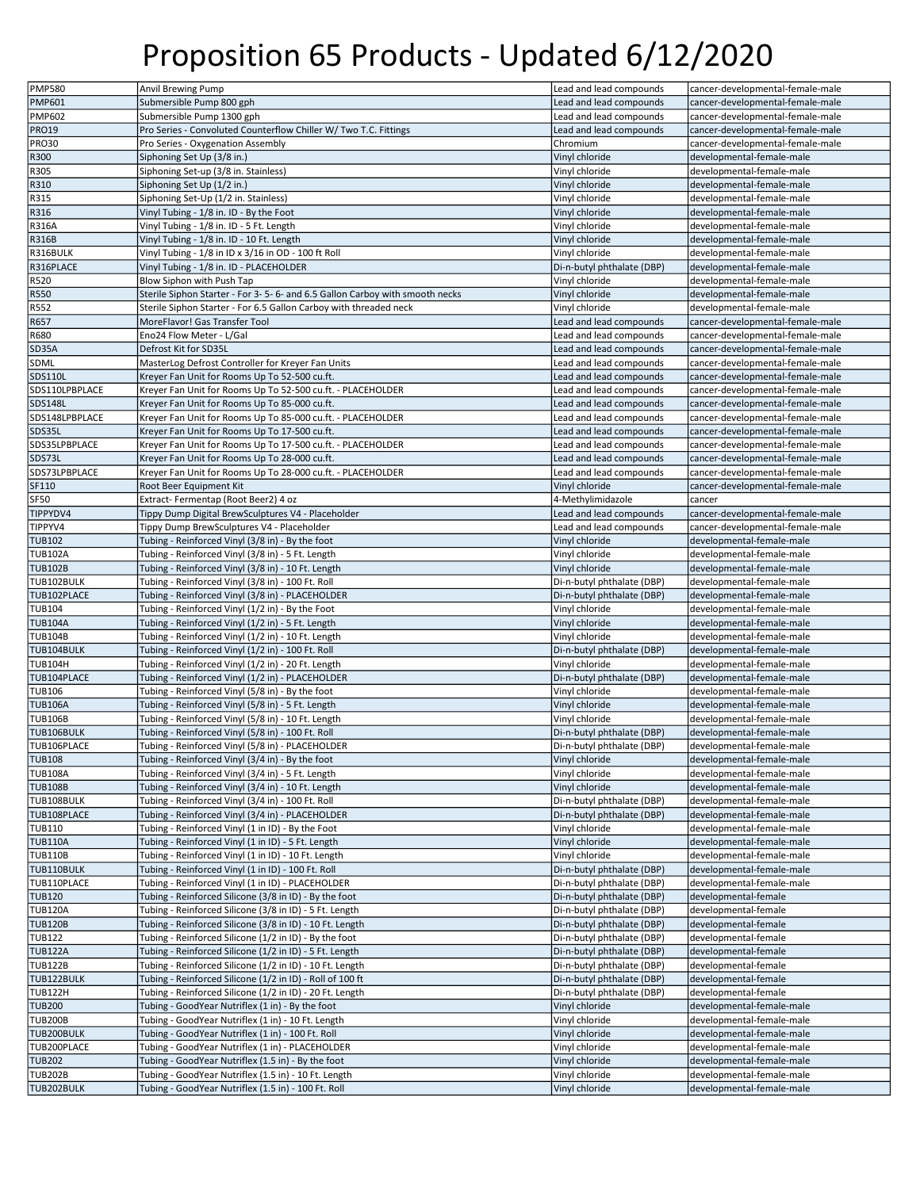# Proposition 65 Products - Updated 6/12/2020

| | | | |
|---|---|---|---|
| PMP580 | Anvil Brewing Pump | Lead and lead compounds | cancer-developmental-female-male |
| PMP601 | Submersible Pump 800 gph | Lead and lead compounds | cancer-developmental-female-male |
| PMP602 | Submersible Pump 1300 gph | Lead and lead compounds | cancer-developmental-female-male |
| PRO19 | Pro Series - Convoluted Counterflow Chiller W/ Two T.C. Fittings | Lead and lead compounds | cancer-developmental-female-male |
| PRO30 | Pro Series - Oxygenation Assembly | Chromium | cancer-developmental-female-male |
| R300 | Siphoning Set Up (3/8 in.) | Vinyl chloride | developmental-female-male |
| R305 | Siphoning Set-up (3/8 in. Stainless) | Vinyl chloride | developmental-female-male |
| R310 | Siphoning Set Up (1/2 in.) | Vinyl chloride | developmental-female-male |
| R315 | Siphoning Set-Up (1/2 in. Stainless) | Vinyl chloride | developmental-female-male |
| R316 | Vinyl Tubing - 1/8 in. ID - By the Foot | Vinyl chloride | developmental-female-male |
| R316A | Vinyl Tubing - 1/8 in. ID - 5 Ft. Length | Vinyl chloride | developmental-female-male |
| R316B | Vinyl Tubing - 1/8 in. ID - 10 Ft. Length | Vinyl chloride | developmental-female-male |
| R316BULK | Vinyl Tubing - 1/8 in ID x 3/16 in OD - 100 ft Roll | Vinyl chloride | developmental-female-male |
| R316PLACE | Vinyl Tubing - 1/8 in. ID - PLACEHOLDER | Di-n-butyl phthalate (DBP) | developmental-female-male |
| R520 | Blow Siphon with Push Tap | Vinyl chloride | developmental-female-male |
| R550 | Sterile Siphon Starter - For 3- 5- 6- and 6.5 Gallon Carboy with smooth necks | Vinyl chloride | developmental-female-male |
| R552 | Sterile Siphon Starter - For 6.5 Gallon Carboy with threaded neck | Vinyl chloride | developmental-female-male |
| R657 | MoreFlavor! Gas Transfer Tool | Lead and lead compounds | cancer-developmental-female-male |
| R680 | Eno24 Flow Meter - L/Gal | Lead and lead compounds | cancer-developmental-female-male |
| SD35A | Defrost Kit for SD35L | Lead and lead compounds | cancer-developmental-female-male |
| SDML | MasterLog Defrost Controller for Kreyer Fan Units | Lead and lead compounds | cancer-developmental-female-male |
| SDS110L | Kreyer Fan Unit for Rooms Up To 52-500 cu.ft. | Lead and lead compounds | cancer-developmental-female-male |
| SDS110LPBPLACE | Kreyer Fan Unit for Rooms Up To 52-500 cu.ft. - PLACEHOLDER | Lead and lead compounds | cancer-developmental-female-male |
| SDS148L | Kreyer Fan Unit for Rooms Up To 85-000 cu.ft. | Lead and lead compounds | cancer-developmental-female-male |
| SDS148LPBPLACE | Kreyer Fan Unit for Rooms Up To 85-000 cu.ft. - PLACEHOLDER | Lead and lead compounds | cancer-developmental-female-male |
| SDS35L | Kreyer Fan Unit for Rooms Up To 17-500 cu.ft. | Lead and lead compounds | cancer-developmental-female-male |
| SDS35LPBPLACE | Kreyer Fan Unit for Rooms Up To 17-500 cu.ft. - PLACEHOLDER | Lead and lead compounds | cancer-developmental-female-male |
| SDS73L | Kreyer Fan Unit for Rooms Up To 28-000 cu.ft. | Lead and lead compounds | cancer-developmental-female-male |
| SDS73LPBPLACE | Kreyer Fan Unit for Rooms Up To 28-000 cu.ft. - PLACEHOLDER | Lead and lead compounds | cancer-developmental-female-male |
| SF110 | Root Beer Equipment Kit | Vinyl chloride | cancer-developmental-female-male |
| SF50 | Extract- Fermentap (Root Beer2) 4 oz | 4-Methylimidazole | cancer |
| TIPPYDV4 | Tippy Dump Digital BrewSculptures V4 - Placeholder | Lead and lead compounds | cancer-developmental-female-male |
| TIPPYV4 | Tippy Dump BrewSculptures V4 - Placeholder | Lead and lead compounds | cancer-developmental-female-male |
| TUB102 | Tubing - Reinforced Vinyl (3/8 in) - By the foot | Vinyl chloride | developmental-female-male |
| TUB102A | Tubing - Reinforced Vinyl (3/8 in) - 5 Ft. Length | Vinyl chloride | developmental-female-male |
| TUB102B | Tubing - Reinforced Vinyl (3/8 in) - 10 Ft. Length | Vinyl chloride | developmental-female-male |
| TUB102BULK | Tubing - Reinforced Vinyl (3/8 in) - 100 Ft. Roll | Di-n-butyl phthalate (DBP) | developmental-female-male |
| TUB102PLACE | Tubing - Reinforced Vinyl (3/8 in) - PLACEHOLDER | Di-n-butyl phthalate (DBP) | developmental-female-male |
| TUB104 | Tubing - Reinforced Vinyl (1/2 in) - By the Foot | Vinyl chloride | developmental-female-male |
| TUB104A | Tubing - Reinforced Vinyl (1/2 in) - 5 Ft. Length | Vinyl chloride | developmental-female-male |
| TUB104B | Tubing - Reinforced Vinyl (1/2 in) - 10 Ft. Length | Vinyl chloride | developmental-female-male |
| TUB104BULK | Tubing - Reinforced Vinyl (1/2 in) - 100 Ft. Roll | Di-n-butyl phthalate (DBP) | developmental-female-male |
| TUB104H | Tubing - Reinforced Vinyl (1/2 in) - 20 Ft. Length | Vinyl chloride | developmental-female-male |
| TUB104PLACE | Tubing - Reinforced Vinyl (1/2 in) - PLACEHOLDER | Di-n-butyl phthalate (DBP) | developmental-female-male |
| TUB106 | Tubing - Reinforced Vinyl (5/8 in) - By the foot | Vinyl chloride | developmental-female-male |
| TUB106A | Tubing - Reinforced Vinyl (5/8 in) - 5 Ft. Length | Vinyl chloride | developmental-female-male |
| TUB106B | Tubing - Reinforced Vinyl (5/8 in) - 10 Ft. Length | Vinyl chloride | developmental-female-male |
| TUB106BULK | Tubing - Reinforced Vinyl (5/8 in) - 100 Ft. Roll | Di-n-butyl phthalate (DBP) | developmental-female-male |
| TUB106PLACE | Tubing - Reinforced Vinyl (5/8 in) - PLACEHOLDER | Di-n-butyl phthalate (DBP) | developmental-female-male |
| TUB108 | Tubing - Reinforced Vinyl (3/4 in) - By the foot | Vinyl chloride | developmental-female-male |
| TUB108A | Tubing - Reinforced Vinyl (3/4 in) - 5 Ft. Length | Vinyl chloride | developmental-female-male |
| TUB108B | Tubing - Reinforced Vinyl (3/4 in) - 10 Ft. Length | Vinyl chloride | developmental-female-male |
| TUB108BULK | Tubing - Reinforced Vinyl (3/4 in) - 100 Ft. Roll | Di-n-butyl phthalate (DBP) | developmental-female-male |
| TUB108PLACE | Tubing - Reinforced Vinyl (3/4 in) - PLACEHOLDER | Di-n-butyl phthalate (DBP) | developmental-female-male |
| TUB110 | Tubing - Reinforced Vinyl (1 in ID) - By the Foot | Vinyl chloride | developmental-female-male |
| TUB110A | Tubing - Reinforced Vinyl (1 in ID) - 5 Ft. Length | Vinyl chloride | developmental-female-male |
| TUB110B | Tubing - Reinforced Vinyl (1 in ID) - 10 Ft. Length | Vinyl chloride | developmental-female-male |
| TUB110BULK | Tubing - Reinforced Vinyl (1 in ID) - 100 Ft. Roll | Di-n-butyl phthalate (DBP) | developmental-female-male |
| TUB110PLACE | Tubing - Reinforced Vinyl (1 in ID) - PLACEHOLDER | Di-n-butyl phthalate (DBP) | developmental-female-male |
| TUB120 | Tubing - Reinforced Silicone (3/8 in ID) - By the foot | Di-n-butyl phthalate (DBP) | developmental-female |
| TUB120A | Tubing - Reinforced Silicone (3/8 in ID) - 5 Ft. Length | Di-n-butyl phthalate (DBP) | developmental-female |
| TUB120B | Tubing - Reinforced Silicone (3/8 in ID) - 10 Ft. Length | Di-n-butyl phthalate (DBP) | developmental-female |
| TUB122 | Tubing - Reinforced Silicone (1/2 in ID) - By the foot | Di-n-butyl phthalate (DBP) | developmental-female |
| TUB122A | Tubing - Reinforced Silicone (1/2 in ID) - 5 Ft. Length | Di-n-butyl phthalate (DBP) | developmental-female |
| TUB122B | Tubing - Reinforced Silicone (1/2 in ID) - 10 Ft. Length | Di-n-butyl phthalate (DBP) | developmental-female |
| TUB122BULK | Tubing - Reinforced Silicone (1/2 in ID) - Roll of 100 ft | Di-n-butyl phthalate (DBP) | developmental-female |
| TUB122H | Tubing - Reinforced Silicone (1/2 in ID) - 20 Ft. Length | Di-n-butyl phthalate (DBP) | developmental-female |
| TUB200 | Tubing - GoodYear Nutriflex (1 in) - By the foot | Vinyl chloride | developmental-female-male |
| TUB200B | Tubing - GoodYear Nutriflex (1 in) - 10 Ft. Length | Vinyl chloride | developmental-female-male |
| TUB200BULK | Tubing - GoodYear Nutriflex (1 in) - 100 Ft. Roll | Vinyl chloride | developmental-female-male |
| TUB200PLACE | Tubing - GoodYear Nutriflex (1 in) - PLACEHOLDER | Vinyl chloride | developmental-female-male |
| TUB202 | Tubing - GoodYear Nutriflex (1.5 in) - By the foot | Vinyl chloride | developmental-female-male |
| TUB202B | Tubing - GoodYear Nutriflex (1.5 in) - 10 Ft. Length | Vinyl chloride | developmental-female-male |
| TUB202BULK | Tubing - GoodYear Nutriflex (1.5 in) - 100 Ft. Roll | Vinyl chloride | developmental-female-male |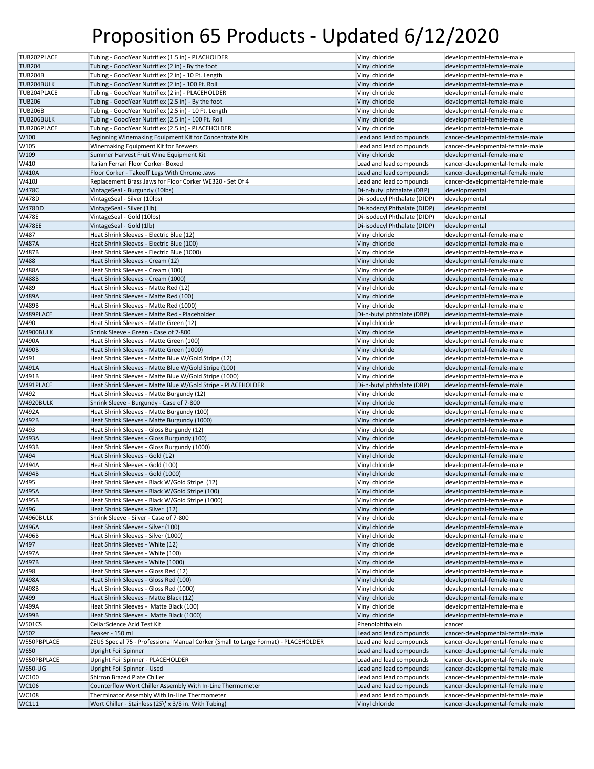# Proposition 65 Products - Updated 6/12/2020

| | | | |
|---|---|---|---|
| TUB202PLACE | Tubing - GoodYear Nutriflex (1.5 in) - PLACHOLDER | Vinyl chloride | developmental-female-male |
| TUB204 | Tubing - GoodYear Nutriflex (2 in) - By the foot | Vinyl chloride | developmental-female-male |
| TUB204B | Tubing - GoodYear Nutriflex (2 in) - 10 Ft. Length | Vinyl chloride | developmental-female-male |
| TUB204BULK | Tubing - GoodYear Nutriflex (2 in) - 100 Ft. Roll | Vinyl chloride | developmental-female-male |
| TUB204PLACE | Tubing - GoodYear Nutriflex (2 in) - PLACEHOLDER | Vinyl chloride | developmental-female-male |
| TUB206 | Tubing - GoodYear Nutriflex (2.5 in) - By the foot | Vinyl chloride | developmental-female-male |
| TUB206B | Tubing - GoodYear Nutriflex (2.5 in) - 10 Ft. Length | Vinyl chloride | developmental-female-male |
| TUB206BULK | Tubing - GoodYear Nutriflex (2.5 in) - 100 Ft. Roll | Vinyl chloride | developmental-female-male |
| TUB206PLACE | Tubing - GoodYear Nutriflex (2.5 in) - PLACEHOLDER | Vinyl chloride | developmental-female-male |
| W100 | Beginning Winemaking Equipment Kit for Concentrate Kits | Lead and lead compounds | cancer-developmental-female-male |
| W105 | Winemaking Equipment Kit for Brewers | Lead and lead compounds | cancer-developmental-female-male |
| W109 | Summer Harvest Fruit Wine Equipment Kit | Vinyl chloride | developmental-female-male |
| W410 | Italian Ferrari Floor Corker- Boxed | Lead and lead compounds | cancer-developmental-female-male |
| W410A | Floor Corker - Takeoff Legs With Chrome Jaws | Lead and lead compounds | cancer-developmental-female-male |
| W410J | Replacement Brass Jaws for Floor Corker WE320 - Set Of 4 | Lead and lead compounds | cancer-developmental-female-male |
| W478C | VintageSeal - Burgundy (10lbs) | Di-n-butyl phthalate (DBP) | developmental |
| W478D | VintageSeal - Silver (10lbs) | Di-isodecyl Phthalate (DIDP) | developmental |
| W478DD | VintageSeal - Silver (1lb) | Di-isodecyl Phthalate (DIDP) | developmental |
| W478E | VintageSeal - Gold (10lbs) | Di-isodecyl Phthalate (DIDP) | developmental |
| W478EE | VintageSeal - Gold (1lb) | Di-isodecyl Phthalate (DIDP) | developmental |
| W487 | Heat Shrink Sleeves - Electric Blue (12) | Vinyl chloride | developmental-female-male |
| W487A | Heat Shrink Sleeves - Electric Blue (100) | Vinyl chloride | developmental-female-male |
| W487B | Heat Shrink Sleeves - Electric Blue (1000) | Vinyl chloride | developmental-female-male |
| W488 | Heat Shrink Sleeves - Cream (12) | Vinyl chloride | developmental-female-male |
| W488A | Heat Shrink Sleeves - Cream (100) | Vinyl chloride | developmental-female-male |
| W488B | Heat Shrink Sleeves - Cream (1000) | Vinyl chloride | developmental-female-male |
| W489 | Heat Shrink Sleeves - Matte Red (12) | Vinyl chloride | developmental-female-male |
| W489A | Heat Shrink Sleeves - Matte Red (100) | Vinyl chloride | developmental-female-male |
| W489B | Heat Shrink Sleeves - Matte Red (1000) | Vinyl chloride | developmental-female-male |
| W489PLACE | Heat Shrink Sleeves - Matte Red - Placeholder | Di-n-butyl phthalate (DBP) | developmental-female-male |
| W490 | Heat Shrink Sleeves - Matte Green (12) | Vinyl chloride | developmental-female-male |
| W4900BULK | Shrink Sleeve - Green - Case of 7-800 | Vinyl chloride | developmental-female-male |
| W490A | Heat Shrink Sleeves - Matte Green (100) | Vinyl chloride | developmental-female-male |
| W490B | Heat Shrink Sleeves - Matte Green (1000) | Vinyl chloride | developmental-female-male |
| W491 | Heat Shrink Sleeves - Matte Blue W/Gold Stripe (12) | Vinyl chloride | developmental-female-male |
| W491A | Heat Shrink Sleeves - Matte Blue W/Gold Stripe (100) | Vinyl chloride | developmental-female-male |
| W491B | Heat Shrink Sleeves - Matte Blue W/Gold Stripe (1000) | Vinyl chloride | developmental-female-male |
| W491PLACE | Heat Shrink Sleeves - Matte Blue W/Gold Stripe - PLACEHOLDER | Di-n-butyl phthalate (DBP) | developmental-female-male |
| W492 | Heat Shrink Sleeves - Matte Burgundy (12) | Vinyl chloride | developmental-female-male |
| W4920BULK | Shrink Sleeve - Burgundy - Case of 7-800 | Vinyl chloride | developmental-female-male |
| W492A | Heat Shrink Sleeves - Matte Burgundy (100) | Vinyl chloride | developmental-female-male |
| W492B | Heat Shrink Sleeves - Matte Burgundy (1000) | Vinyl chloride | developmental-female-male |
| W493 | Heat Shrink Sleeves - Gloss Burgundy (12) | Vinyl chloride | developmental-female-male |
| W493A | Heat Shrink Sleeves - Gloss Burgundy (100) | Vinyl chloride | developmental-female-male |
| W493B | Heat Shrink Sleeves - Gloss Burgundy (1000) | Vinyl chloride | developmental-female-male |
| W494 | Heat Shrink Sleeves - Gold (12) | Vinyl chloride | developmental-female-male |
| W494A | Heat Shrink Sleeves - Gold (100) | Vinyl chloride | developmental-female-male |
| W494B | Heat Shrink Sleeves - Gold (1000) | Vinyl chloride | developmental-female-male |
| W495 | Heat Shrink Sleeves - Black W/Gold Stripe (12) | Vinyl chloride | developmental-female-male |
| W495A | Heat Shrink Sleeves - Black W/Gold Stripe (100) | Vinyl chloride | developmental-female-male |
| W495B | Heat Shrink Sleeves - Black W/Gold Stripe (1000) | Vinyl chloride | developmental-female-male |
| W496 | Heat Shrink Sleeves - Silver (12) | Vinyl chloride | developmental-female-male |
| W4960BULK | Shrink Sleeve - Silver - Case of 7-800 | Vinyl chloride | developmental-female-male |
| W496A | Heat Shrink Sleeves - Silver (100) | Vinyl chloride | developmental-female-male |
| W496B | Heat Shrink Sleeves - Silver (1000) | Vinyl chloride | developmental-female-male |
| W497 | Heat Shrink Sleeves - White (12) | Vinyl chloride | developmental-female-male |
| W497A | Heat Shrink Sleeves - White (100) | Vinyl chloride | developmental-female-male |
| W497B | Heat Shrink Sleeves - White (1000) | Vinyl chloride | developmental-female-male |
| W498 | Heat Shrink Sleeves - Gloss Red (12) | Vinyl chloride | developmental-female-male |
| W498A | Heat Shrink Sleeves - Gloss Red (100) | Vinyl chloride | developmental-female-male |
| W498B | Heat Shrink Sleeves - Gloss Red (1000) | Vinyl chloride | developmental-female-male |
| W499 | Heat Shrink Sleeves - Matte Black (12) | Vinyl chloride | developmental-female-male |
| W499A | Heat Shrink Sleeves - Matte Black (100) | Vinyl chloride | developmental-female-male |
| W499B | Heat Shrink Sleeves - Matte Black (1000) | Vinyl chloride | developmental-female-male |
| W501CS | CellarScience Acid Test Kit | Phenolphthalein | cancer |
| W502 | Beaker - 150 ml | Lead and lead compounds | cancer-developmental-female-male |
| W550PBPLACE | ZEUS Special 75 - Professional Manual Corker (Small to Large Format) - PLACEHOLDER | Lead and lead compounds | cancer-developmental-female-male |
| W650 | Upright Foil Spinner | Lead and lead compounds | cancer-developmental-female-male |
| W650PBPLACE | Upright Foil Spinner - PLACEHOLDER | Lead and lead compounds | cancer-developmental-female-male |
| W650-UG | Upright Foil Spinner - Used | Lead and lead compounds | cancer-developmental-female-male |
| WC100 | Shirron Brazed Plate Chiller | Lead and lead compounds | cancer-developmental-female-male |
| WC106 | Counterflow Wort Chiller Assembly With In-Line Thermometer | Lead and lead compounds | cancer-developmental-female-male |
| WC108 | Therminator Assembly With In-Line Thermometer | Lead and lead compounds | cancer-developmental-female-male |
| WC111 | Wort Chiller - Stainless (25\' x 3/8 in. With Tubing) | Vinyl chloride | cancer-developmental-female-male |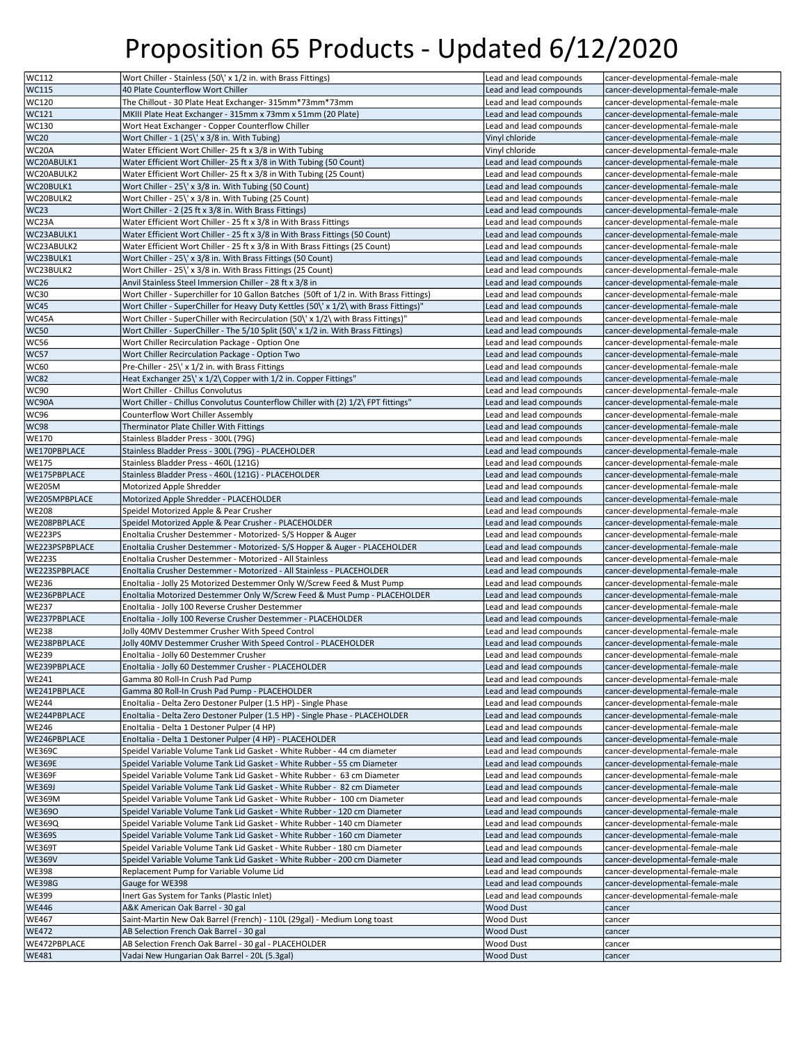# Proposition 65 Products - Updated 6/12/2020

| | | | |
|---|---|---|---|
| WC112 | Wort Chiller - Stainless (50\' x 1/2 in. with Brass Fittings) | Lead and lead compounds | cancer-developmental-female-male |
| WC115 | 40 Plate Counterflow Wort Chiller | Lead and lead compounds | cancer-developmental-female-male |
| WC120 | The Chillout - 30 Plate Heat Exchanger- 315mm*73mm*73mm | Lead and lead compounds | cancer-developmental-female-male |
| WC121 | MKIII Plate Heat Exchanger - 315mm x 73mm x 51mm (20 Plate) | Lead and lead compounds | cancer-developmental-female-male |
| WC130 | Wort Heat Exchanger - Copper Counterflow Chiller | Lead and lead compounds | cancer-developmental-female-male |
| WC20 | Wort Chiller - 1 (25\' x 3/8 in. With Tubing) | Vinyl chloride | cancer-developmental-female-male |
| WC20A | Water Efficient Wort Chiller- 25 ft x 3/8 in With Tubing | Vinyl chloride | cancer-developmental-female-male |
| WC20ABULK1 | Water Efficient Wort Chiller- 25 ft x 3/8 in With Tubing (50 Count) | Lead and lead compounds | cancer-developmental-female-male |
| WC20ABULK2 | Water Efficient Wort Chiller- 25 ft x 3/8 in With Tubing (25 Count) | Lead and lead compounds | cancer-developmental-female-male |
| WC20BULK1 | Wort Chiller - 25\' x 3/8 in. With Tubing (50 Count) | Lead and lead compounds | cancer-developmental-female-male |
| WC20BULK2 | Wort Chiller - 25\' x 3/8 in. With Tubing (25 Count) | Lead and lead compounds | cancer-developmental-female-male |
| WC23 | Wort Chiller - 2 (25 ft x 3/8 in. With Brass Fittings) | Lead and lead compounds | cancer-developmental-female-male |
| WC23A | Water Efficient Wort Chiller - 25 ft x 3/8 in With Brass Fittings | Lead and lead compounds | cancer-developmental-female-male |
| WC23ABULK1 | Water Efficient Wort Chiller - 25 ft x 3/8 in With Brass Fittings (50 Count) | Lead and lead compounds | cancer-developmental-female-male |
| WC23ABULK2 | Water Efficient Wort Chiller - 25 ft x 3/8 in With Brass Fittings (25 Count) | Lead and lead compounds | cancer-developmental-female-male |
| WC23BULK1 | Wort Chiller - 25\' x 3/8 in. With Brass Fittings (50 Count) | Lead and lead compounds | cancer-developmental-female-male |
| WC23BULK2 | Wort Chiller - 25\' x 3/8 in. With Brass Fittings (25 Count) | Lead and lead compounds | cancer-developmental-female-male |
| WC26 | Anvil Stainless Steel Immersion Chiller - 28 ft x 3/8 in | Lead and lead compounds | cancer-developmental-female-male |
| WC30 | Wort Chiller - Superchiller for 10 Gallon Batches (50ft of 1/2 in. With Brass Fittings) | Lead and lead compounds | cancer-developmental-female-male |
| WC45 | Wort Chiller - SuperChiller for Heavy Duty Kettles (50\' x 1/2\ with Brass Fittings)" | Lead and lead compounds | cancer-developmental-female-male |
| WC45A | Wort Chiller - SuperChiller with Recirculation (50\' x 1/2\ with Brass Fittings)" | Lead and lead compounds | cancer-developmental-female-male |
| WC50 | Wort Chiller - SuperChiller - The 5/10 Split (50\' x 1/2 in. With Brass Fittings) | Lead and lead compounds | cancer-developmental-female-male |
| WC56 | Wort Chiller Recirculation Package - Option One | Lead and lead compounds | cancer-developmental-female-male |
| WC57 | Wort Chiller Recirculation Package - Option Two | Lead and lead compounds | cancer-developmental-female-male |
| WC60 | Pre-Chiller - 25\' x 1/2 in. with Brass Fittings | Lead and lead compounds | cancer-developmental-female-male |
| WC82 | Heat Exchanger 25\' x 1/2\ Copper with 1/2 in. Copper Fittings" | Lead and lead compounds | cancer-developmental-female-male |
| WC90 | Wort Chiller - Chillus Convolutus | Lead and lead compounds | cancer-developmental-female-male |
| WC90A | Wort Chiller - Chillus Convolutus Counterflow Chiller with (2) 1/2\ FPT fittings" | Lead and lead compounds | cancer-developmental-female-male |
| WC96 | Counterflow Wort Chiller Assembly | Lead and lead compounds | cancer-developmental-female-male |
| WC98 | Therminator Plate Chiller With Fittings | Lead and lead compounds | cancer-developmental-female-male |
| WE170 | Stainless Bladder Press - 300L (79G) | Lead and lead compounds | cancer-developmental-female-male |
| WE170PBPLACE | Stainless Bladder Press - 300L (79G) - PLACEHOLDER | Lead and lead compounds | cancer-developmental-female-male |
| WE175 | Stainless Bladder Press - 460L (121G) | Lead and lead compounds | cancer-developmental-female-male |
| WE175PBPLACE | Stainless Bladder Press - 460L (121G) - PLACEHOLDER | Lead and lead compounds | cancer-developmental-female-male |
| WE205M | Motorized Apple Shredder | Lead and lead compounds | cancer-developmental-female-male |
| WE205MPBPLACE | Motorized Apple Shredder - PLACEHOLDER | Lead and lead compounds | cancer-developmental-female-male |
| WE208 | Speidel Motorized Apple & Pear Crusher | Lead and lead compounds | cancer-developmental-female-male |
| WE208PBPLACE | Speidel Motorized Apple & Pear Crusher - PLACEHOLDER | Lead and lead compounds | cancer-developmental-female-male |
| WE223PS | EnoItalia Crusher Destemmer - Motorized- S/S Hopper & Auger | Lead and lead compounds | cancer-developmental-female-male |
| WE223PSPBPLACE | EnoItalia Crusher Destemmer - Motorized- S/S Hopper & Auger - PLACEHOLDER | Lead and lead compounds | cancer-developmental-female-male |
| WE223S | EnoItalia Crusher Destemmer - Motorized - All Stainless | Lead and lead compounds | cancer-developmental-female-male |
| WE223SPBPLACE | EnoItalia Crusher Destemmer - Motorized - All Stainless - PLACEHOLDER | Lead and lead compounds | cancer-developmental-female-male |
| WE236 | EnoItalia - Jolly 25 Motorized Destemmer Only W/Screw Feed & Must Pump | Lead and lead compounds | cancer-developmental-female-male |
| WE236PBPLACE | EnoItalia Motorized Destemmer Only W/Screw Feed & Must Pump - PLACEHOLDER | Lead and lead compounds | cancer-developmental-female-male |
| WE237 | EnoItalia - Jolly 100 Reverse Crusher Destemmer | Lead and lead compounds | cancer-developmental-female-male |
| WE237PBPLACE | EnoItalia - Jolly 100 Reverse Crusher Destemmer - PLACEHOLDER | Lead and lead compounds | cancer-developmental-female-male |
| WE238 | Jolly 40MV Destemmer Crusher With Speed Control | Lead and lead compounds | cancer-developmental-female-male |
| WE238PBPLACE | Jolly 40MV Destemmer Crusher With Speed Control - PLACEHOLDER | Lead and lead compounds | cancer-developmental-female-male |
| WE239 | EnoItalia - Jolly 60 Destemmer Crusher | Lead and lead compounds | cancer-developmental-female-male |
| WE239PBPLACE | EnoItalia - Jolly 60 Destemmer Crusher - PLACEHOLDER | Lead and lead compounds | cancer-developmental-female-male |
| WE241 | Gamma 80 Roll-In Crush Pad Pump | Lead and lead compounds | cancer-developmental-female-male |
| WE241PBPLACE | Gamma 80 Roll-In Crush Pad Pump - PLACEHOLDER | Lead and lead compounds | cancer-developmental-female-male |
| WE244 | EnoItalia - Delta Zero Destoner Pulper (1.5 HP) - Single Phase | Lead and lead compounds | cancer-developmental-female-male |
| WE244PBPLACE | EnoItalia - Delta Zero Destoner Pulper (1.5 HP) - Single Phase - PLACEHOLDER | Lead and lead compounds | cancer-developmental-female-male |
| WE246 | EnoItalia - Delta 1 Destoner Pulper (4 HP) | Lead and lead compounds | cancer-developmental-female-male |
| WE246PBPLACE | EnoItalia - Delta 1 Destoner Pulper (4 HP) - PLACEHOLDER | Lead and lead compounds | cancer-developmental-female-male |
| WE369C | Speidel Variable Volume Tank Lid Gasket - White Rubber - 44 cm diameter | Lead and lead compounds | cancer-developmental-female-male |
| WE369E | Speidel Variable Volume Tank Lid Gasket - White Rubber - 55 cm Diameter | Lead and lead compounds | cancer-developmental-female-male |
| WE369F | Speidel Variable Volume Tank Lid Gasket - White Rubber - 63 cm Diameter | Lead and lead compounds | cancer-developmental-female-male |
| WE369J | Speidel Variable Volume Tank Lid Gasket - White Rubber - 82 cm Diameter | Lead and lead compounds | cancer-developmental-female-male |
| WE369M | Speidel Variable Volume Tank Lid Gasket - White Rubber - 100 cm Diameter | Lead and lead compounds | cancer-developmental-female-male |
| WE369O | Speidel Variable Volume Tank Lid Gasket - White Rubber - 120 cm Diameter | Lead and lead compounds | cancer-developmental-female-male |
| WE369Q | Speidel Variable Volume Tank Lid Gasket - White Rubber - 140 cm Diameter | Lead and lead compounds | cancer-developmental-female-male |
| WE369S | Speidel Variable Volume Tank Lid Gasket - White Rubber - 160 cm Diameter | Lead and lead compounds | cancer-developmental-female-male |
| WE369T | Speidel Variable Volume Tank Lid Gasket - White Rubber - 180 cm Diameter | Lead and lead compounds | cancer-developmental-female-male |
| WE369V | Speidel Variable Volume Tank Lid Gasket - White Rubber - 200 cm Diameter | Lead and lead compounds | cancer-developmental-female-male |
| WE398 | Replacement Pump for Variable Volume Lid | Lead and lead compounds | cancer-developmental-female-male |
| WE398G | Gauge for WE398 | Lead and lead compounds | cancer-developmental-female-male |
| WE399 | Inert Gas System for Tanks (Plastic Inlet) | Lead and lead compounds | cancer-developmental-female-male |
| WE446 | A&K American Oak Barrel - 30 gal | Wood Dust | cancer |
| WE467 | Saint-Martin New Oak Barrel (French) - 110L (29gal) - Medium Long toast | Wood Dust | cancer |
| WE472 | AB Selection French Oak Barrel - 30 gal | Wood Dust | cancer |
| WE472PBPLACE | AB Selection French Oak Barrel - 30 gal - PLACEHOLDER | Wood Dust | cancer |
| WE481 | Vadai New Hungarian Oak Barrel - 20L (5.3gal) | Wood Dust | cancer |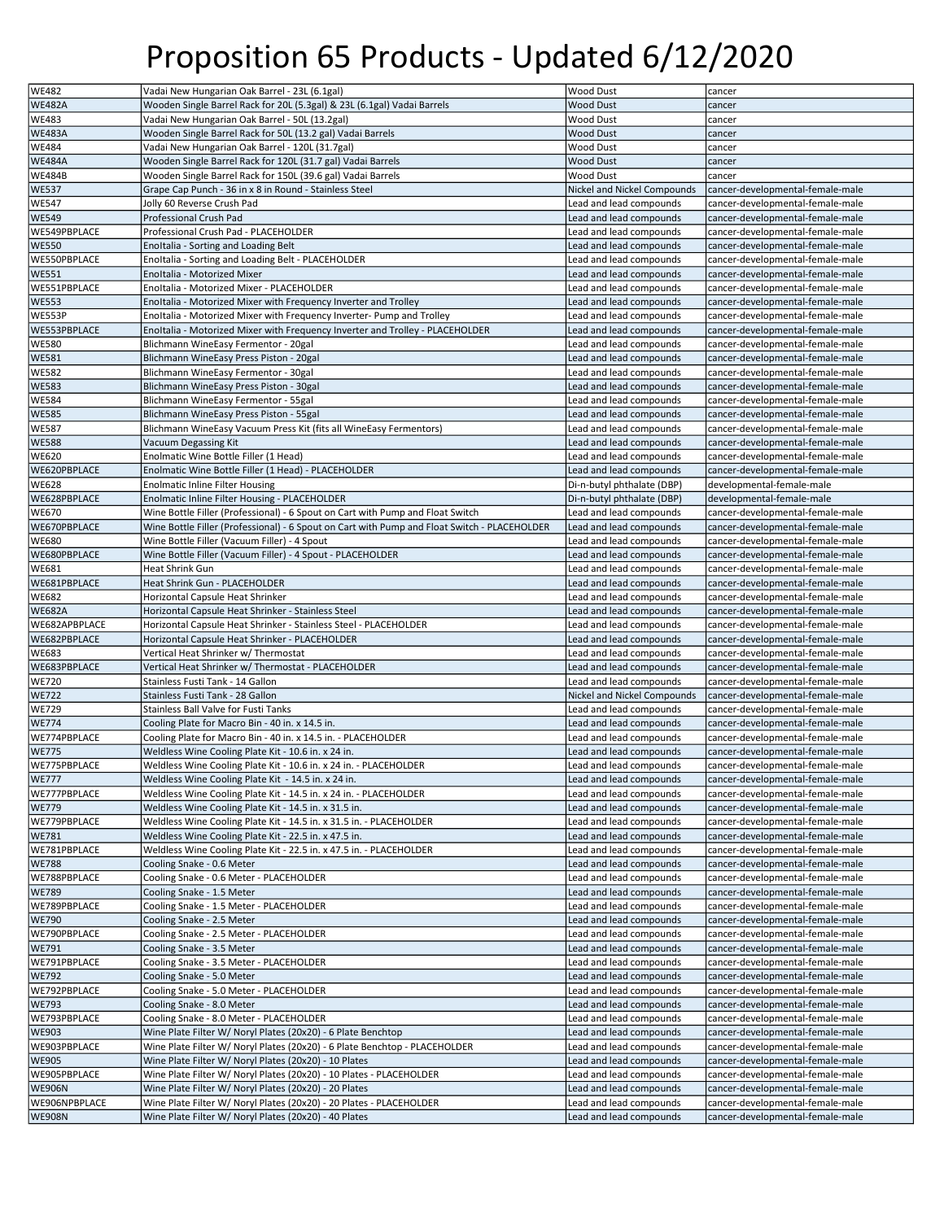# Proposition 65 Products - Updated 6/12/2020

| | | | |
|---|---|---|---|
| WE482 | Vadai New Hungarian Oak Barrel - 23L (6.1gal) | Wood Dust | cancer |
| WE482A | Wooden Single Barrel Rack for 20L (5.3gal) & 23L (6.1gal) Vadai Barrels | Wood Dust | cancer |
| WE483 | Vadai New Hungarian Oak Barrel - 50L (13.2gal) | Wood Dust | cancer |
| WE483A | Wooden Single Barrel Rack for 50L (13.2 gal) Vadai Barrels | Wood Dust | cancer |
| WE484 | Vadai New Hungarian Oak Barrel - 120L (31.7gal) | Wood Dust | cancer |
| WE484A | Wooden Single Barrel Rack for 120L (31.7 gal) Vadai Barrels | Wood Dust | cancer |
| WE484B | Wooden Single Barrel Rack for 150L (39.6 gal) Vadai Barrels | Wood Dust | cancer |
| WE537 | Grape Cap Punch - 36 in x 8 in Round - Stainless Steel | Nickel and Nickel Compounds | cancer-developmental-female-male |
| WE547 | Jolly 60 Reverse Crush Pad | Lead and lead compounds | cancer-developmental-female-male |
| WE549 | Professional Crush Pad | Lead and lead compounds | cancer-developmental-female-male |
| WE549PBPLACE | Professional Crush Pad - PLACEHOLDER | Lead and lead compounds | cancer-developmental-female-male |
| WE550 | EnoItalia - Sorting and Loading Belt | Lead and lead compounds | cancer-developmental-female-male |
| WE550PBPLACE | EnoItalia - Sorting and Loading Belt - PLACEHOLDER | Lead and lead compounds | cancer-developmental-female-male |
| WE551 | EnoItalia - Motorized Mixer | Lead and lead compounds | cancer-developmental-female-male |
| WE551PBPLACE | EnoItalia - Motorized Mixer - PLACEHOLDER | Lead and lead compounds | cancer-developmental-female-male |
| WE553 | EnoItalia - Motorized Mixer with Frequency Inverter and Trolley | Lead and lead compounds | cancer-developmental-female-male |
| WE553P | EnoItalia - Motorized Mixer with Frequency Inverter- Pump and Trolley | Lead and lead compounds | cancer-developmental-female-male |
| WE553PBPLACE | EnoItalia - Motorized Mixer with Frequency Inverter and Trolley - PLACEHOLDER | Lead and lead compounds | cancer-developmental-female-male |
| WE580 | Blichmann WineEasy Fermentor - 20gal | Lead and lead compounds | cancer-developmental-female-male |
| WE581 | Blichmann WineEasy Press Piston - 20gal | Lead and lead compounds | cancer-developmental-female-male |
| WE582 | Blichmann WineEasy Fermentor - 30gal | Lead and lead compounds | cancer-developmental-female-male |
| WE583 | Blichmann WineEasy Press Piston - 30gal | Lead and lead compounds | cancer-developmental-female-male |
| WE584 | Blichmann WineEasy Fermentor - 55gal | Lead and lead compounds | cancer-developmental-female-male |
| WE585 | Blichmann WineEasy Press Piston - 55gal | Lead and lead compounds | cancer-developmental-female-male |
| WE587 | Blichmann WineEasy Vacuum Press Kit (fits all WineEasy Fermentors) | Lead and lead compounds | cancer-developmental-female-male |
| WE588 | Vacuum Degassing Kit | Lead and lead compounds | cancer-developmental-female-male |
| WE620 | Enolmatic Wine Bottle Filler (1 Head) | Lead and lead compounds | cancer-developmental-female-male |
| WE620PBPLACE | Enolmatic Wine Bottle Filler (1 Head) - PLACEHOLDER | Lead and lead compounds | cancer-developmental-female-male |
| WE628 | Enolmatic Inline Filter Housing | Di-n-butyl phthalate (DBP) | developmental-female-male |
| WE628PBPLACE | Enolmatic Inline Filter Housing - PLACEHOLDER | Di-n-butyl phthalate (DBP) | developmental-female-male |
| WE670 | Wine Bottle Filler (Professional) - 6 Spout on Cart with Pump and Float Switch | Lead and lead compounds | cancer-developmental-female-male |
| WE670PBPLACE | Wine Bottle Filler (Professional) - 6 Spout on Cart with Pump and Float Switch - PLACEHOLDER | Lead and lead compounds | cancer-developmental-female-male |
| WE680 | Wine Bottle Filler (Vacuum Filler) - 4 Spout | Lead and lead compounds | cancer-developmental-female-male |
| WE680PBPLACE | Wine Bottle Filler (Vacuum Filler) - 4 Spout - PLACEHOLDER | Lead and lead compounds | cancer-developmental-female-male |
| WE681 | Heat Shrink Gun | Lead and lead compounds | cancer-developmental-female-male |
| WE681PBPLACE | Heat Shrink Gun - PLACEHOLDER | Lead and lead compounds | cancer-developmental-female-male |
| WE682 | Horizontal Capsule Heat Shrinker | Lead and lead compounds | cancer-developmental-female-male |
| WE682A | Horizontal Capsule Heat Shrinker - Stainless Steel | Lead and lead compounds | cancer-developmental-female-male |
| WE682APBPLACE | Horizontal Capsule Heat Shrinker - Stainless Steel - PLACEHOLDER | Lead and lead compounds | cancer-developmental-female-male |
| WE682PBPLACE | Horizontal Capsule Heat Shrinker - PLACEHOLDER | Lead and lead compounds | cancer-developmental-female-male |
| WE683 | Vertical Heat Shrinker w/ Thermostat | Lead and lead compounds | cancer-developmental-female-male |
| WE683PBPLACE | Vertical Heat Shrinker w/ Thermostat - PLACEHOLDER | Lead and lead compounds | cancer-developmental-female-male |
| WE720 | Stainless Fusti Tank - 14 Gallon | Lead and lead compounds | cancer-developmental-female-male |
| WE722 | Stainless Fusti Tank - 28 Gallon | Nickel and Nickel Compounds | cancer-developmental-female-male |
| WE729 | Stainless Ball Valve for Fusti Tanks | Lead and lead compounds | cancer-developmental-female-male |
| WE774 | Cooling Plate for Macro Bin - 40 in. x 14.5 in. | Lead and lead compounds | cancer-developmental-female-male |
| WE774PBPLACE | Cooling Plate for Macro Bin - 40 in. x 14.5 in. - PLACEHOLDER | Lead and lead compounds | cancer-developmental-female-male |
| WE775 | Weldless Wine Cooling Plate Kit - 10.6 in. x 24 in. | Lead and lead compounds | cancer-developmental-female-male |
| WE775PBPLACE | Weldless Wine Cooling Plate Kit - 10.6 in. x 24 in. - PLACEHOLDER | Lead and lead compounds | cancer-developmental-female-male |
| WE777 | Weldless Wine Cooling Plate Kit - 14.5 in. x 24 in. | Lead and lead compounds | cancer-developmental-female-male |
| WE777PBPLACE | Weldless Wine Cooling Plate Kit - 14.5 in. x 24 in. - PLACEHOLDER | Lead and lead compounds | cancer-developmental-female-male |
| WE779 | Weldless Wine Cooling Plate Kit - 14.5 in. x 31.5 in. | Lead and lead compounds | cancer-developmental-female-male |
| WE779PBPLACE | Weldless Wine Cooling Plate Kit - 14.5 in. x 31.5 in. - PLACEHOLDER | Lead and lead compounds | cancer-developmental-female-male |
| WE781 | Weldless Wine Cooling Plate Kit - 22.5 in. x 47.5 in. | Lead and lead compounds | cancer-developmental-female-male |
| WE781PBPLACE | Weldless Wine Cooling Plate Kit - 22.5 in. x 47.5 in. - PLACEHOLDER | Lead and lead compounds | cancer-developmental-female-male |
| WE788 | Cooling Snake - 0.6 Meter | Lead and lead compounds | cancer-developmental-female-male |
| WE788PBPLACE | Cooling Snake - 0.6 Meter - PLACEHOLDER | Lead and lead compounds | cancer-developmental-female-male |
| WE789 | Cooling Snake - 1.5 Meter | Lead and lead compounds | cancer-developmental-female-male |
| WE789PBPLACE | Cooling Snake - 1.5 Meter - PLACEHOLDER | Lead and lead compounds | cancer-developmental-female-male |
| WE790 | Cooling Snake - 2.5 Meter | Lead and lead compounds | cancer-developmental-female-male |
| WE790PBPLACE | Cooling Snake - 2.5 Meter - PLACEHOLDER | Lead and lead compounds | cancer-developmental-female-male |
| WE791 | Cooling Snake - 3.5 Meter | Lead and lead compounds | cancer-developmental-female-male |
| WE791PBPLACE | Cooling Snake - 3.5 Meter - PLACEHOLDER | Lead and lead compounds | cancer-developmental-female-male |
| WE792 | Cooling Snake - 5.0 Meter | Lead and lead compounds | cancer-developmental-female-male |
| WE792PBPLACE | Cooling Snake - 5.0 Meter - PLACEHOLDER | Lead and lead compounds | cancer-developmental-female-male |
| WE793 | Cooling Snake - 8.0 Meter | Lead and lead compounds | cancer-developmental-female-male |
| WE793PBPLACE | Cooling Snake - 8.0 Meter - PLACEHOLDER | Lead and lead compounds | cancer-developmental-female-male |
| WE903 | Wine Plate Filter W/ Noryl Plates (20x20) - 6 Plate Benchtop | Lead and lead compounds | cancer-developmental-female-male |
| WE903PBPLACE | Wine Plate Filter W/ Noryl Plates (20x20) - 6 Plate Benchtop - PLACEHOLDER | Lead and lead compounds | cancer-developmental-female-male |
| WE905 | Wine Plate Filter W/ Noryl Plates (20x20) - 10 Plates | Lead and lead compounds | cancer-developmental-female-male |
| WE905PBPLACE | Wine Plate Filter W/ Noryl Plates (20x20) - 10 Plates - PLACEHOLDER | Lead and lead compounds | cancer-developmental-female-male |
| WE906N | Wine Plate Filter W/ Noryl Plates (20x20) - 20 Plates | Lead and lead compounds | cancer-developmental-female-male |
| WE906NPBPLACE | Wine Plate Filter W/ Noryl Plates (20x20) - 20 Plates - PLACEHOLDER | Lead and lead compounds | cancer-developmental-female-male |
| WE908N | Wine Plate Filter W/ Noryl Plates (20x20) - 40 Plates | Lead and lead compounds | cancer-developmental-female-male |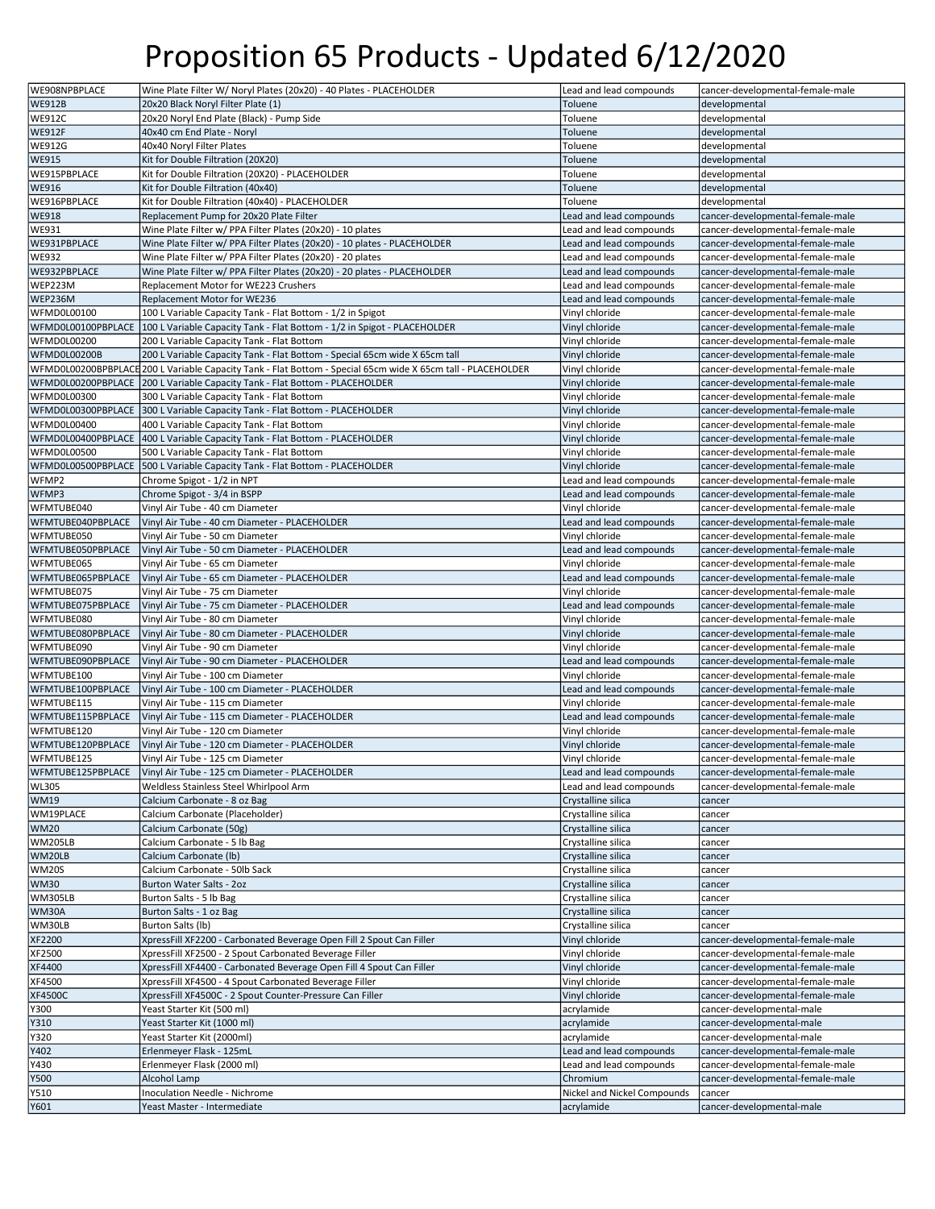# Proposition 65 Products - Updated 6/12/2020

| | | | |
|---|---|---|---|
| WE908NPBPLACE | Wine Plate Filter W/ Noryl Plates (20x20) - 40 Plates - PLACEHOLDER | Lead and lead compounds | cancer-developmental-female-male |
| WE912B | 20x20 Black Noryl Filter Plate (1) | Toluene | developmental |
| WE912C | 20x20 Noryl End Plate (Black) - Pump Side | Toluene | developmental |
| WE912F | 40x40 cm End Plate - Noryl | Toluene | developmental |
| WE912G | 40x40 Noryl Filter Plates | Toluene | developmental |
| WE915 | Kit for Double Filtration (20X20) | Toluene | developmental |
| WE915PBPLACE | Kit for Double Filtration (20X20) - PLACEHOLDER | Toluene | developmental |
| WE916 | Kit for Double Filtration (40x40) | Toluene | developmental |
| WE916PBPLACE | Kit for Double Filtration (40x40) - PLACEHOLDER | Toluene | developmental |
| WE918 | Replacement Pump for 20x20 Plate Filter | Lead and lead compounds | cancer-developmental-female-male |
| WE931 | Wine Plate Filter w/ PPA Filter Plates (20x20) - 10 plates | Lead and lead compounds | cancer-developmental-female-male |
| WE931PBPLACE | Wine Plate Filter w/ PPA Filter Plates (20x20) - 10 plates - PLACEHOLDER | Lead and lead compounds | cancer-developmental-female-male |
| WE932 | Wine Plate Filter w/ PPA Filter Plates (20x20) - 20 plates | Lead and lead compounds | cancer-developmental-female-male |
| WE932PBPLACE | Wine Plate Filter w/ PPA Filter Plates (20x20) - 20 plates - PLACEHOLDER | Lead and lead compounds | cancer-developmental-female-male |
| WEP223M | Replacement Motor for WE223 Crushers | Lead and lead compounds | cancer-developmental-female-male |
| WEP236M | Replacement Motor for WE236 | Lead and lead compounds | cancer-developmental-female-male |
| WFMD0L00100 | 100 L Variable Capacity Tank - Flat Bottom - 1/2 in Spigot | Vinyl chloride | cancer-developmental-female-male |
| WFMD0L00100PBPLACE | 100 L Variable Capacity Tank - Flat Bottom - 1/2 in Spigot - PLACEHOLDER | Vinyl chloride | cancer-developmental-female-male |
| WFMD0L00200 | 200 L Variable Capacity Tank - Flat Bottom | Vinyl chloride | cancer-developmental-female-male |
| WFMD0L00200B | 200 L Variable Capacity Tank - Flat Bottom - Special 65cm wide X 65cm tall | Vinyl chloride | cancer-developmental-female-male |
| WFMD0L00200BPBPLACE | 200 L Variable Capacity Tank - Flat Bottom - Special 65cm wide X 65cm tall - PLACEHOLDER | Vinyl chloride | cancer-developmental-female-male |
| WFMD0L00200PBPLACE | 200 L Variable Capacity Tank - Flat Bottom - PLACEHOLDER | Vinyl chloride | cancer-developmental-female-male |
| WFMD0L00300 | 300 L Variable Capacity Tank - Flat Bottom | Vinyl chloride | cancer-developmental-female-male |
| WFMD0L00300PBPLACE | 300 L Variable Capacity Tank - Flat Bottom - PLACEHOLDER | Vinyl chloride | cancer-developmental-female-male |
| WFMD0L00400 | 400 L Variable Capacity Tank - Flat Bottom | Vinyl chloride | cancer-developmental-female-male |
| WFMD0L00400PBPLACE | 400 L Variable Capacity Tank - Flat Bottom - PLACEHOLDER | Vinyl chloride | cancer-developmental-female-male |
| WFMD0L00500 | 500 L Variable Capacity Tank - Flat Bottom | Vinyl chloride | cancer-developmental-female-male |
| WFMD0L00500PBPLACE | 500 L Variable Capacity Tank - Flat Bottom - PLACEHOLDER | Vinyl chloride | cancer-developmental-female-male |
| WFMP2 | Chrome Spigot - 1/2 in NPT | Lead and lead compounds | cancer-developmental-female-male |
| WFMP3 | Chrome Spigot - 3/4 in BSPP | Lead and lead compounds | cancer-developmental-female-male |
| WFMTUBE040 | Vinyl Air Tube - 40 cm Diameter | Vinyl chloride | cancer-developmental-female-male |
| WFMTUBE040PBPLACE | Vinyl Air Tube - 40 cm Diameter - PLACEHOLDER | Lead and lead compounds | cancer-developmental-female-male |
| WFMTUBE050 | Vinyl Air Tube - 50 cm Diameter | Vinyl chloride | cancer-developmental-female-male |
| WFMTUBE050PBPLACE | Vinyl Air Tube - 50 cm Diameter - PLACEHOLDER | Lead and lead compounds | cancer-developmental-female-male |
| WFMTUBE065 | Vinyl Air Tube - 65 cm Diameter | Vinyl chloride | cancer-developmental-female-male |
| WFMTUBE065PBPLACE | Vinyl Air Tube - 65 cm Diameter - PLACEHOLDER | Lead and lead compounds | cancer-developmental-female-male |
| WFMTUBE075 | Vinyl Air Tube - 75 cm Diameter | Vinyl chloride | cancer-developmental-female-male |
| WFMTUBE075PBPLACE | Vinyl Air Tube - 75 cm Diameter - PLACEHOLDER | Lead and lead compounds | cancer-developmental-female-male |
| WFMTUBE080 | Vinyl Air Tube - 80 cm Diameter | Vinyl chloride | cancer-developmental-female-male |
| WFMTUBE080PBPLACE | Vinyl Air Tube - 80 cm Diameter - PLACEHOLDER | Vinyl chloride | cancer-developmental-female-male |
| WFMTUBE090 | Vinyl Air Tube - 90 cm Diameter | Vinyl chloride | cancer-developmental-female-male |
| WFMTUBE090PBPLACE | Vinyl Air Tube - 90 cm Diameter - PLACEHOLDER | Lead and lead compounds | cancer-developmental-female-male |
| WFMTUBE100 | Vinyl Air Tube - 100 cm Diameter | Vinyl chloride | cancer-developmental-female-male |
| WFMTUBE100PBPLACE | Vinyl Air Tube - 100 cm Diameter - PLACEHOLDER | Lead and lead compounds | cancer-developmental-female-male |
| WFMTUBE115 | Vinyl Air Tube - 115 cm Diameter | Vinyl chloride | cancer-developmental-female-male |
| WFMTUBE115PBPLACE | Vinyl Air Tube - 115 cm Diameter - PLACEHOLDER | Lead and lead compounds | cancer-developmental-female-male |
| WFMTUBE120 | Vinyl Air Tube - 120 cm Diameter | Vinyl chloride | cancer-developmental-female-male |
| WFMTUBE120PBPLACE | Vinyl Air Tube - 120 cm Diameter - PLACEHOLDER | Vinyl chloride | cancer-developmental-female-male |
| WFMTUBE125 | Vinyl Air Tube - 125 cm Diameter | Vinyl chloride | cancer-developmental-female-male |
| WFMTUBE125PBPLACE | Vinyl Air Tube - 125 cm Diameter - PLACEHOLDER | Lead and lead compounds | cancer-developmental-female-male |
| WL305 | Weldless Stainless Steel Whirlpool Arm | Lead and lead compounds | cancer-developmental-female-male |
| WM19 | Calcium Carbonate - 8 oz Bag | Crystalline silica | cancer |
| WM19PLACE | Calcium Carbonate (Placeholder) | Crystalline silica | cancer |
| WM20 | Calcium Carbonate (50g) | Crystalline silica | cancer |
| WM205LB | Calcium Carbonate - 5 lb Bag | Crystalline silica | cancer |
| WM20LB | Calcium Carbonate (lb) | Crystalline silica | cancer |
| WM20S | Calcium Carbonate - 50lb Sack | Crystalline silica | cancer |
| WM30 | Burton Water Salts - 2oz | Crystalline silica | cancer |
| WM305LB | Burton Salts - 5 lb Bag | Crystalline silica | cancer |
| WM30A | Burton Salts - 1 oz Bag | Crystalline silica | cancer |
| WM30LB | Burton Salts (lb) | Crystalline silica | cancer |
| XF2200 | XpressFill XF2200 - Carbonated Beverage Open Fill 2 Spout Can Filler | Vinyl chloride | cancer-developmental-female-male |
| XF2500 | XpressFill XF2500 - 2 Spout Carbonated Beverage Filler | Vinyl chloride | cancer-developmental-female-male |
| XF4400 | XpressFill XF4400 - Carbonated Beverage Open Fill 4 Spout Can Filler | Vinyl chloride | cancer-developmental-female-male |
| XF4500 | XpressFill XF4500 - 4 Spout Carbonated Beverage Filler | Vinyl chloride | cancer-developmental-female-male |
| XF4500C | XpressFill XF4500C - 2 Spout Counter-Pressure Can Filler | Vinyl chloride | cancer-developmental-female-male |
| Y300 | Yeast Starter Kit (500 ml) | acrylamide | cancer-developmental-male |
| Y310 | Yeast Starter Kit (1000 ml) | acrylamide | cancer-developmental-male |
| Y320 | Yeast Starter Kit (2000ml) | acrylamide | cancer-developmental-male |
| Y402 | Erlenmeyer Flask - 125mL | Lead and lead compounds | cancer-developmental-female-male |
| Y430 | Erlenmeyer Flask (2000 ml) | Lead and lead compounds | cancer-developmental-female-male |
| Y500 | Alcohol Lamp | Chromium | cancer-developmental-female-male |
| Y510 | Inoculation Needle - Nichrome | Nickel and Nickel Compounds | cancer |
| Y601 | Yeast Master - Intermediate | acrylamide | cancer-developmental-male |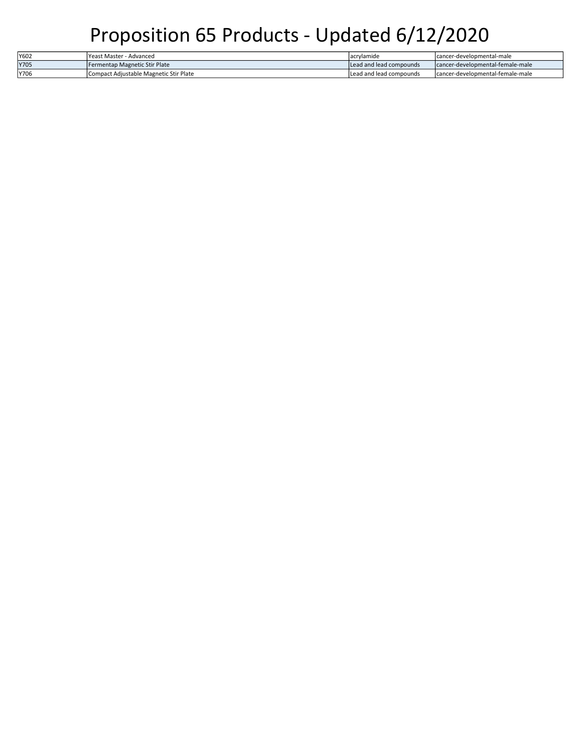# Proposition 65 Products - Updated 6/12/2020

| | | | |
|---|---|---|---|
| Y602 | Yeast Master - Advanced | acrylamide | cancer-developmental-male |
| Y705 | Fermentap Magnetic Stir Plate | Lead and lead compounds | cancer-developmental-female-male |
| Y706 | Compact Adjustable Magnetic Stir Plate | Lead and lead compounds | cancer-developmental-female-male |